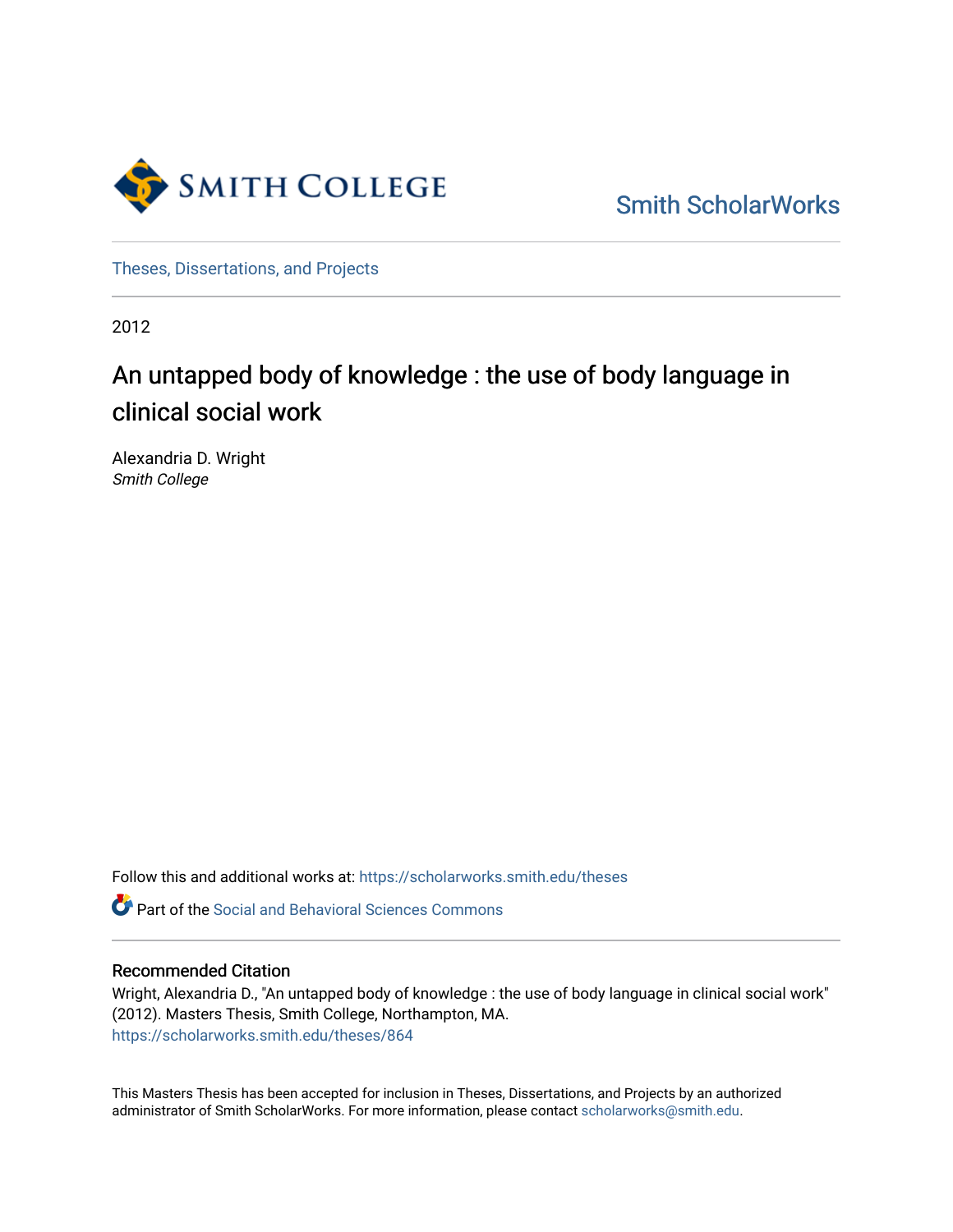Smith College

Smith ScholarWorks

Theses, Dissertations, and Projects

2012

# An untapped body of knowledge : the use of body language in clinical social work

Alexandria D. Wright
*Smith College*

Follow this and additional works at: https://scholarworks.smith.edu/theses

Part of the Social and Behavioral Sciences Commons

## Recommended Citation

Wright, Alexandria D., "An untapped body of knowledge : the use of body language in clinical social work" (2012). Masters Thesis, Smith College, Northampton, MA.
https://scholarworks.smith.edu/theses/864

This Masters Thesis has been accepted for inclusion in Theses, Dissertations, and Projects by an authorized administrator of Smith ScholarWorks. For more information, please contact scholarworks@smith.edu.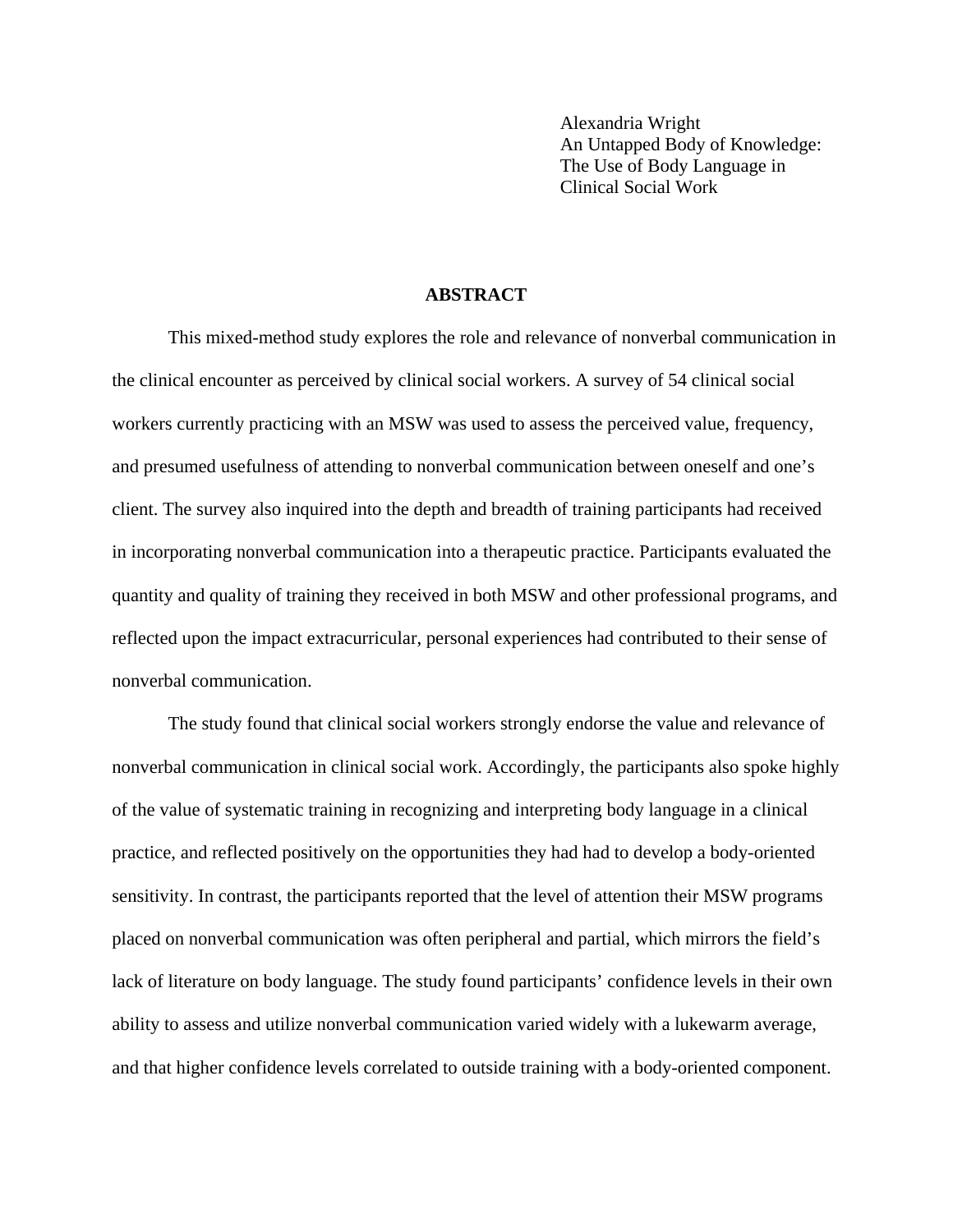Alexandria Wright
An Untapped Body of Knowledge:
The Use of Body Language in
Clinical Social Work

## ABSTRACT

This mixed-method study explores the role and relevance of nonverbal communication in the clinical encounter as perceived by clinical social workers. A survey of 54 clinical social workers currently practicing with an MSW was used to assess the perceived value, frequency, and presumed usefulness of attending to nonverbal communication between oneself and one's client. The survey also inquired into the depth and breadth of training participants had received in incorporating nonverbal communication into a therapeutic practice. Participants evaluated the quantity and quality of training they received in both MSW and other professional programs, and reflected upon the impact extracurricular, personal experiences had contributed to their sense of nonverbal communication.

The study found that clinical social workers strongly endorse the value and relevance of nonverbal communication in clinical social work. Accordingly, the participants also spoke highly of the value of systematic training in recognizing and interpreting body language in a clinical practice, and reflected positively on the opportunities they had had to develop a body-oriented sensitivity. In contrast, the participants reported that the level of attention their MSW programs placed on nonverbal communication was often peripheral and partial, which mirrors the field's lack of literature on body language. The study found participants' confidence levels in their own ability to assess and utilize nonverbal communication varied widely with a lukewarm average, and that higher confidence levels correlated to outside training with a body-oriented component.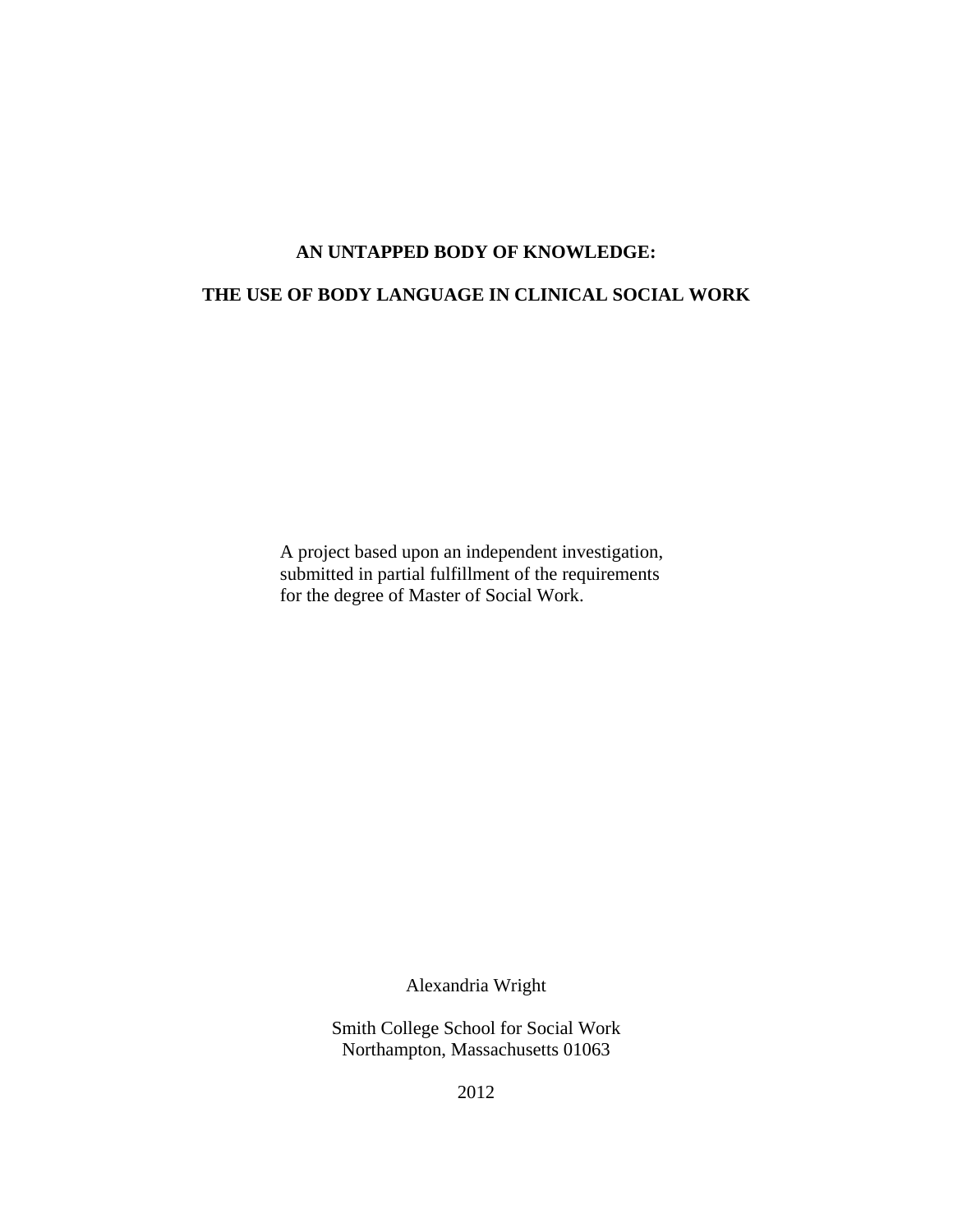# AN UNTAPPED BODY OF KNOWLEDGE:

# THE USE OF BODY LANGUAGE IN CLINICAL SOCIAL WORK

A project based upon an independent investigation,
submitted in partial fulfillment of the requirements
for the degree of Master of Social Work.

Alexandria Wright

Smith College School for Social Work
Northampton, Massachusetts 01063

2012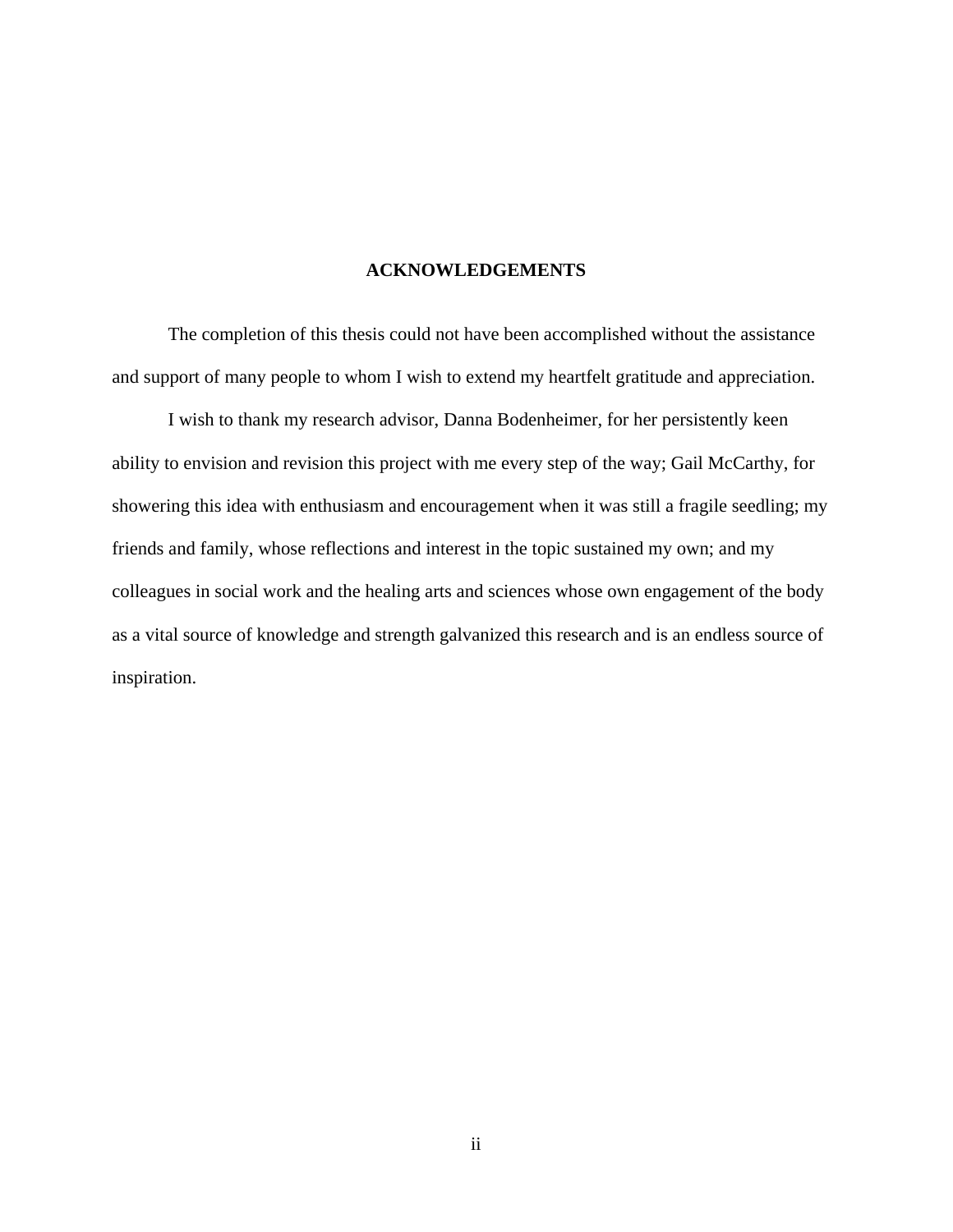# ACKNOWLEDGEMENTS

The completion of this thesis could not have been accomplished without the assistance and support of many people to whom I wish to extend my heartfelt gratitude and appreciation.

I wish to thank my research advisor, Danna Bodenheimer, for her persistently keen ability to envision and revision this project with me every step of the way; Gail McCarthy, for showering this idea with enthusiasm and encouragement when it was still a fragile seedling; my friends and family, whose reflections and interest in the topic sustained my own; and my colleagues in social work and the healing arts and sciences whose own engagement of the body as a vital source of knowledge and strength galvanized this research and is an endless source of inspiration.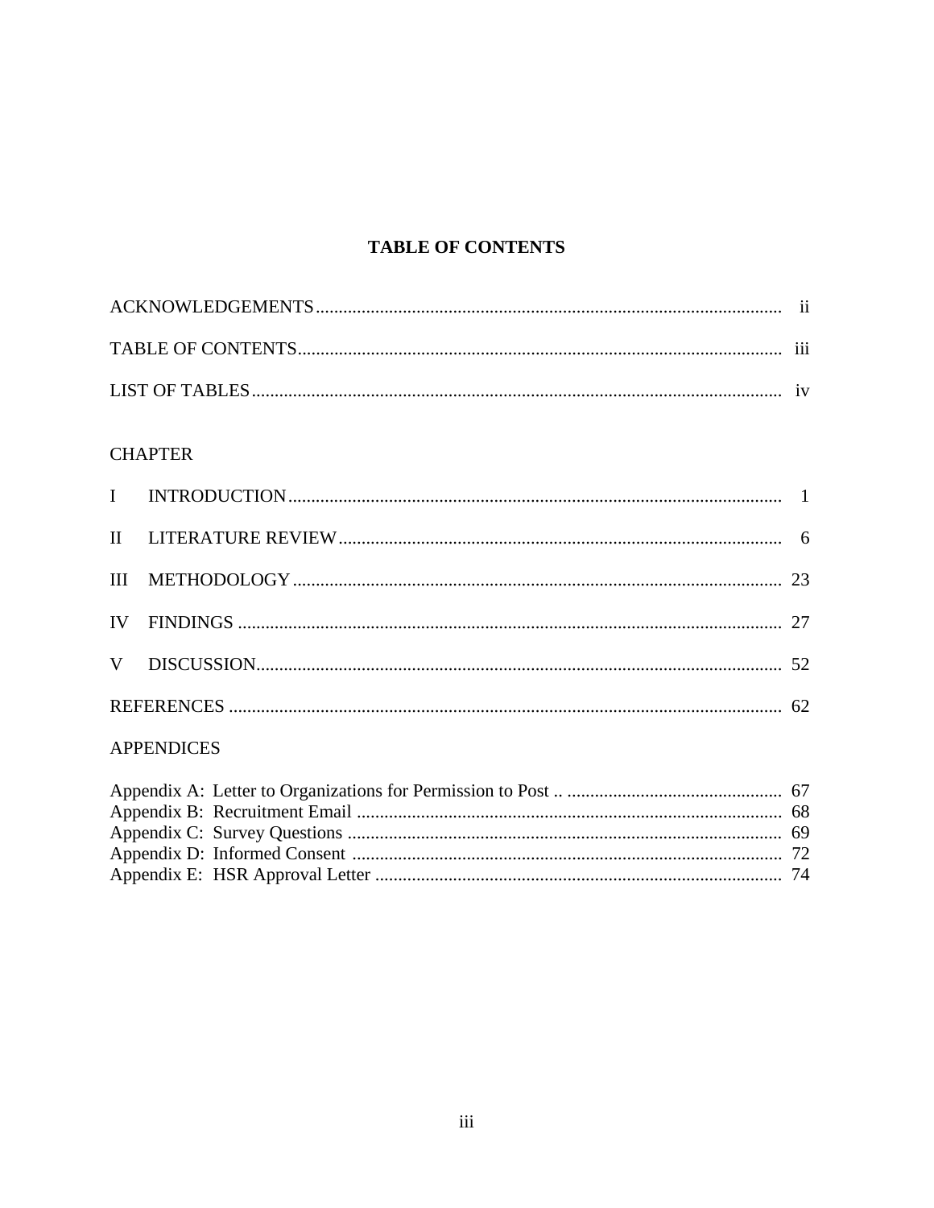# TABLE OF CONTENTS

ACKNOWLEDGEMENTS ii

TABLE OF CONTENTS iii

LIST OF TABLES iv

CHAPTER

I INTRODUCTION 1

II LITERATURE REVIEW 6

III METHODOLOGY 23

IV FINDINGS 27

V DISCUSSION 52

REFERENCES 62

APPENDICES

Appendix A: Letter to Organizations for Permission to Post 67
Appendix B: Recruitment Email 68
Appendix C: Survey Questions 69
Appendix D: Informed Consent 72
Appendix E: HSR Approval Letter 74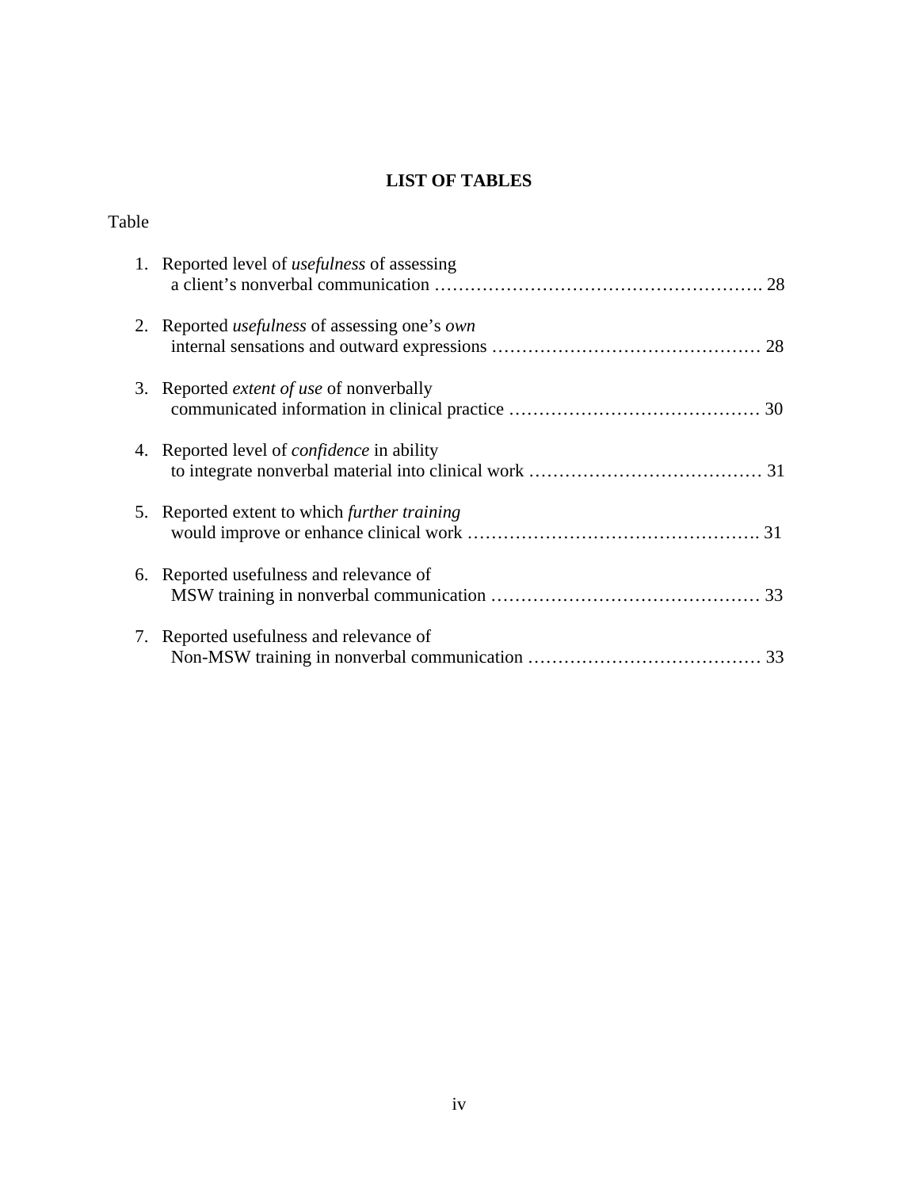## LIST OF TABLES

Table

1. Reported level of *usefulness* of assessing a client's nonverbal communication ………………………………………………. 28

2. Reported *usefulness* of assessing one's *own* internal sensations and outward expressions ……………………………………… 28

3. Reported *extent of use* of nonverbally communicated information in clinical practice …………………………………… 30

4. Reported level of *confidence* in ability to integrate nonverbal material into clinical work ………………………………… 31

5. Reported extent to which *further training* would improve or enhance clinical work …………………………………………. 31

6. Reported usefulness and relevance of MSW training in nonverbal communication ……………………………………… 33

7. Reported usefulness and relevance of Non-MSW training in nonverbal communication ………………………………… 33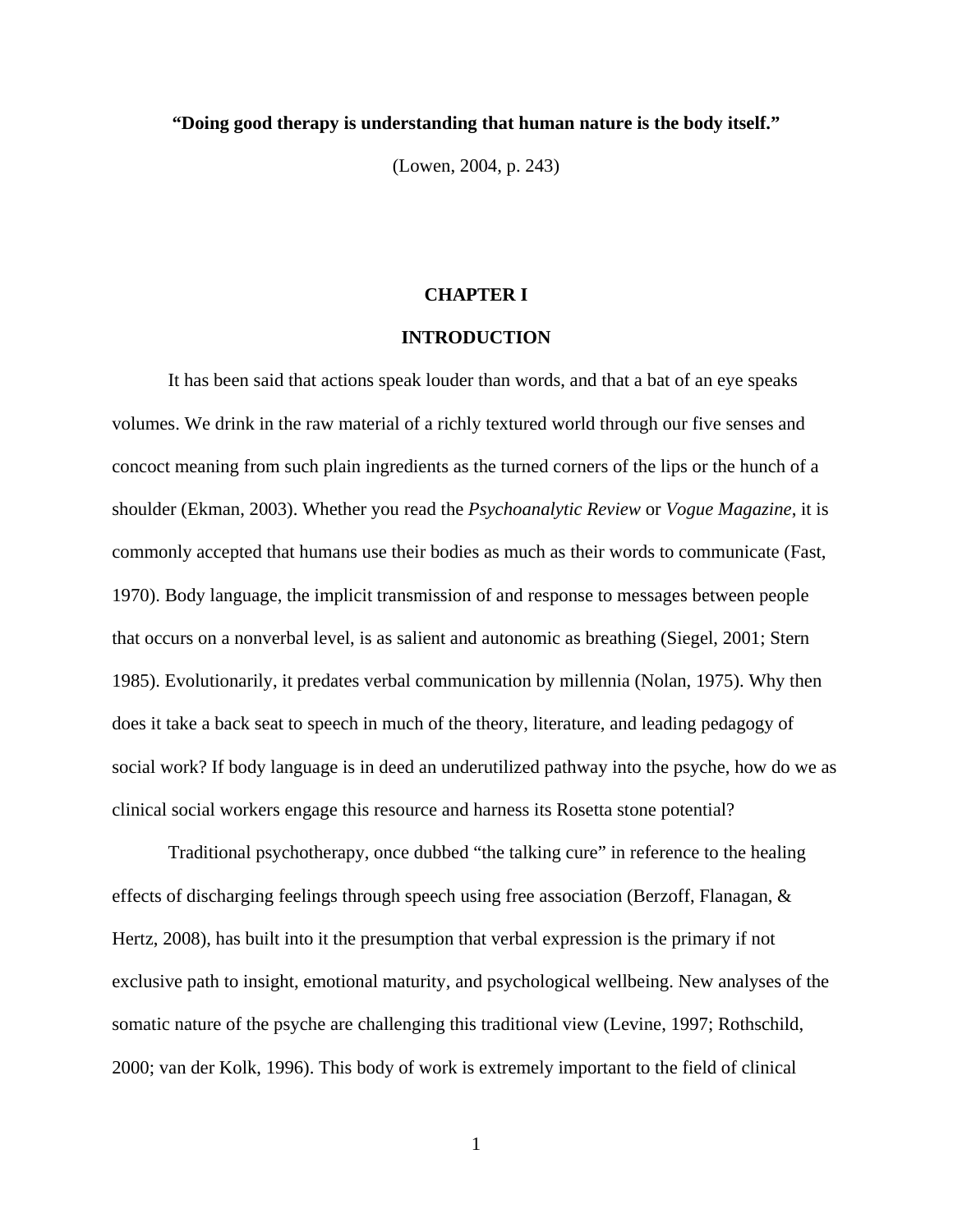**"Doing good therapy is understanding that human nature is the body itself."**

(Lowen, 2004, p. 243)

# CHAPTER I

# INTRODUCTION

It has been said that actions speak louder than words, and that a bat of an eye speaks volumes. We drink in the raw material of a richly textured world through our five senses and concoct meaning from such plain ingredients as the turned corners of the lips or the hunch of a shoulder (Ekman, 2003). Whether you read the *Psychoanalytic Review* or *Vogue Magazine*, it is commonly accepted that humans use their bodies as much as their words to communicate (Fast, 1970). Body language, the implicit transmission of and response to messages between people that occurs on a nonverbal level, is as salient and autonomic as breathing (Siegel, 2001; Stern 1985). Evolutionarily, it predates verbal communication by millennia (Nolan, 1975). Why then does it take a back seat to speech in much of the theory, literature, and leading pedagogy of social work? If body language is in deed an underutilized pathway into the psyche, how do we as clinical social workers engage this resource and harness its Rosetta stone potential?

Traditional psychotherapy, once dubbed "the talking cure" in reference to the healing effects of discharging feelings through speech using free association (Berzoff, Flanagan, & Hertz, 2008), has built into it the presumption that verbal expression is the primary if not exclusive path to insight, emotional maturity, and psychological wellbeing. New analyses of the somatic nature of the psyche are challenging this traditional view (Levine, 1997; Rothschild, 2000; van der Kolk, 1996). This body of work is extremely important to the field of clinical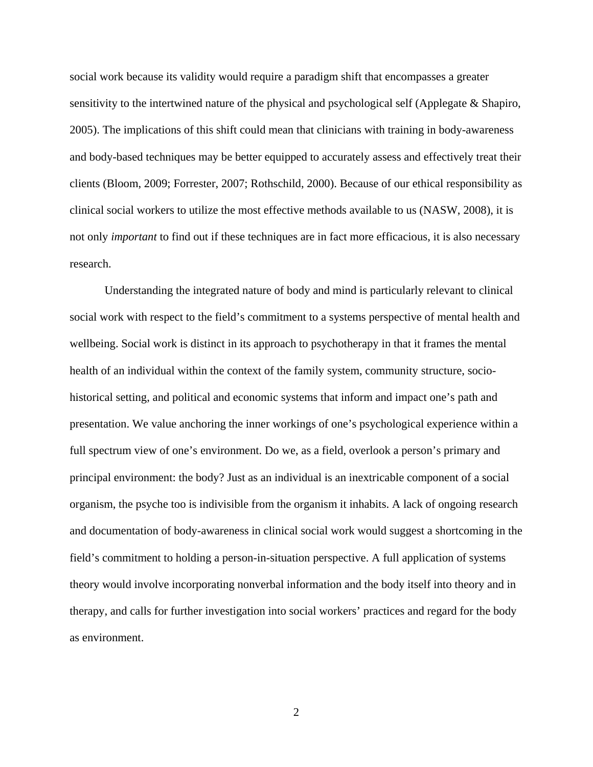social work because its validity would require a paradigm shift that encompasses a greater sensitivity to the intertwined nature of the physical and psychological self (Applegate & Shapiro, 2005). The implications of this shift could mean that clinicians with training in body-awareness and body-based techniques may be better equipped to accurately assess and effectively treat their clients (Bloom, 2009; Forrester, 2007; Rothschild, 2000). Because of our ethical responsibility as clinical social workers to utilize the most effective methods available to us (NASW, 2008), it is not only *important* to find out if these techniques are in fact more efficacious, it is also necessary research.

Understanding the integrated nature of body and mind is particularly relevant to clinical social work with respect to the field's commitment to a systems perspective of mental health and wellbeing. Social work is distinct in its approach to psychotherapy in that it frames the mental health of an individual within the context of the family system, community structure, socio-historical setting, and political and economic systems that inform and impact one's path and presentation. We value anchoring the inner workings of one's psychological experience within a full spectrum view of one's environment. Do we, as a field, overlook a person's primary and principal environment: the body? Just as an individual is an inextricable component of a social organism, the psyche too is indivisible from the organism it inhabits. A lack of ongoing research and documentation of body-awareness in clinical social work would suggest a shortcoming in the field's commitment to holding a person-in-situation perspective. A full application of systems theory would involve incorporating nonverbal information and the body itself into theory and in therapy, and calls for further investigation into social workers' practices and regard for the body as environment.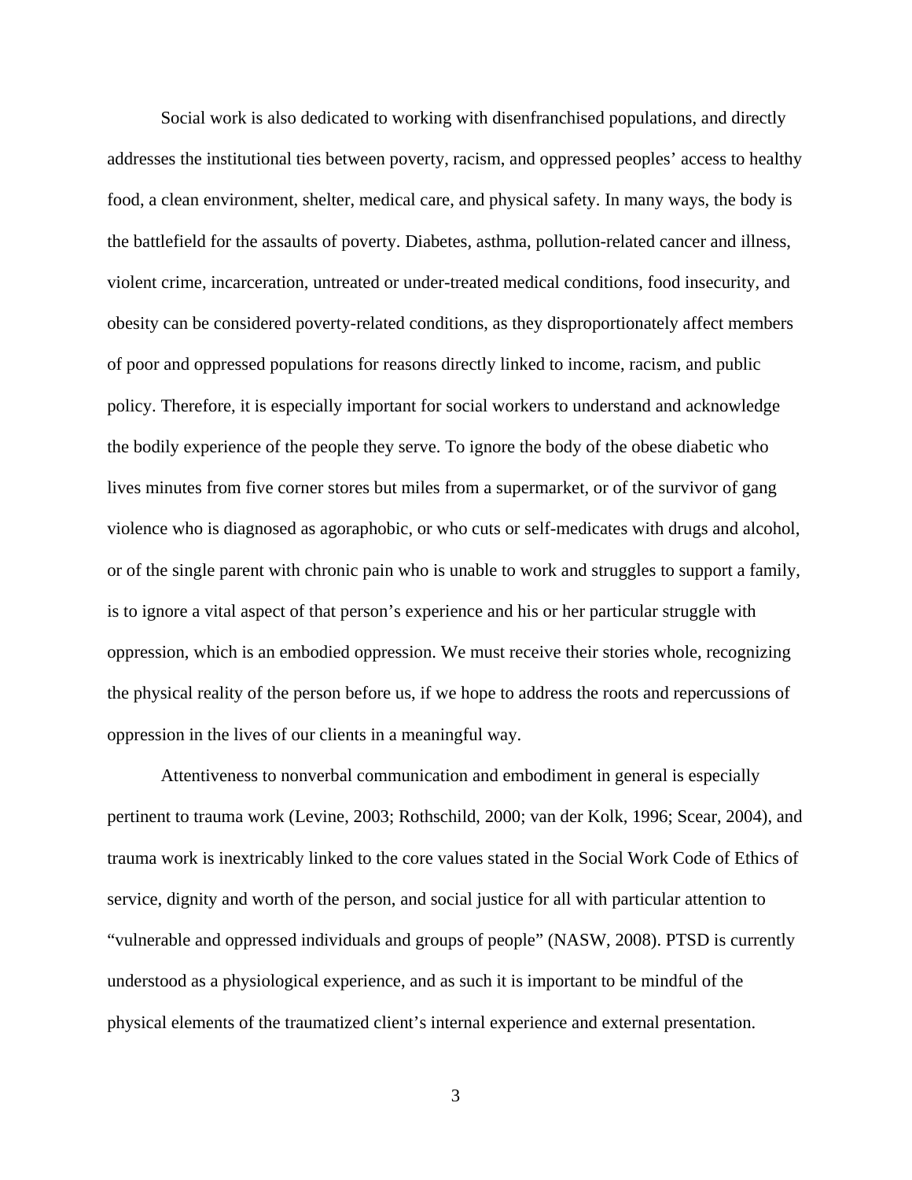Social work is also dedicated to working with disenfranchised populations, and directly addresses the institutional ties between poverty, racism, and oppressed peoples' access to healthy food, a clean environment, shelter, medical care, and physical safety. In many ways, the body is the battlefield for the assaults of poverty. Diabetes, asthma, pollution-related cancer and illness, violent crime, incarceration, untreated or under-treated medical conditions, food insecurity, and obesity can be considered poverty-related conditions, as they disproportionately affect members of poor and oppressed populations for reasons directly linked to income, racism, and public policy. Therefore, it is especially important for social workers to understand and acknowledge the bodily experience of the people they serve. To ignore the body of the obese diabetic who lives minutes from five corner stores but miles from a supermarket, or of the survivor of gang violence who is diagnosed as agoraphobic, or who cuts or self-medicates with drugs and alcohol, or of the single parent with chronic pain who is unable to work and struggles to support a family, is to ignore a vital aspect of that person's experience and his or her particular struggle with oppression, which is an embodied oppression. We must receive their stories whole, recognizing the physical reality of the person before us, if we hope to address the roots and repercussions of oppression in the lives of our clients in a meaningful way.

Attentiveness to nonverbal communication and embodiment in general is especially pertinent to trauma work (Levine, 2003; Rothschild, 2000; van der Kolk, 1996; Scear, 2004), and trauma work is inextricably linked to the core values stated in the Social Work Code of Ethics of service, dignity and worth of the person, and social justice for all with particular attention to "vulnerable and oppressed individuals and groups of people" (NASW, 2008). PTSD is currently understood as a physiological experience, and as such it is important to be mindful of the physical elements of the traumatized client's internal experience and external presentation.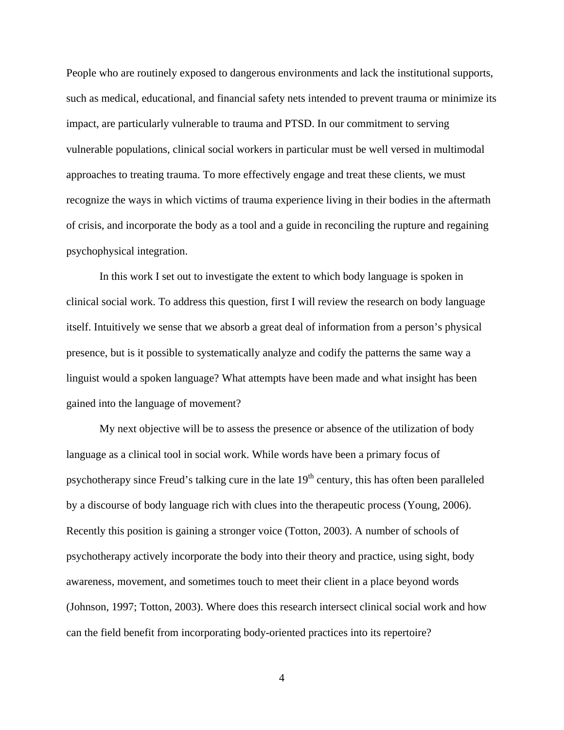People who are routinely exposed to dangerous environments and lack the institutional supports, such as medical, educational, and financial safety nets intended to prevent trauma or minimize its impact, are particularly vulnerable to trauma and PTSD. In our commitment to serving vulnerable populations, clinical social workers in particular must be well versed in multimodal approaches to treating trauma. To more effectively engage and treat these clients, we must recognize the ways in which victims of trauma experience living in their bodies in the aftermath of crisis, and incorporate the body as a tool and a guide in reconciling the rupture and regaining psychophysical integration.

In this work I set out to investigate the extent to which body language is spoken in clinical social work. To address this question, first I will review the research on body language itself. Intuitively we sense that we absorb a great deal of information from a person's physical presence, but is it possible to systematically analyze and codify the patterns the same way a linguist would a spoken language? What attempts have been made and what insight has been gained into the language of movement?

My next objective will be to assess the presence or absence of the utilization of body language as a clinical tool in social work. While words have been a primary focus of psychotherapy since Freud's talking cure in the late 19th century, this has often been paralleled by a discourse of body language rich with clues into the therapeutic process (Young, 2006). Recently this position is gaining a stronger voice (Totton, 2003). A number of schools of psychotherapy actively incorporate the body into their theory and practice, using sight, body awareness, movement, and sometimes touch to meet their client in a place beyond words (Johnson, 1997; Totton, 2003). Where does this research intersect clinical social work and how can the field benefit from incorporating body-oriented practices into its repertoire?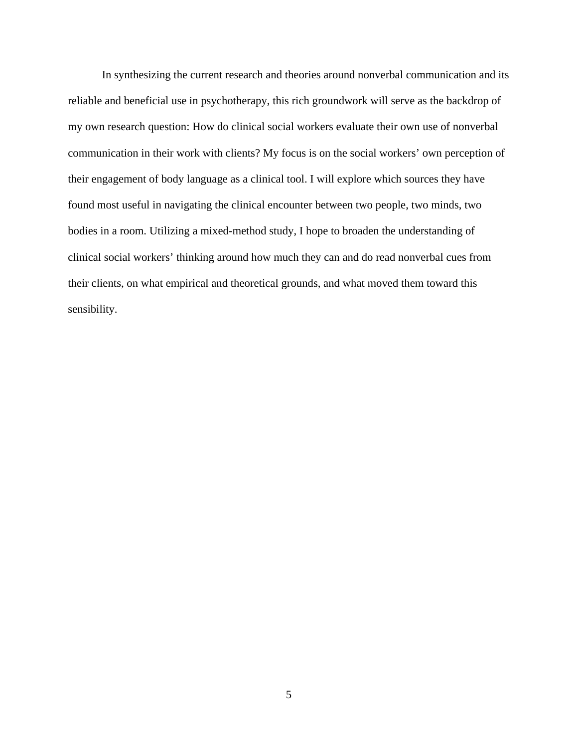In synthesizing the current research and theories around nonverbal communication and its reliable and beneficial use in psychotherapy, this rich groundwork will serve as the backdrop of my own research question: How do clinical social workers evaluate their own use of nonverbal communication in their work with clients? My focus is on the social workers' own perception of their engagement of body language as a clinical tool. I will explore which sources they have found most useful in navigating the clinical encounter between two people, two minds, two bodies in a room. Utilizing a mixed-method study, I hope to broaden the understanding of clinical social workers' thinking around how much they can and do read nonverbal cues from their clients, on what empirical and theoretical grounds, and what moved them toward this sensibility.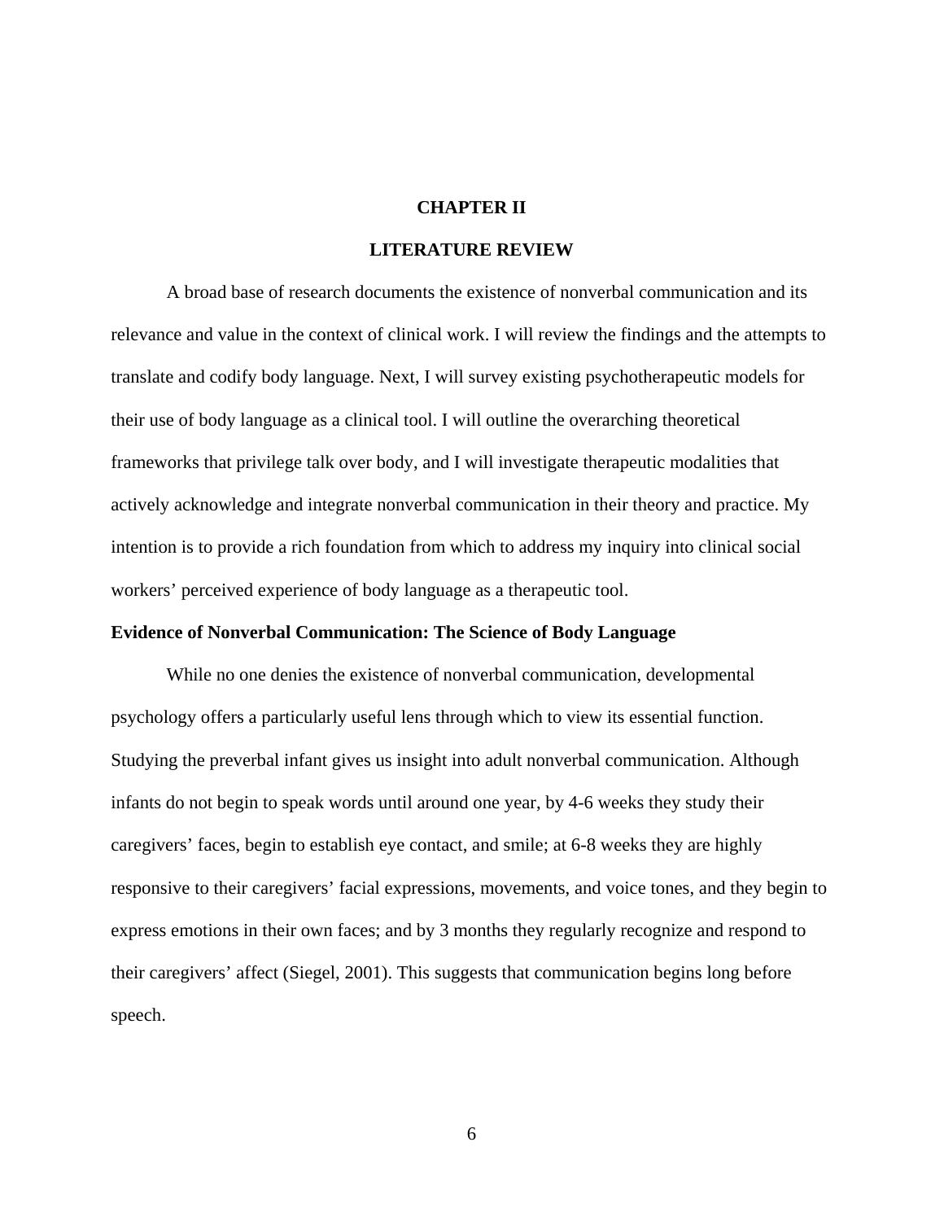# CHAPTER II

# LITERATURE REVIEW

A broad base of research documents the existence of nonverbal communication and its relevance and value in the context of clinical work. I will review the findings and the attempts to translate and codify body language. Next, I will survey existing psychotherapeutic models for their use of body language as a clinical tool. I will outline the overarching theoretical frameworks that privilege talk over body, and I will investigate therapeutic modalities that actively acknowledge and integrate nonverbal communication in their theory and practice. My intention is to provide a rich foundation from which to address my inquiry into clinical social workers' perceived experience of body language as a therapeutic tool.

## Evidence of Nonverbal Communication: The Science of Body Language

While no one denies the existence of nonverbal communication, developmental psychology offers a particularly useful lens through which to view its essential function. Studying the preverbal infant gives us insight into adult nonverbal communication. Although infants do not begin to speak words until around one year, by 4-6 weeks they study their caregivers' faces, begin to establish eye contact, and smile; at 6-8 weeks they are highly responsive to their caregivers' facial expressions, movements, and voice tones, and they begin to express emotions in their own faces; and by 3 months they regularly recognize and respond to their caregivers' affect (Siegel, 2001). This suggests that communication begins long before speech.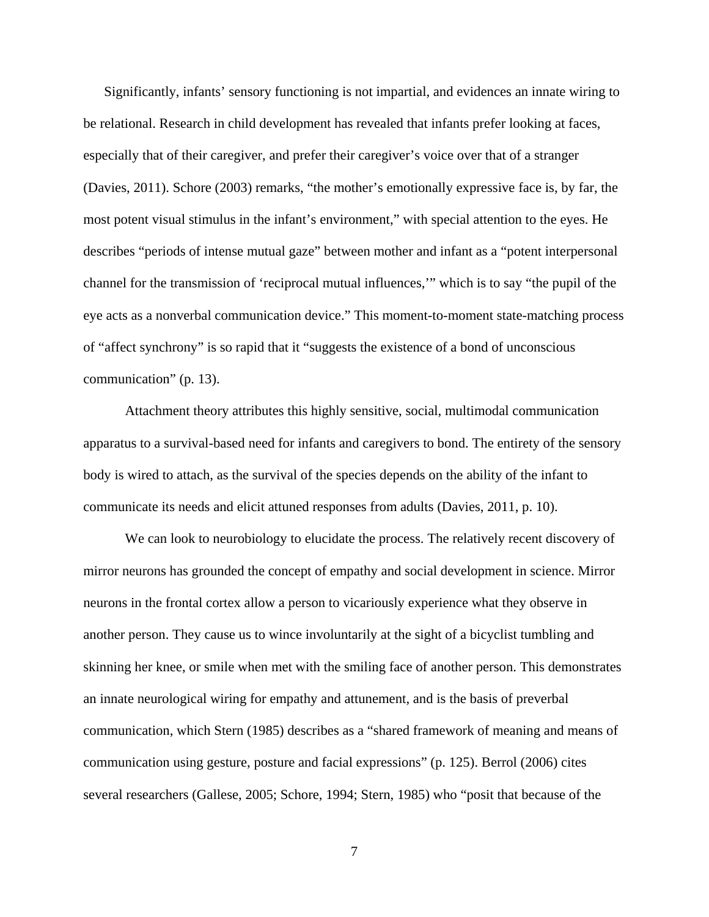Significantly, infants' sensory functioning is not impartial, and evidences an innate wiring to be relational. Research in child development has revealed that infants prefer looking at faces, especially that of their caregiver, and prefer their caregiver's voice over that of a stranger (Davies, 2011). Schore (2003) remarks, "the mother's emotionally expressive face is, by far, the most potent visual stimulus in the infant's environment," with special attention to the eyes. He describes "periods of intense mutual gaze" between mother and infant as a "potent interpersonal channel for the transmission of 'reciprocal mutual influences,'" which is to say "the pupil of the eye acts as a nonverbal communication device." This moment-to-moment state-matching process of "affect synchrony" is so rapid that it "suggests the existence of a bond of unconscious communication" (p. 13).

Attachment theory attributes this highly sensitive, social, multimodal communication apparatus to a survival-based need for infants and caregivers to bond. The entirety of the sensory body is wired to attach, as the survival of the species depends on the ability of the infant to communicate its needs and elicit attuned responses from adults (Davies, 2011, p. 10).

We can look to neurobiology to elucidate the process. The relatively recent discovery of mirror neurons has grounded the concept of empathy and social development in science. Mirror neurons in the frontal cortex allow a person to vicariously experience what they observe in another person. They cause us to wince involuntarily at the sight of a bicyclist tumbling and skinning her knee, or smile when met with the smiling face of another person. This demonstrates an innate neurological wiring for empathy and attunement, and is the basis of preverbal communication, which Stern (1985) describes as a "shared framework of meaning and means of communication using gesture, posture and facial expressions" (p. 125). Berrol (2006) cites several researchers (Gallese, 2005; Schore, 1994; Stern, 1985) who "posit that because of the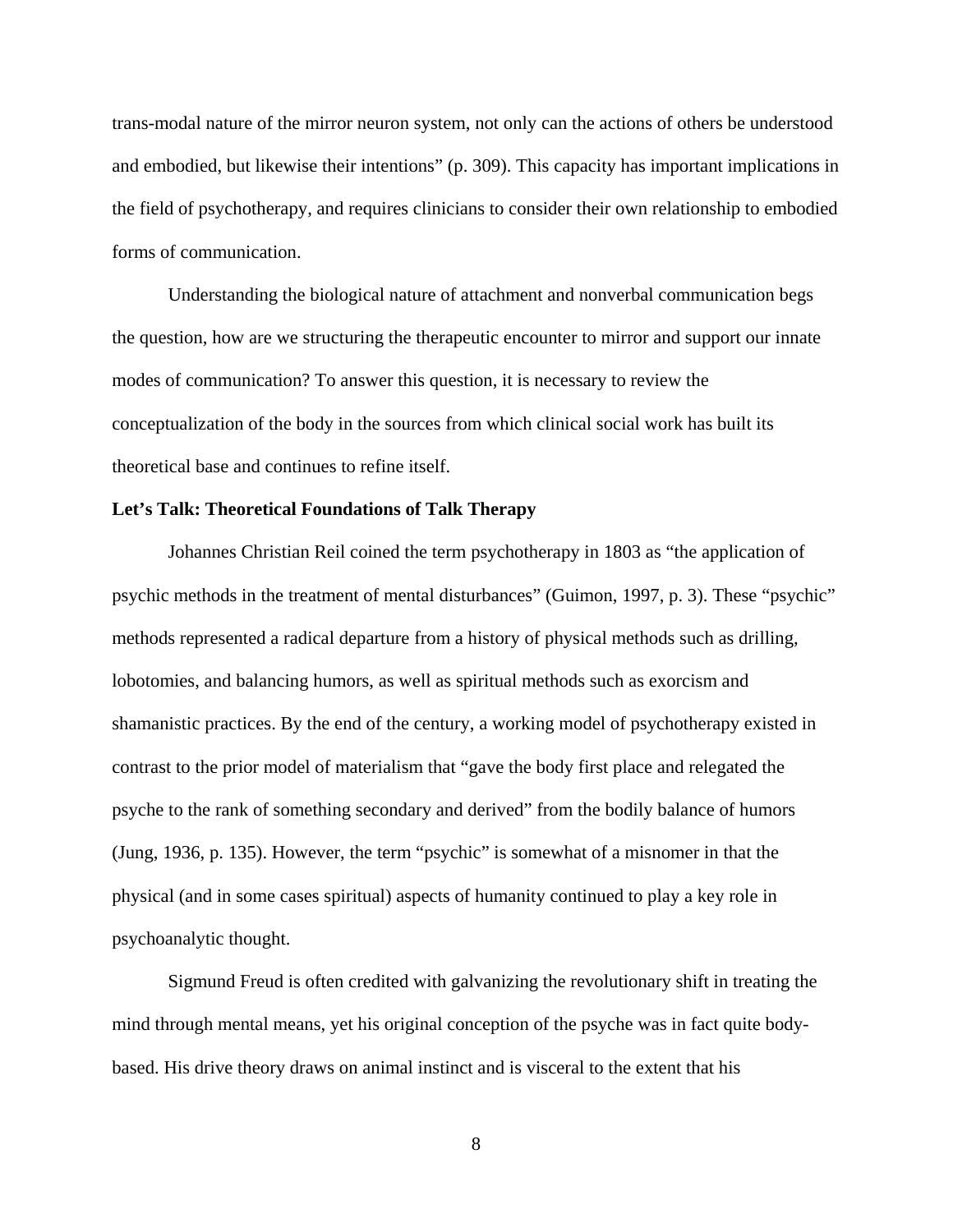trans-modal nature of the mirror neuron system, not only can the actions of others be understood and embodied, but likewise their intentions" (p. 309). This capacity has important implications in the field of psychotherapy, and requires clinicians to consider their own relationship to embodied forms of communication.

Understanding the biological nature of attachment and nonverbal communication begs the question, how are we structuring the therapeutic encounter to mirror and support our innate modes of communication? To answer this question, it is necessary to review the conceptualization of the body in the sources from which clinical social work has built its theoretical base and continues to refine itself.

**Let's Talk: Theoretical Foundations of Talk Therapy**

Johannes Christian Reil coined the term psychotherapy in 1803 as "the application of psychic methods in the treatment of mental disturbances" (Guimon, 1997, p. 3). These "psychic" methods represented a radical departure from a history of physical methods such as drilling, lobotomies, and balancing humors, as well as spiritual methods such as exorcism and shamanistic practices. By the end of the century, a working model of psychotherapy existed in contrast to the prior model of materialism that "gave the body first place and relegated the psyche to the rank of something secondary and derived" from the bodily balance of humors (Jung, 1936, p. 135). However, the term "psychic" is somewhat of a misnomer in that the physical (and in some cases spiritual) aspects of humanity continued to play a key role in psychoanalytic thought.

Sigmund Freud is often credited with galvanizing the revolutionary shift in treating the mind through mental means, yet his original conception of the psyche was in fact quite body-based. His drive theory draws on animal instinct and is visceral to the extent that his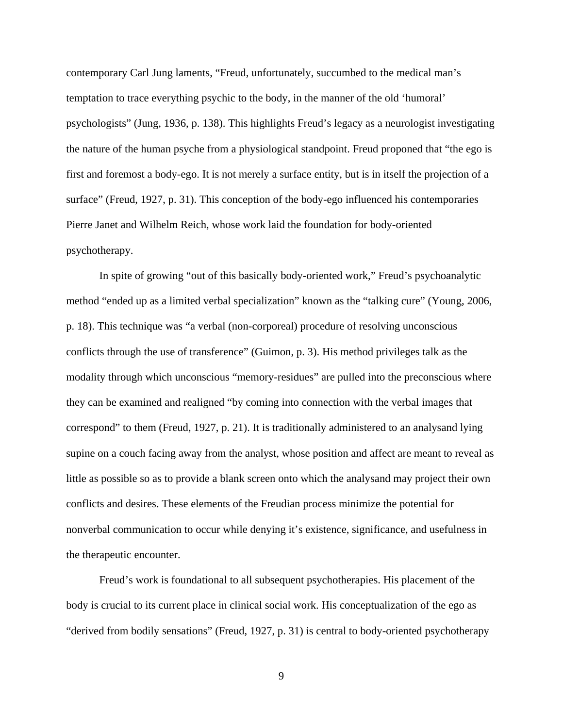contemporary Carl Jung laments, “Freud, unfortunately, succumbed to the medical man’s temptation to trace everything psychic to the body, in the manner of the old ‘humoral’ psychologists” (Jung, 1936, p. 138). This highlights Freud’s legacy as a neurologist investigating the nature of the human psyche from a physiological standpoint. Freud proponed that “the ego is first and foremost a body-ego. It is not merely a surface entity, but is in itself the projection of a surface” (Freud, 1927, p. 31). This conception of the body-ego influenced his contemporaries Pierre Janet and Wilhelm Reich, whose work laid the foundation for body-oriented psychotherapy.

In spite of growing “out of this basically body-oriented work,” Freud’s psychoanalytic method “ended up as a limited verbal specialization” known as the “talking cure” (Young, 2006, p. 18). This technique was “a verbal (non-corporeal) procedure of resolving unconscious conflicts through the use of transference” (Guimon, p. 3). His method privileges talk as the modality through which unconscious “memory-residues” are pulled into the preconscious where they can be examined and realigned “by coming into connection with the verbal images that correspond” to them (Freud, 1927, p. 21). It is traditionally administered to an analysand lying supine on a couch facing away from the analyst, whose position and affect are meant to reveal as little as possible so as to provide a blank screen onto which the analysand may project their own conflicts and desires. These elements of the Freudian process minimize the potential for nonverbal communication to occur while denying it’s existence, significance, and usefulness in the therapeutic encounter.

Freud’s work is foundational to all subsequent psychotherapies. His placement of the body is crucial to its current place in clinical social work. His conceptualization of the ego as “derived from bodily sensations” (Freud, 1927, p. 31) is central to body-oriented psychotherapy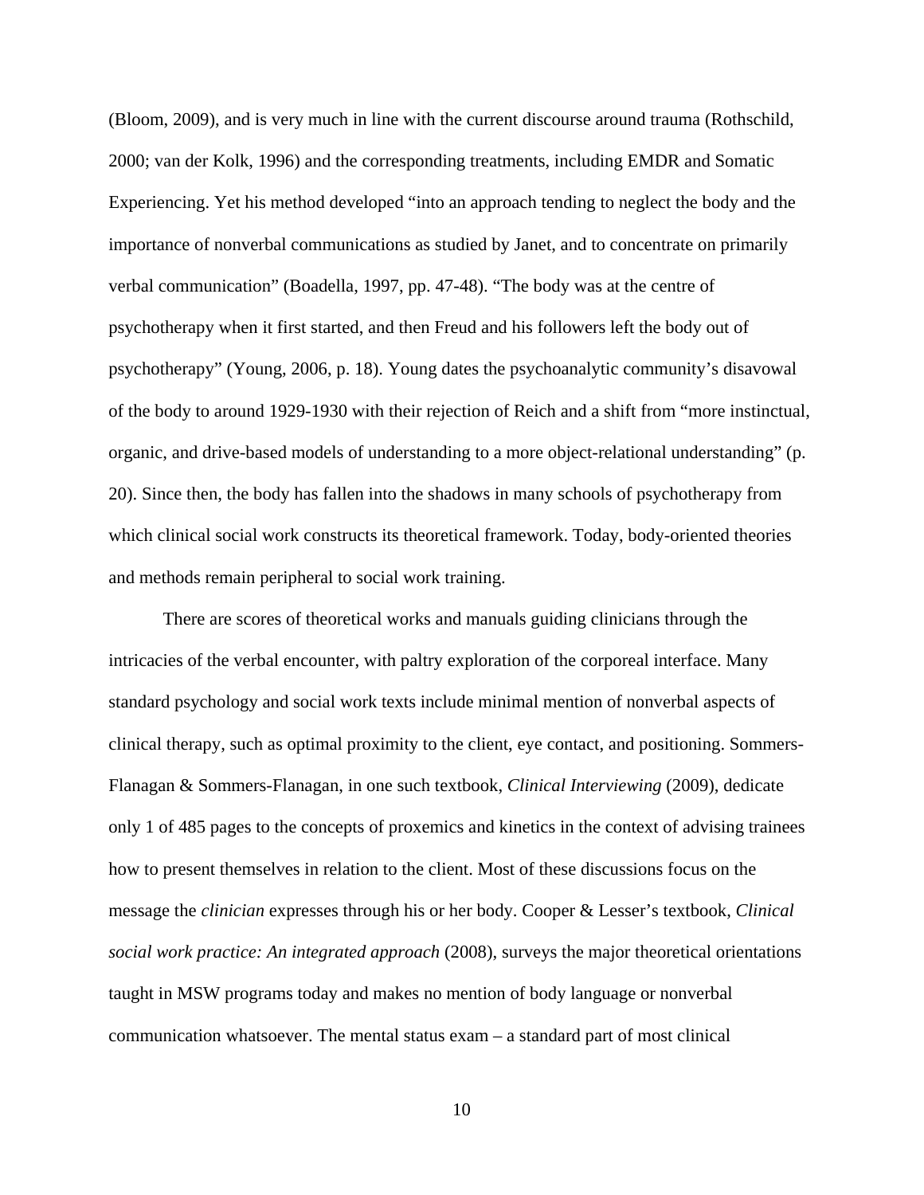(Bloom, 2009), and is very much in line with the current discourse around trauma (Rothschild, 2000; van der Kolk, 1996) and the corresponding treatments, including EMDR and Somatic Experiencing. Yet his method developed "into an approach tending to neglect the body and the importance of nonverbal communications as studied by Janet, and to concentrate on primarily verbal communication" (Boadella, 1997, pp. 47-48). "The body was at the centre of psychotherapy when it first started, and then Freud and his followers left the body out of psychotherapy" (Young, 2006, p. 18). Young dates the psychoanalytic community's disavowal of the body to around 1929-1930 with their rejection of Reich and a shift from "more instinctual, organic, and drive-based models of understanding to a more object-relational understanding" (p. 20). Since then, the body has fallen into the shadows in many schools of psychotherapy from which clinical social work constructs its theoretical framework. Today, body-oriented theories and methods remain peripheral to social work training.

There are scores of theoretical works and manuals guiding clinicians through the intricacies of the verbal encounter, with paltry exploration of the corporeal interface. Many standard psychology and social work texts include minimal mention of nonverbal aspects of clinical therapy, such as optimal proximity to the client, eye contact, and positioning. Sommers-Flanagan & Sommers-Flanagan, in one such textbook, *Clinical Interviewing* (2009), dedicate only 1 of 485 pages to the concepts of proxemics and kinetics in the context of advising trainees how to present themselves in relation to the client. Most of these discussions focus on the message the *clinician* expresses through his or her body. Cooper & Lesser's textbook, *Clinical social work practice: An integrated approach* (2008), surveys the major theoretical orientations taught in MSW programs today and makes no mention of body language or nonverbal communication whatsoever. The mental status exam – a standard part of most clinical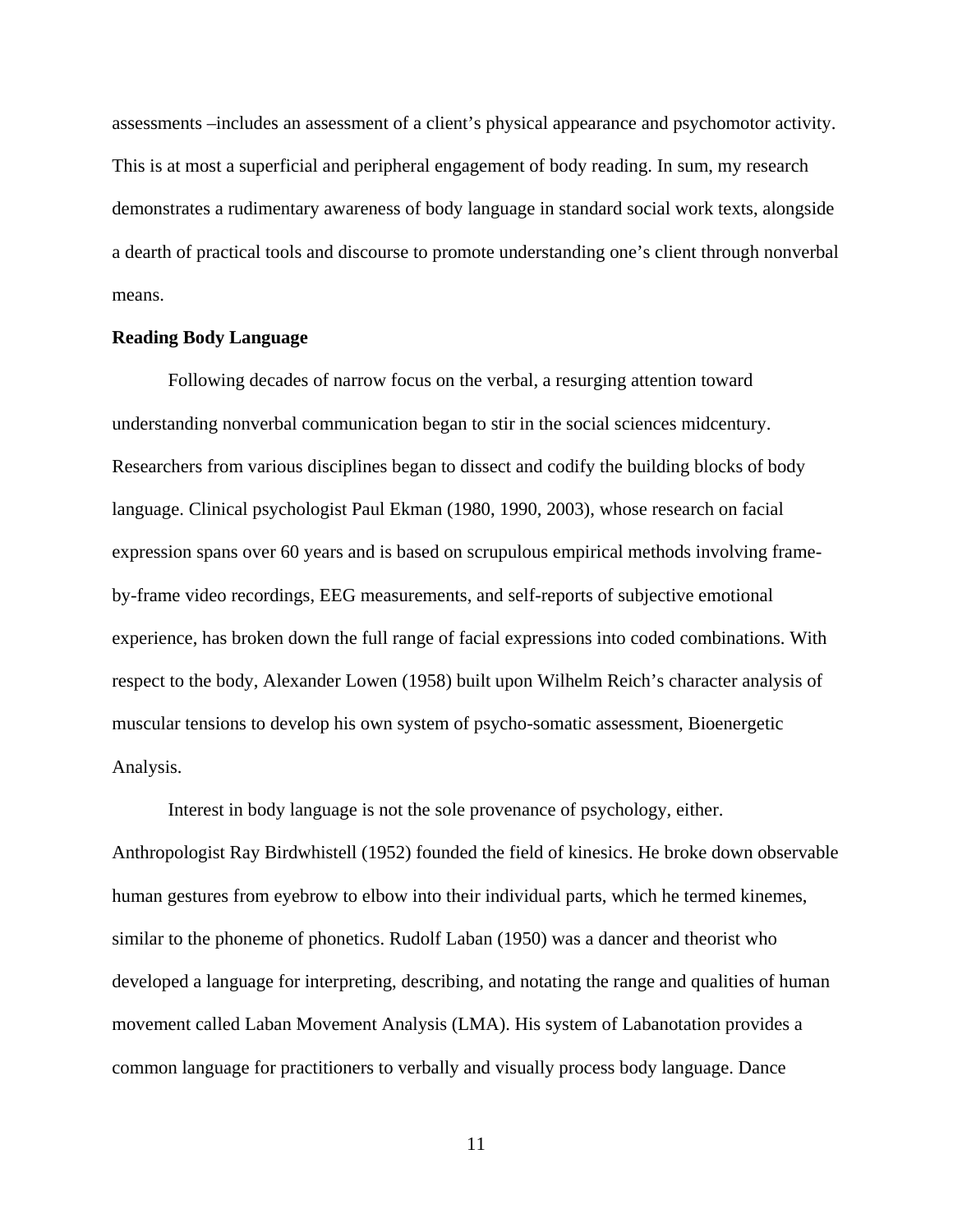assessments –includes an assessment of a client's physical appearance and psychomotor activity. This is at most a superficial and peripheral engagement of body reading. In sum, my research demonstrates a rudimentary awareness of body language in standard social work texts, alongside a dearth of practical tools and discourse to promote understanding one's client through nonverbal means.

**Reading Body Language**

Following decades of narrow focus on the verbal, a resurging attention toward understanding nonverbal communication began to stir in the social sciences midcentury. Researchers from various disciplines began to dissect and codify the building blocks of body language. Clinical psychologist Paul Ekman (1980, 1990, 2003), whose research on facial expression spans over 60 years and is based on scrupulous empirical methods involving frame-by-frame video recordings, EEG measurements, and self-reports of subjective emotional experience, has broken down the full range of facial expressions into coded combinations. With respect to the body, Alexander Lowen (1958) built upon Wilhelm Reich's character analysis of muscular tensions to develop his own system of psycho-somatic assessment, Bioenergetic Analysis.

Interest in body language is not the sole provenance of psychology, either. Anthropologist Ray Birdwhistell (1952) founded the field of kinesics. He broke down observable human gestures from eyebrow to elbow into their individual parts, which he termed kinemes, similar to the phoneme of phonetics. Rudolf Laban (1950) was a dancer and theorist who developed a language for interpreting, describing, and notating the range and qualities of human movement called Laban Movement Analysis (LMA). His system of Labanotation provides a common language for practitioners to verbally and visually process body language. Dance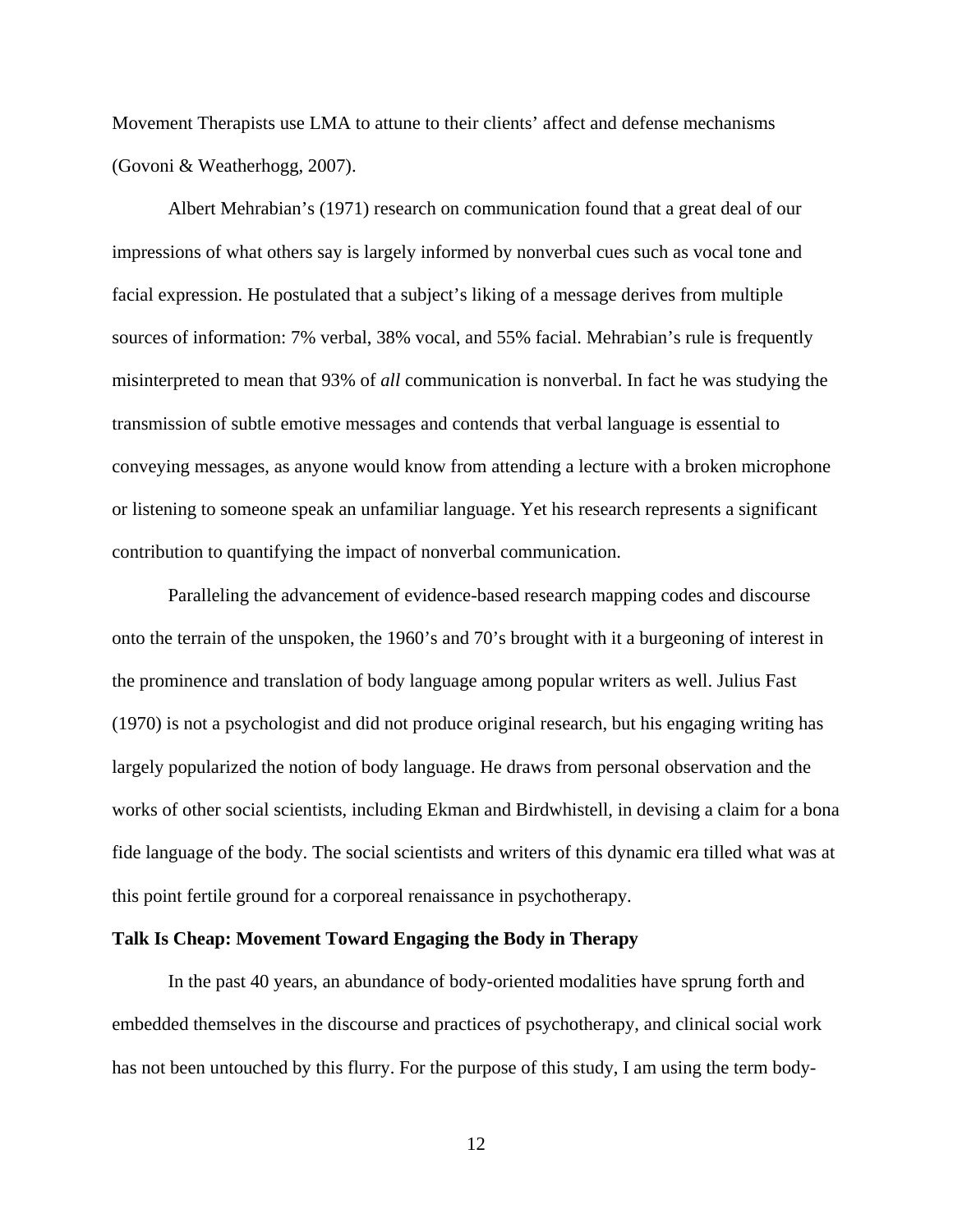Movement Therapists use LMA to attune to their clients' affect and defense mechanisms (Govoni & Weatherhogg, 2007).

Albert Mehrabian's (1971) research on communication found that a great deal of our impressions of what others say is largely informed by nonverbal cues such as vocal tone and facial expression. He postulated that a subject's liking of a message derives from multiple sources of information: 7% verbal, 38% vocal, and 55% facial. Mehrabian's rule is frequently misinterpreted to mean that 93% of *all* communication is nonverbal. In fact he was studying the transmission of subtle emotive messages and contends that verbal language is essential to conveying messages, as anyone would know from attending a lecture with a broken microphone or listening to someone speak an unfamiliar language. Yet his research represents a significant contribution to quantifying the impact of nonverbal communication.

Paralleling the advancement of evidence-based research mapping codes and discourse onto the terrain of the unspoken, the 1960's and 70's brought with it a burgeoning of interest in the prominence and translation of body language among popular writers as well. Julius Fast (1970) is not a psychologist and did not produce original research, but his engaging writing has largely popularized the notion of body language. He draws from personal observation and the works of other social scientists, including Ekman and Birdwhistell, in devising a claim for a bona fide language of the body. The social scientists and writers of this dynamic era tilled what was at this point fertile ground for a corporeal renaissance in psychotherapy.

**Talk Is Cheap: Movement Toward Engaging the Body in Therapy**

In the past 40 years, an abundance of body-oriented modalities have sprung forth and embedded themselves in the discourse and practices of psychotherapy, and clinical social work has not been untouched by this flurry. For the purpose of this study, I am using the term body-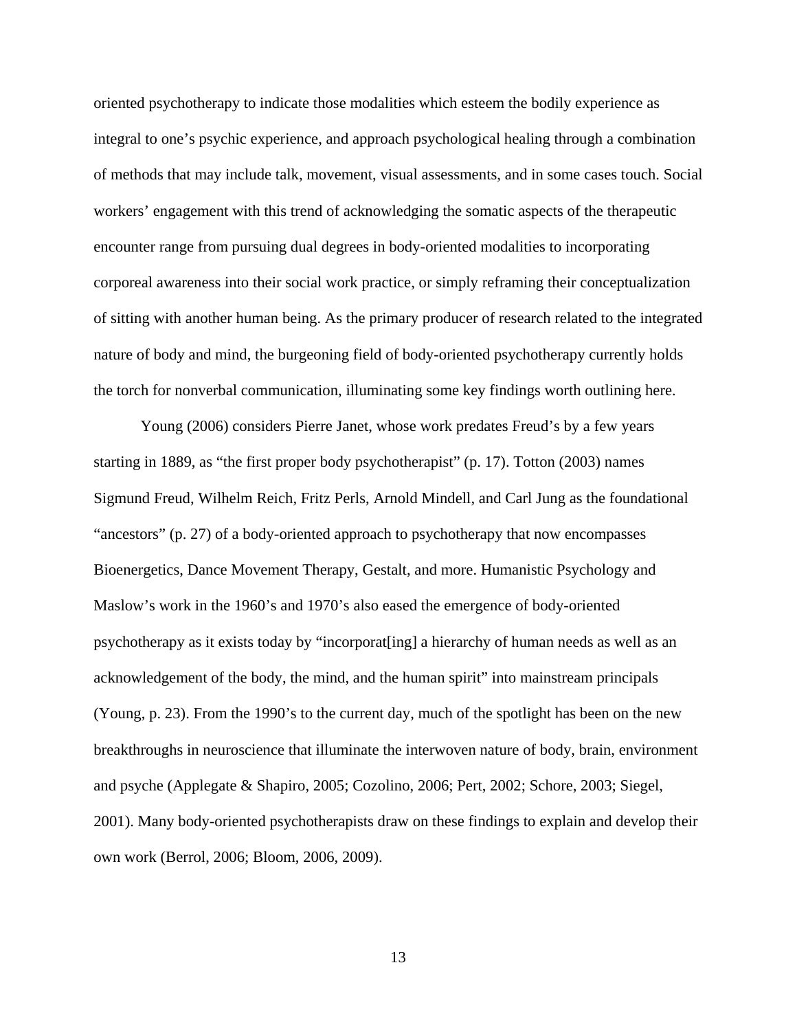oriented psychotherapy to indicate those modalities which esteem the bodily experience as integral to one's psychic experience, and approach psychological healing through a combination of methods that may include talk, movement, visual assessments, and in some cases touch. Social workers' engagement with this trend of acknowledging the somatic aspects of the therapeutic encounter range from pursuing dual degrees in body-oriented modalities to incorporating corporeal awareness into their social work practice, or simply reframing their conceptualization of sitting with another human being. As the primary producer of research related to the integrated nature of body and mind, the burgeoning field of body-oriented psychotherapy currently holds the torch for nonverbal communication, illuminating some key findings worth outlining here.

Young (2006) considers Pierre Janet, whose work predates Freud's by a few years starting in 1889, as "the first proper body psychotherapist" (p. 17). Totton (2003) names Sigmund Freud, Wilhelm Reich, Fritz Perls, Arnold Mindell, and Carl Jung as the foundational "ancestors" (p. 27) of a body-oriented approach to psychotherapy that now encompasses Bioenergetics, Dance Movement Therapy, Gestalt, and more. Humanistic Psychology and Maslow's work in the 1960's and 1970's also eased the emergence of body-oriented psychotherapy as it exists today by "incorporat[ing] a hierarchy of human needs as well as an acknowledgement of the body, the mind, and the human spirit" into mainstream principals (Young, p. 23). From the 1990's to the current day, much of the spotlight has been on the new breakthroughs in neuroscience that illuminate the interwoven nature of body, brain, environment and psyche (Applegate & Shapiro, 2005; Cozolino, 2006; Pert, 2002; Schore, 2003; Siegel, 2001). Many body-oriented psychotherapists draw on these findings to explain and develop their own work (Berrol, 2006; Bloom, 2006, 2009).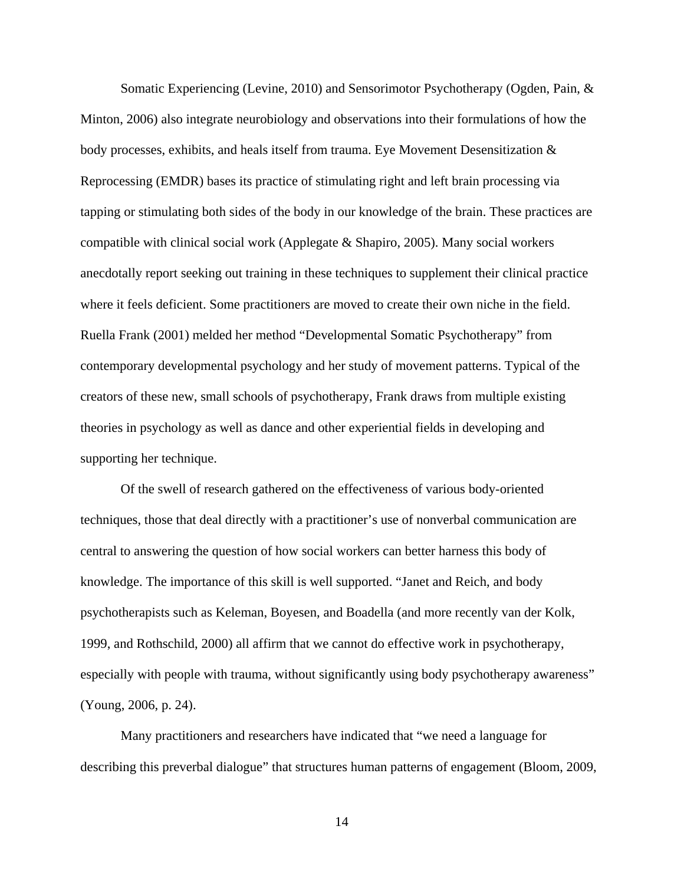Somatic Experiencing (Levine, 2010) and Sensorimotor Psychotherapy (Ogden, Pain, & Minton, 2006) also integrate neurobiology and observations into their formulations of how the body processes, exhibits, and heals itself from trauma. Eye Movement Desensitization & Reprocessing (EMDR) bases its practice of stimulating right and left brain processing via tapping or stimulating both sides of the body in our knowledge of the brain. These practices are compatible with clinical social work (Applegate & Shapiro, 2005). Many social workers anecdotally report seeking out training in these techniques to supplement their clinical practice where it feels deficient. Some practitioners are moved to create their own niche in the field. Ruella Frank (2001) melded her method "Developmental Somatic Psychotherapy" from contemporary developmental psychology and her study of movement patterns. Typical of the creators of these new, small schools of psychotherapy, Frank draws from multiple existing theories in psychology as well as dance and other experiential fields in developing and supporting her technique.

Of the swell of research gathered on the effectiveness of various body-oriented techniques, those that deal directly with a practitioner's use of nonverbal communication are central to answering the question of how social workers can better harness this body of knowledge. The importance of this skill is well supported. "Janet and Reich, and body psychotherapists such as Keleman, Boyesen, and Boadella (and more recently van der Kolk, 1999, and Rothschild, 2000) all affirm that we cannot do effective work in psychotherapy, especially with people with trauma, without significantly using body psychotherapy awareness" (Young, 2006, p. 24).

Many practitioners and researchers have indicated that "we need a language for describing this preverbal dialogue" that structures human patterns of engagement (Bloom, 2009,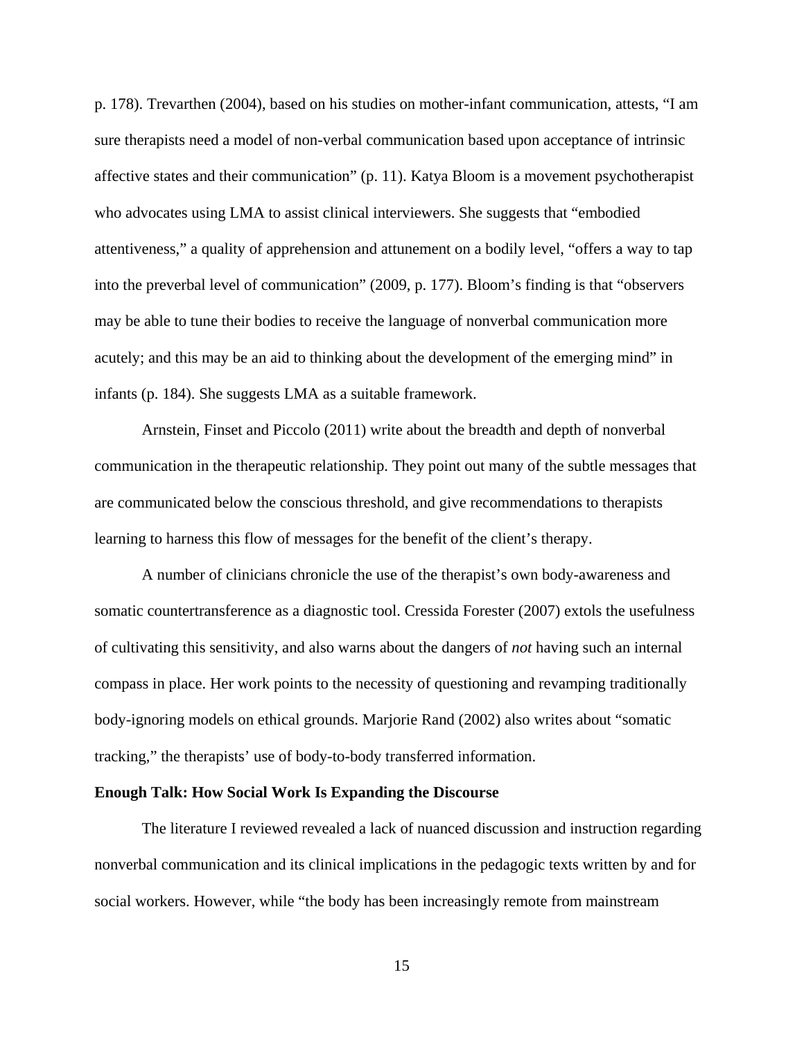p. 178). Trevarthen (2004), based on his studies on mother-infant communication, attests, "I am sure therapists need a model of non-verbal communication based upon acceptance of intrinsic affective states and their communication" (p. 11). Katya Bloom is a movement psychotherapist who advocates using LMA to assist clinical interviewers. She suggests that "embodied attentiveness," a quality of apprehension and attunement on a bodily level, "offers a way to tap into the preverbal level of communication" (2009, p. 177). Bloom's finding is that "observers may be able to tune their bodies to receive the language of nonverbal communication more acutely; and this may be an aid to thinking about the development of the emerging mind" in infants (p. 184). She suggests LMA as a suitable framework.

Arnstein, Finset and Piccolo (2011) write about the breadth and depth of nonverbal communication in the therapeutic relationship. They point out many of the subtle messages that are communicated below the conscious threshold, and give recommendations to therapists learning to harness this flow of messages for the benefit of the client's therapy.

A number of clinicians chronicle the use of the therapist's own body-awareness and somatic countertransference as a diagnostic tool. Cressida Forester (2007) extols the usefulness of cultivating this sensitivity, and also warns about the dangers of *not* having such an internal compass in place. Her work points to the necessity of questioning and revamping traditionally body-ignoring models on ethical grounds. Marjorie Rand (2002) also writes about "somatic tracking," the therapists' use of body-to-body transferred information.

**Enough Talk: How Social Work Is Expanding the Discourse**

The literature I reviewed revealed a lack of nuanced discussion and instruction regarding nonverbal communication and its clinical implications in the pedagogic texts written by and for social workers. However, while "the body has been increasingly remote from mainstream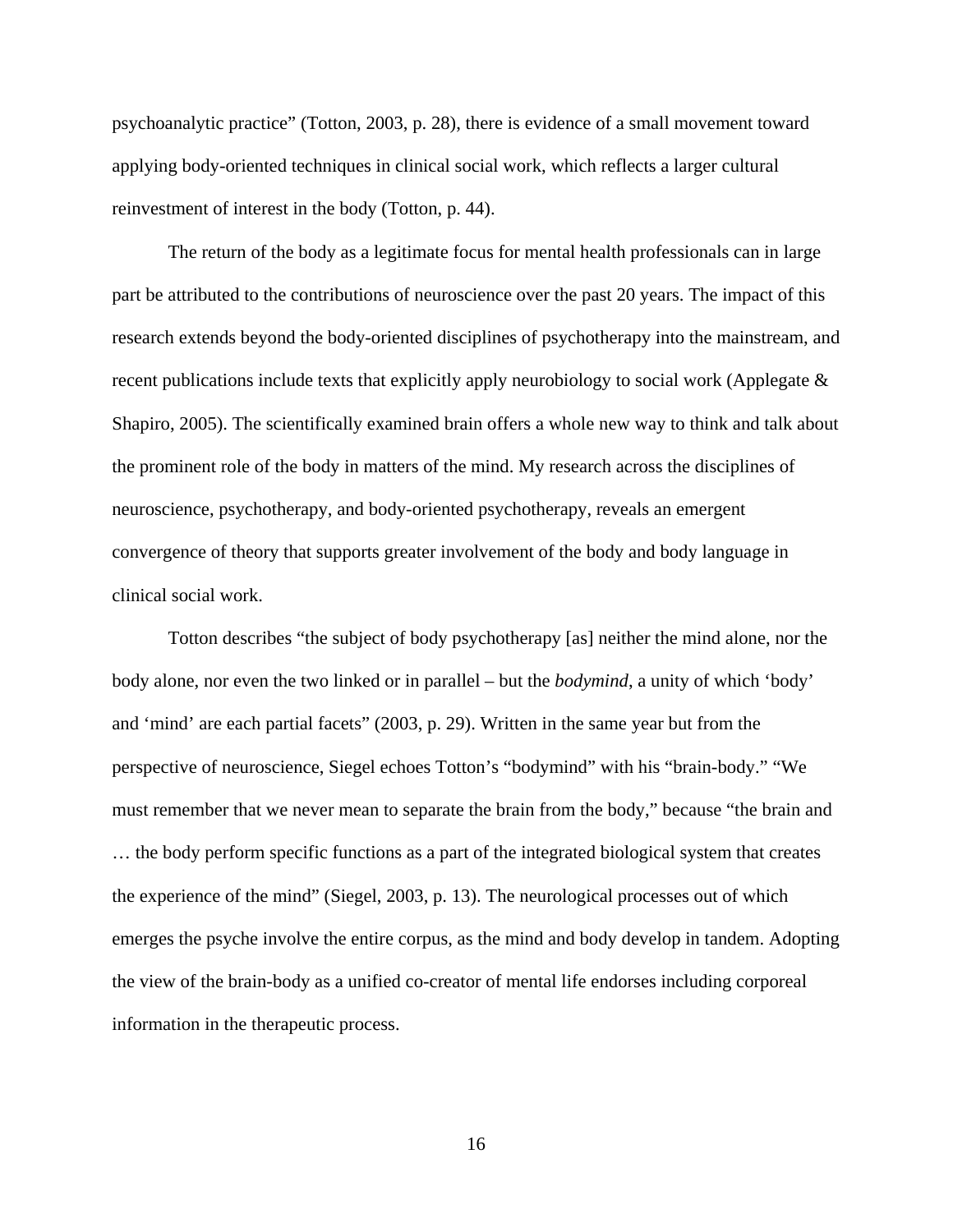psychoanalytic practice" (Totton, 2003, p. 28), there is evidence of a small movement toward applying body-oriented techniques in clinical social work, which reflects a larger cultural reinvestment of interest in the body (Totton, p. 44).

The return of the body as a legitimate focus for mental health professionals can in large part be attributed to the contributions of neuroscience over the past 20 years. The impact of this research extends beyond the body-oriented disciplines of psychotherapy into the mainstream, and recent publications include texts that explicitly apply neurobiology to social work (Applegate & Shapiro, 2005). The scientifically examined brain offers a whole new way to think and talk about the prominent role of the body in matters of the mind. My research across the disciplines of neuroscience, psychotherapy, and body-oriented psychotherapy, reveals an emergent convergence of theory that supports greater involvement of the body and body language in clinical social work.

Totton describes "the subject of body psychotherapy [as] neither the mind alone, nor the body alone, nor even the two linked or in parallel – but the *bodymind*, a unity of which 'body' and 'mind' are each partial facets" (2003, p. 29). Written in the same year but from the perspective of neuroscience, Siegel echoes Totton's "bodymind" with his "brain-body." "We must remember that we never mean to separate the brain from the body," because "the brain and … the body perform specific functions as a part of the integrated biological system that creates the experience of the mind" (Siegel, 2003, p. 13). The neurological processes out of which emerges the psyche involve the entire corpus, as the mind and body develop in tandem. Adopting the view of the brain-body as a unified co-creator of mental life endorses including corporeal information in the therapeutic process.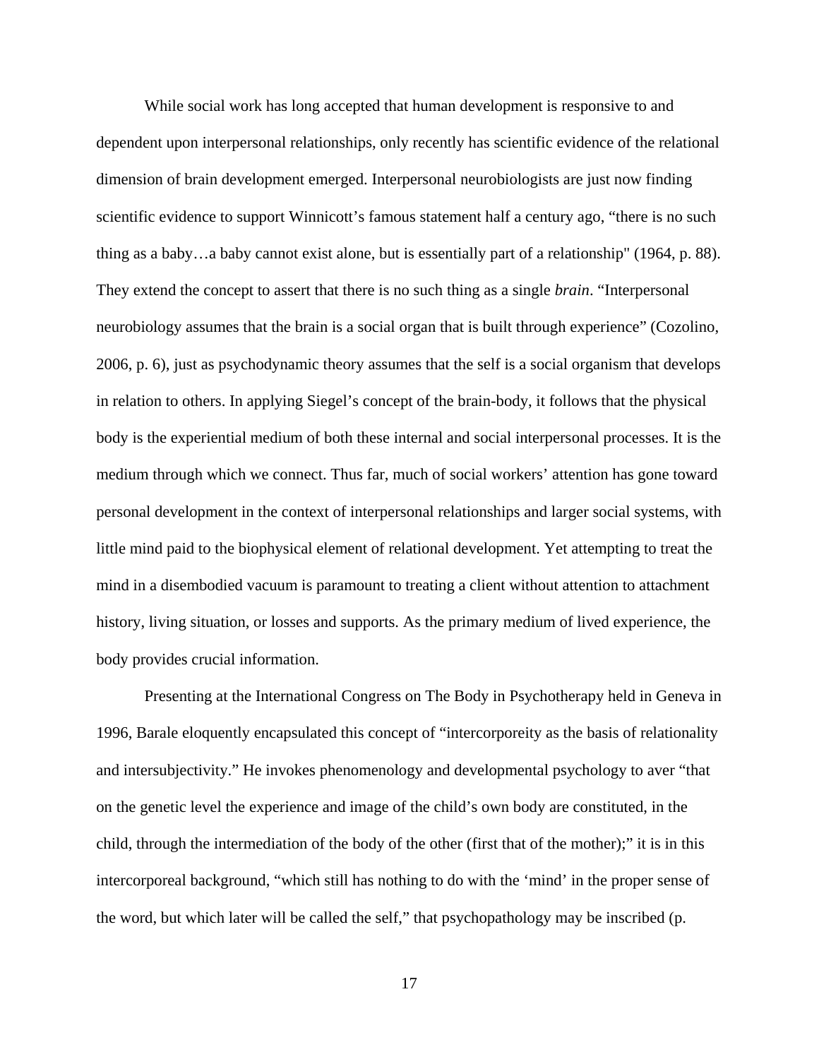While social work has long accepted that human development is responsive to and dependent upon interpersonal relationships, only recently has scientific evidence of the relational dimension of brain development emerged. Interpersonal neurobiologists are just now finding scientific evidence to support Winnicott's famous statement half a century ago, "there is no such thing as a baby…a baby cannot exist alone, but is essentially part of a relationship" (1964, p. 88). They extend the concept to assert that there is no such thing as a single *brain*. "Interpersonal neurobiology assumes that the brain is a social organ that is built through experience" (Cozolino, 2006, p. 6), just as psychodynamic theory assumes that the self is a social organism that develops in relation to others. In applying Siegel's concept of the brain-body, it follows that the physical body is the experiential medium of both these internal and social interpersonal processes. It is the medium through which we connect. Thus far, much of social workers' attention has gone toward personal development in the context of interpersonal relationships and larger social systems, with little mind paid to the biophysical element of relational development. Yet attempting to treat the mind in a disembodied vacuum is paramount to treating a client without attention to attachment history, living situation, or losses and supports. As the primary medium of lived experience, the body provides crucial information.

Presenting at the International Congress on The Body in Psychotherapy held in Geneva in 1996, Barale eloquently encapsulated this concept of "intercorporeity as the basis of relationality and intersubjectivity." He invokes phenomenology and developmental psychology to aver "that on the genetic level the experience and image of the child's own body are constituted, in the child, through the intermediation of the body of the other (first that of the mother);" it is in this intercorporeal background, "which still has nothing to do with the 'mind' in the proper sense of the word, but which later will be called the self," that psychopathology may be inscribed (p.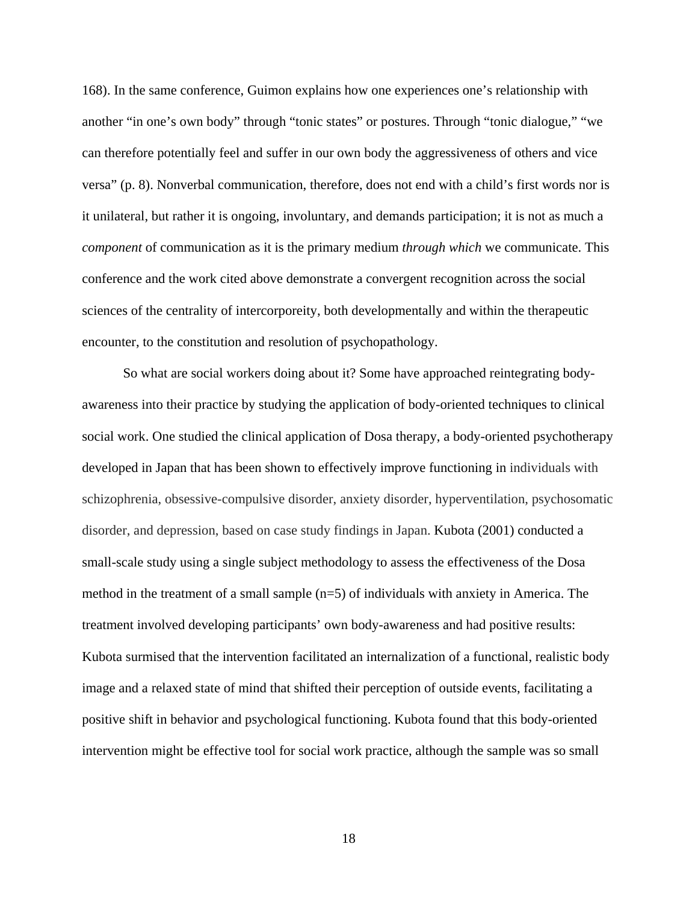168). In the same conference, Guimon explains how one experiences one's relationship with another "in one's own body" through "tonic states" or postures. Through "tonic dialogue," "we can therefore potentially feel and suffer in our own body the aggressiveness of others and vice versa" (p. 8). Nonverbal communication, therefore, does not end with a child's first words nor is it unilateral, but rather it is ongoing, involuntary, and demands participation; it is not as much a *component* of communication as it is the primary medium *through which* we communicate. This conference and the work cited above demonstrate a convergent recognition across the social sciences of the centrality of intercorporeity, both developmentally and within the therapeutic encounter, to the constitution and resolution of psychopathology.

So what are social workers doing about it? Some have approached reintegrating body-awareness into their practice by studying the application of body-oriented techniques to clinical social work. One studied the clinical application of Dosa therapy, a body-oriented psychotherapy developed in Japan that has been shown to effectively improve functioning in individuals with schizophrenia, obsessive-compulsive disorder, anxiety disorder, hyperventilation, psychosomatic disorder, and depression, based on case study findings in Japan. Kubota (2001) conducted a small-scale study using a single subject methodology to assess the effectiveness of the Dosa method in the treatment of a small sample (n=5) of individuals with anxiety in America. The treatment involved developing participants' own body-awareness and had positive results: Kubota surmised that the intervention facilitated an internalization of a functional, realistic body image and a relaxed state of mind that shifted their perception of outside events, facilitating a positive shift in behavior and psychological functioning. Kubota found that this body-oriented intervention might be effective tool for social work practice, although the sample was so small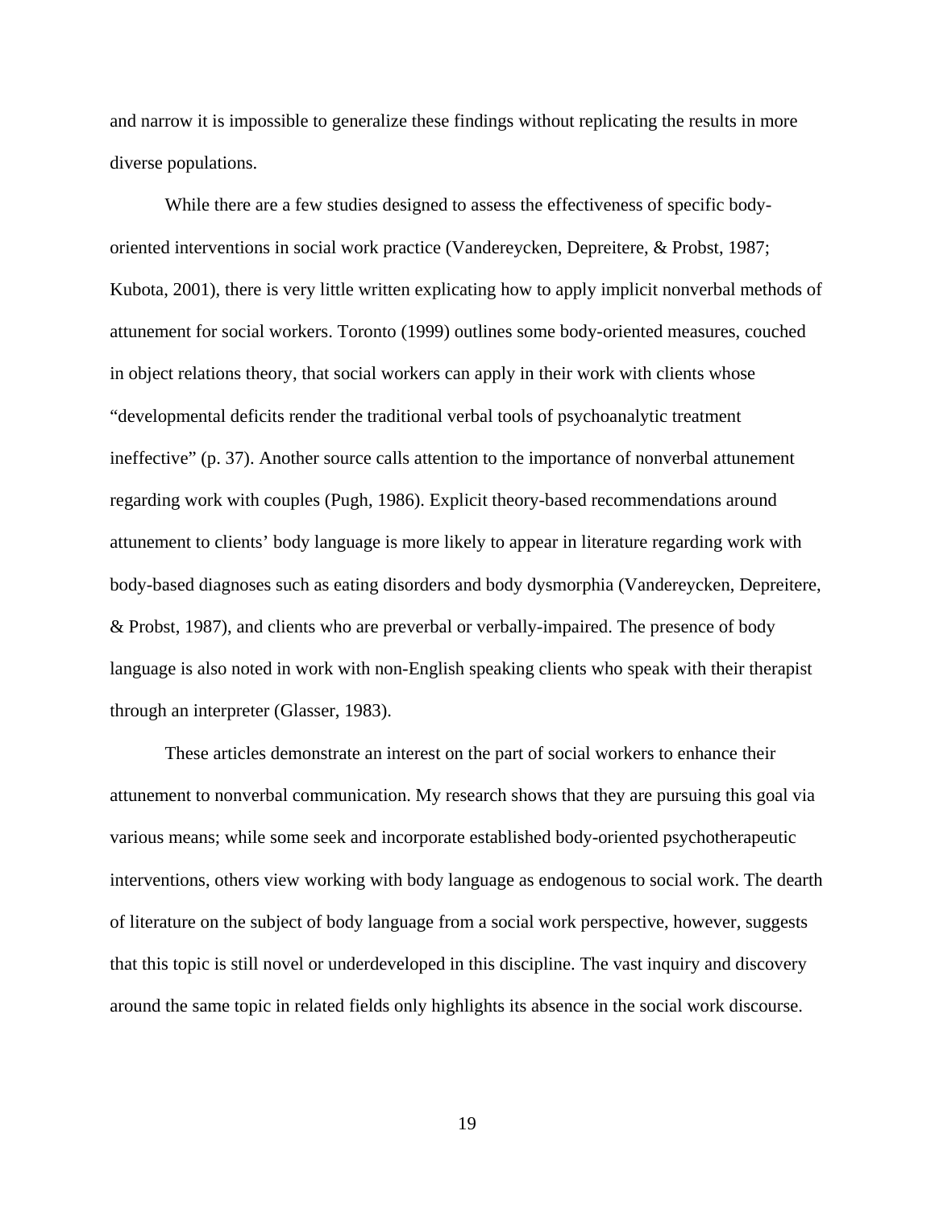and narrow it is impossible to generalize these findings without replicating the results in more diverse populations.

While there are a few studies designed to assess the effectiveness of specific body-oriented interventions in social work practice (Vandereycken, Depreitere, & Probst, 1987; Kubota, 2001), there is very little written explicating how to apply implicit nonverbal methods of attunement for social workers. Toronto (1999) outlines some body-oriented measures, couched in object relations theory, that social workers can apply in their work with clients whose "developmental deficits render the traditional verbal tools of psychoanalytic treatment ineffective" (p. 37). Another source calls attention to the importance of nonverbal attunement regarding work with couples (Pugh, 1986). Explicit theory-based recommendations around attunement to clients' body language is more likely to appear in literature regarding work with body-based diagnoses such as eating disorders and body dysmorphia (Vandereycken, Depreitere, & Probst, 1987), and clients who are preverbal or verbally-impaired. The presence of body language is also noted in work with non-English speaking clients who speak with their therapist through an interpreter (Glasser, 1983).

These articles demonstrate an interest on the part of social workers to enhance their attunement to nonverbal communication. My research shows that they are pursuing this goal via various means; while some seek and incorporate established body-oriented psychotherapeutic interventions, others view working with body language as endogenous to social work. The dearth of literature on the subject of body language from a social work perspective, however, suggests that this topic is still novel or underdeveloped in this discipline. The vast inquiry and discovery around the same topic in related fields only highlights its absence in the social work discourse.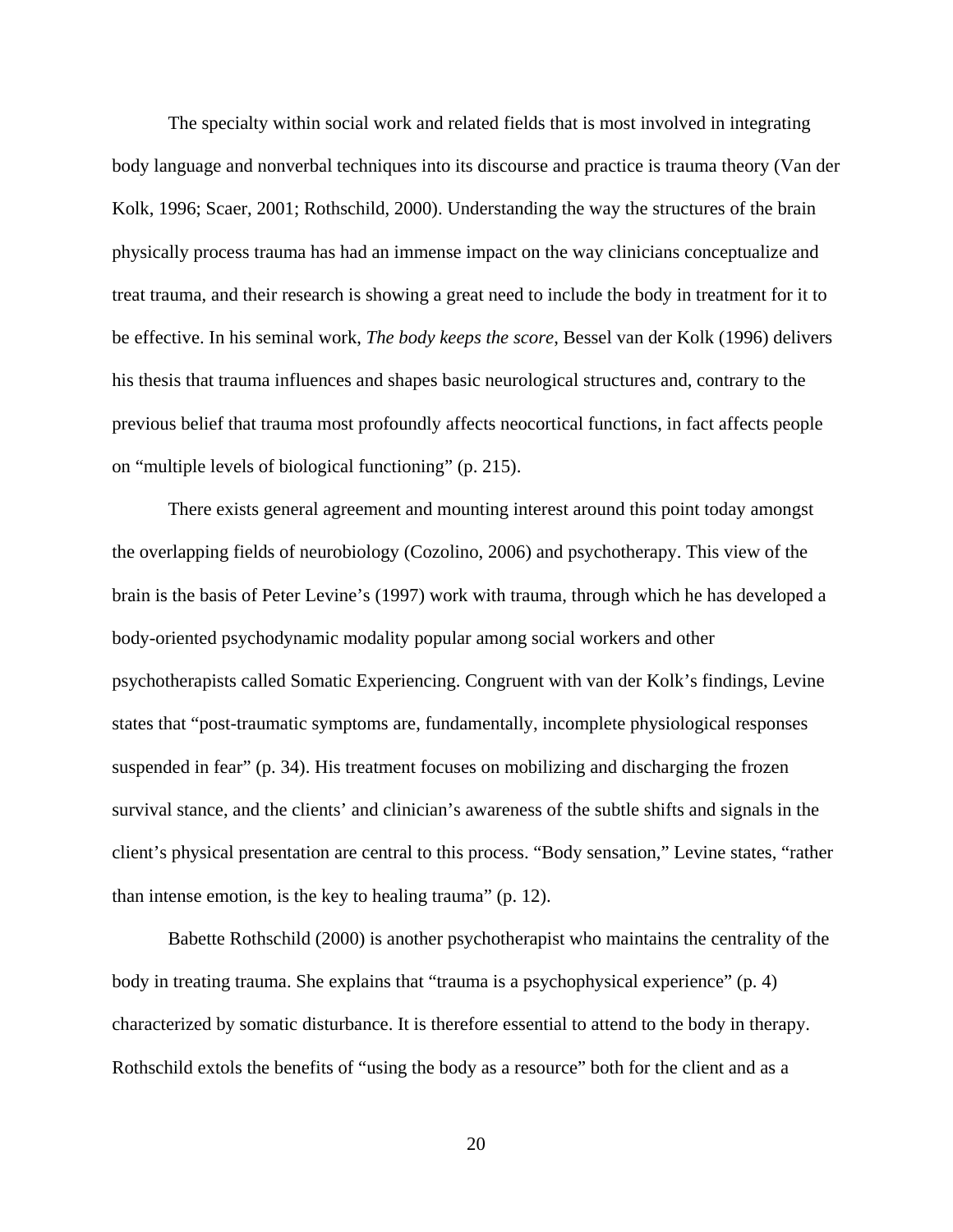The specialty within social work and related fields that is most involved in integrating body language and nonverbal techniques into its discourse and practice is trauma theory (Van der Kolk, 1996; Scaer, 2001; Rothschild, 2000). Understanding the way the structures of the brain physically process trauma has had an immense impact on the way clinicians conceptualize and treat trauma, and their research is showing a great need to include the body in treatment for it to be effective. In his seminal work, *The body keeps the score*, Bessel van der Kolk (1996) delivers his thesis that trauma influences and shapes basic neurological structures and, contrary to the previous belief that trauma most profoundly affects neocortical functions, in fact affects people on "multiple levels of biological functioning" (p. 215).

There exists general agreement and mounting interest around this point today amongst the overlapping fields of neurobiology (Cozolino, 2006) and psychotherapy. This view of the brain is the basis of Peter Levine's (1997) work with trauma, through which he has developed a body-oriented psychodynamic modality popular among social workers and other psychotherapists called Somatic Experiencing. Congruent with van der Kolk's findings, Levine states that "post-traumatic symptoms are, fundamentally, incomplete physiological responses suspended in fear" (p. 34). His treatment focuses on mobilizing and discharging the frozen survival stance, and the clients' and clinician's awareness of the subtle shifts and signals in the client's physical presentation are central to this process. "Body sensation," Levine states, "rather than intense emotion, is the key to healing trauma" (p. 12).

Babette Rothschild (2000) is another psychotherapist who maintains the centrality of the body in treating trauma. She explains that "trauma is a psychophysical experience" (p. 4) characterized by somatic disturbance. It is therefore essential to attend to the body in therapy. Rothschild extols the benefits of "using the body as a resource" both for the client and as a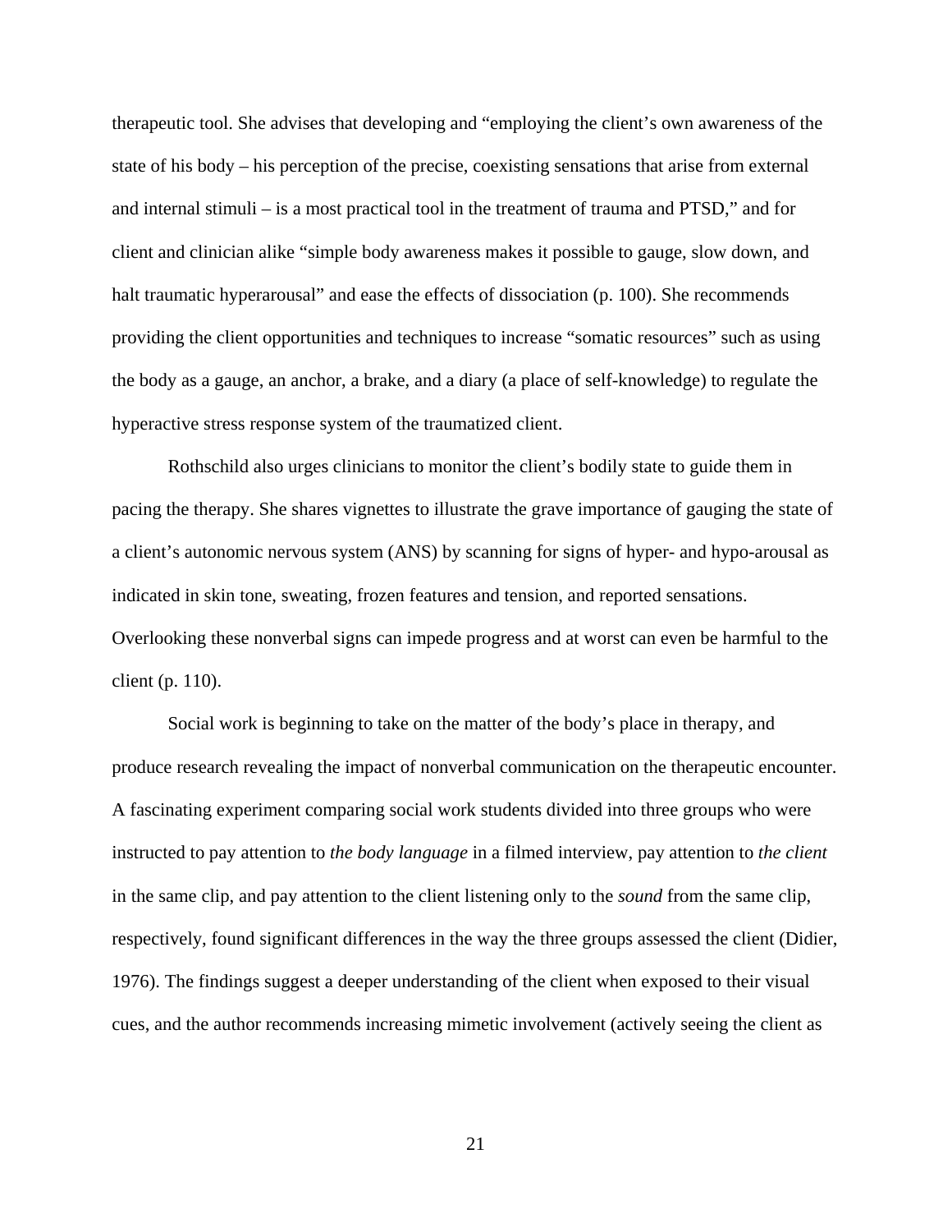therapeutic tool. She advises that developing and "employing the client's own awareness of the state of his body – his perception of the precise, coexisting sensations that arise from external and internal stimuli – is a most practical tool in the treatment of trauma and PTSD," and for client and clinician alike "simple body awareness makes it possible to gauge, slow down, and halt traumatic hyperarousal" and ease the effects of dissociation (p. 100). She recommends providing the client opportunities and techniques to increase "somatic resources" such as using the body as a gauge, an anchor, a brake, and a diary (a place of self-knowledge) to regulate the hyperactive stress response system of the traumatized client.

Rothschild also urges clinicians to monitor the client's bodily state to guide them in pacing the therapy. She shares vignettes to illustrate the grave importance of gauging the state of a client's autonomic nervous system (ANS) by scanning for signs of hyper- and hypo-arousal as indicated in skin tone, sweating, frozen features and tension, and reported sensations. Overlooking these nonverbal signs can impede progress and at worst can even be harmful to the client (p. 110).

Social work is beginning to take on the matter of the body's place in therapy, and produce research revealing the impact of nonverbal communication on the therapeutic encounter. A fascinating experiment comparing social work students divided into three groups who were instructed to pay attention to *the body language* in a filmed interview, pay attention to *the client* in the same clip, and pay attention to the client listening only to the *sound* from the same clip, respectively, found significant differences in the way the three groups assessed the client (Didier, 1976). The findings suggest a deeper understanding of the client when exposed to their visual cues, and the author recommends increasing mimetic involvement (actively seeing the client as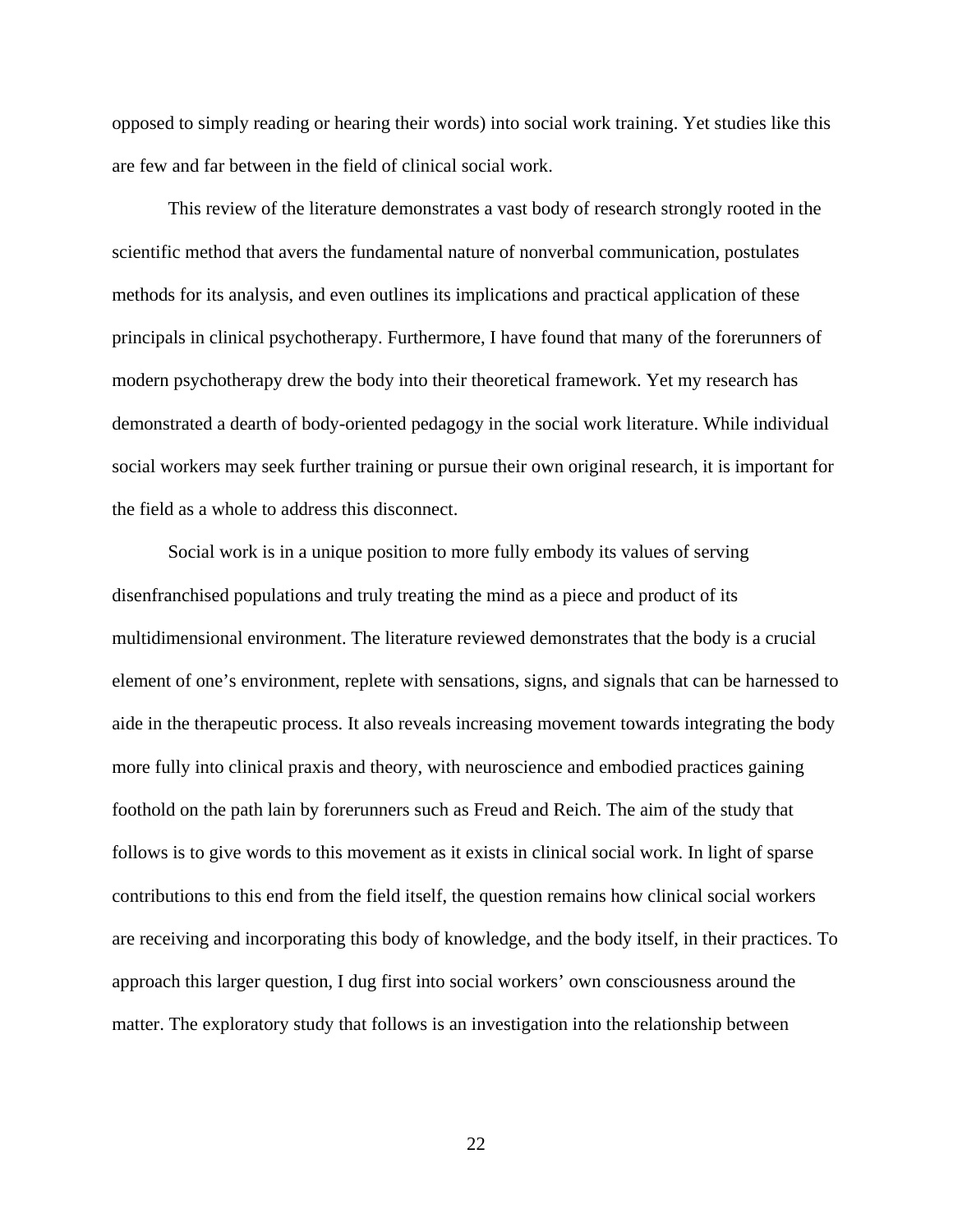opposed to simply reading or hearing their words) into social work training. Yet studies like this are few and far between in the field of clinical social work.

This review of the literature demonstrates a vast body of research strongly rooted in the scientific method that avers the fundamental nature of nonverbal communication, postulates methods for its analysis, and even outlines its implications and practical application of these principals in clinical psychotherapy. Furthermore, I have found that many of the forerunners of modern psychotherapy drew the body into their theoretical framework. Yet my research has demonstrated a dearth of body-oriented pedagogy in the social work literature. While individual social workers may seek further training or pursue their own original research, it is important for the field as a whole to address this disconnect.

Social work is in a unique position to more fully embody its values of serving disenfranchised populations and truly treating the mind as a piece and product of its multidimensional environment. The literature reviewed demonstrates that the body is a crucial element of one's environment, replete with sensations, signs, and signals that can be harnessed to aide in the therapeutic process. It also reveals increasing movement towards integrating the body more fully into clinical praxis and theory, with neuroscience and embodied practices gaining foothold on the path lain by forerunners such as Freud and Reich. The aim of the study that follows is to give words to this movement as it exists in clinical social work. In light of sparse contributions to this end from the field itself, the question remains how clinical social workers are receiving and incorporating this body of knowledge, and the body itself, in their practices. To approach this larger question, I dug first into social workers' own consciousness around the matter. The exploratory study that follows is an investigation into the relationship between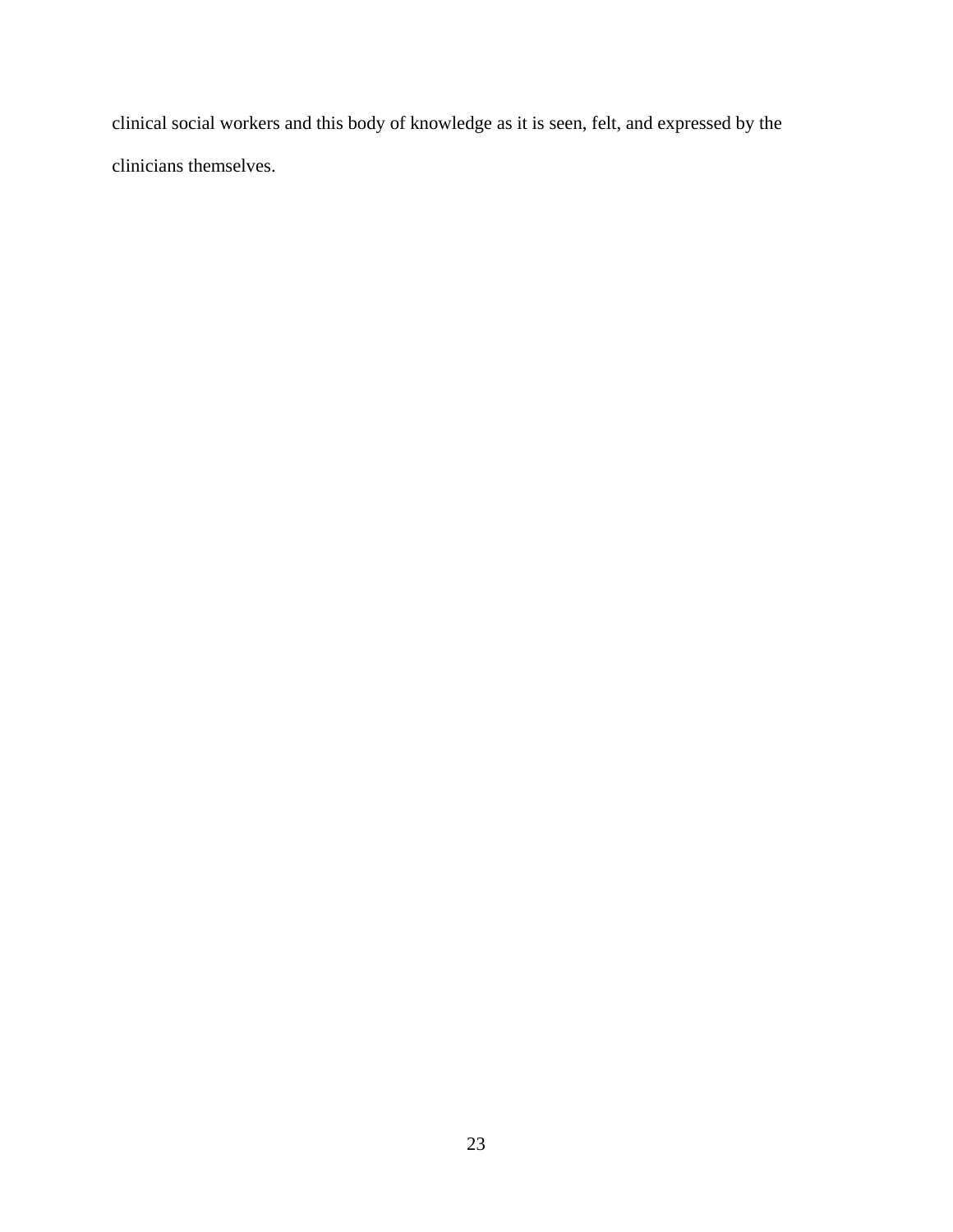clinical social workers and this body of knowledge as it is seen, felt, and expressed by the clinicians themselves.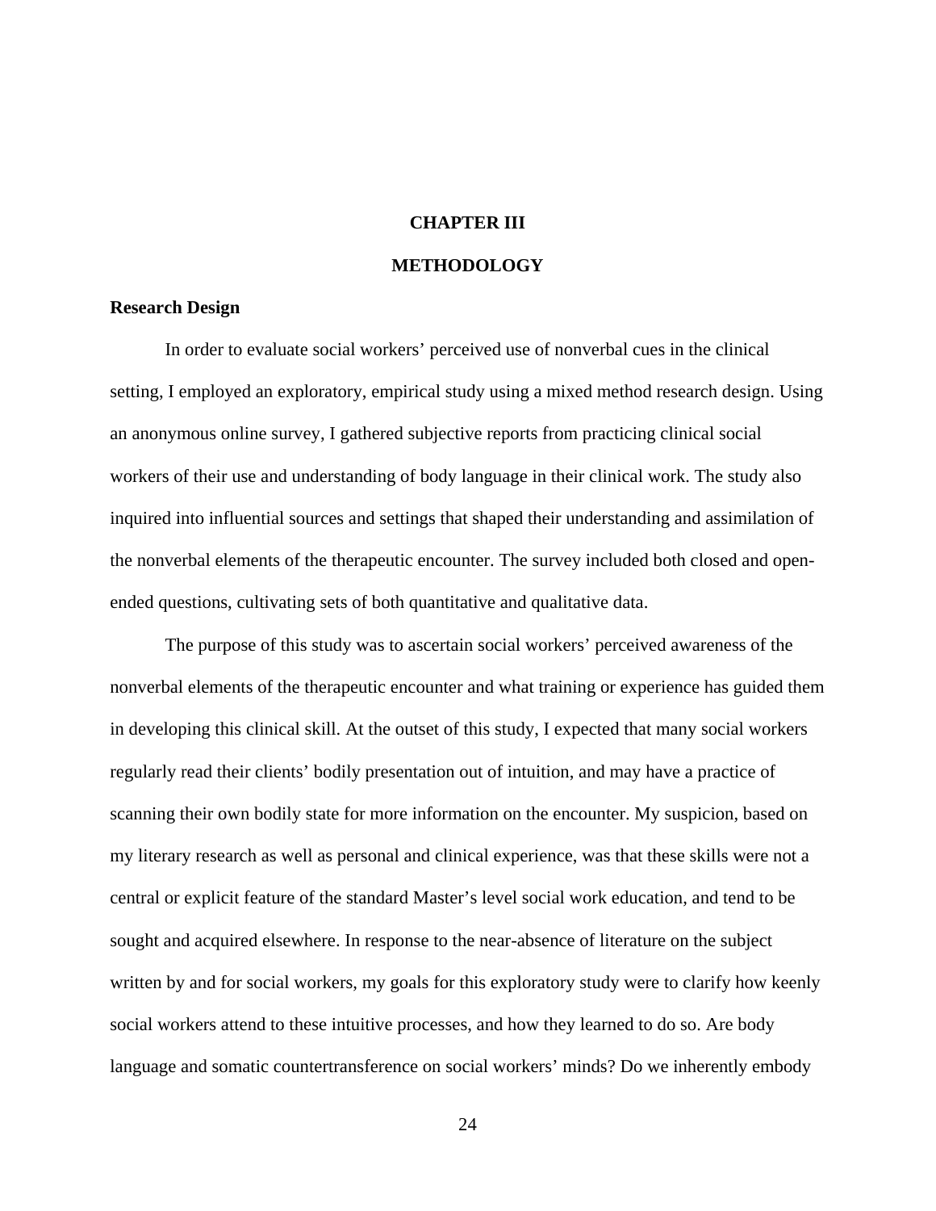# CHAPTER III

# METHODOLOGY

## Research Design

In order to evaluate social workers' perceived use of nonverbal cues in the clinical setting, I employed an exploratory, empirical study using a mixed method research design. Using an anonymous online survey, I gathered subjective reports from practicing clinical social workers of their use and understanding of body language in their clinical work. The study also inquired into influential sources and settings that shaped their understanding and assimilation of the nonverbal elements of the therapeutic encounter. The survey included both closed and open-ended questions, cultivating sets of both quantitative and qualitative data.

The purpose of this study was to ascertain social workers' perceived awareness of the nonverbal elements of the therapeutic encounter and what training or experience has guided them in developing this clinical skill. At the outset of this study, I expected that many social workers regularly read their clients' bodily presentation out of intuition, and may have a practice of scanning their own bodily state for more information on the encounter. My suspicion, based on my literary research as well as personal and clinical experience, was that these skills were not a central or explicit feature of the standard Master's level social work education, and tend to be sought and acquired elsewhere. In response to the near-absence of literature on the subject written by and for social workers, my goals for this exploratory study were to clarify how keenly social workers attend to these intuitive processes, and how they learned to do so. Are body language and somatic countertransference on social workers' minds? Do we inherently embody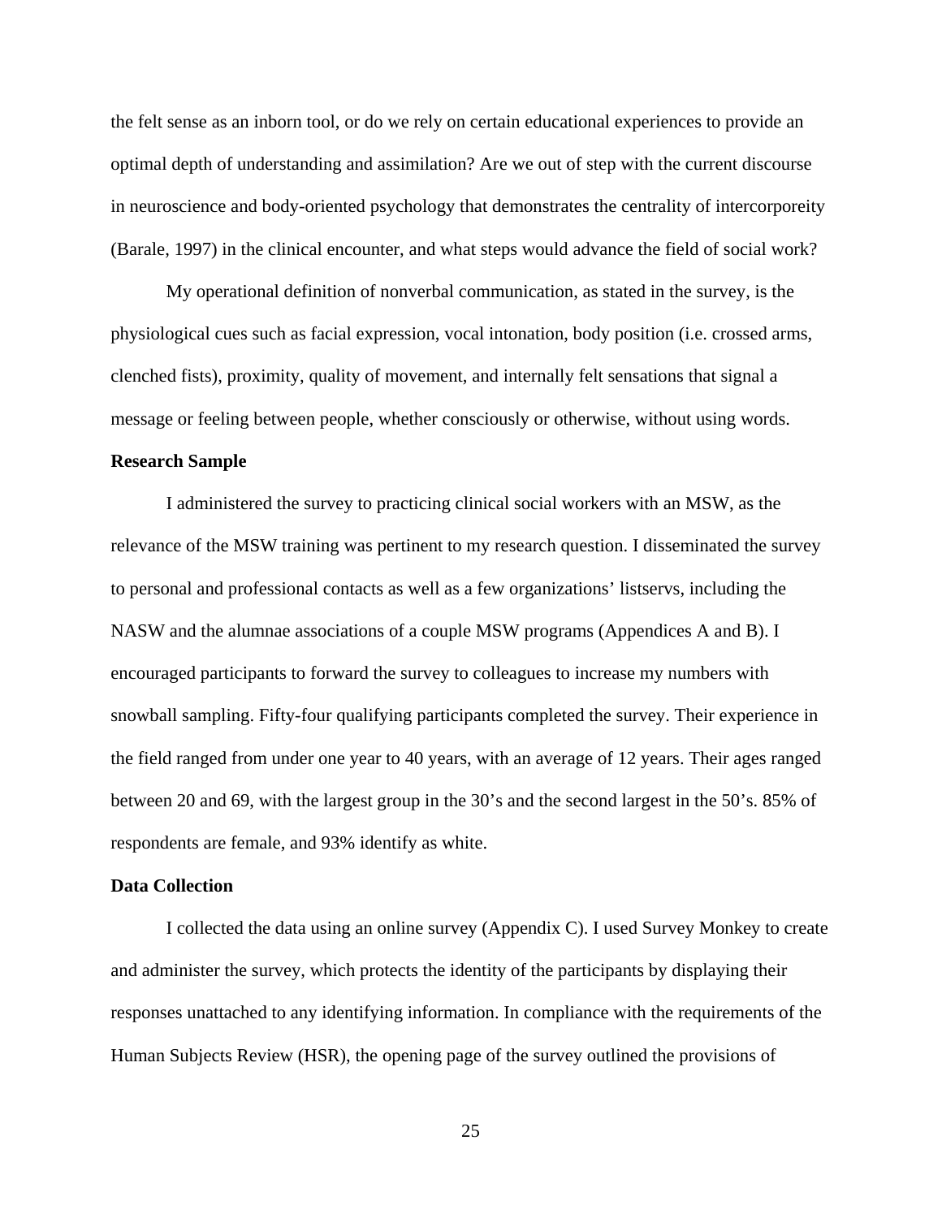the felt sense as an inborn tool, or do we rely on certain educational experiences to provide an optimal depth of understanding and assimilation? Are we out of step with the current discourse in neuroscience and body-oriented psychology that demonstrates the centrality of intercorporeity (Barale, 1997) in the clinical encounter, and what steps would advance the field of social work?

My operational definition of nonverbal communication, as stated in the survey, is the physiological cues such as facial expression, vocal intonation, body position (i.e. crossed arms, clenched fists), proximity, quality of movement, and internally felt sensations that signal a message or feeling between people, whether consciously or otherwise, without using words.

**Research Sample**

I administered the survey to practicing clinical social workers with an MSW, as the relevance of the MSW training was pertinent to my research question. I disseminated the survey to personal and professional contacts as well as a few organizations' listservs, including the NASW and the alumnae associations of a couple MSW programs (Appendices A and B). I encouraged participants to forward the survey to colleagues to increase my numbers with snowball sampling. Fifty-four qualifying participants completed the survey. Their experience in the field ranged from under one year to 40 years, with an average of 12 years. Their ages ranged between 20 and 69, with the largest group in the 30's and the second largest in the 50's. 85% of respondents are female, and 93% identify as white.

**Data Collection**

I collected the data using an online survey (Appendix C). I used Survey Monkey to create and administer the survey, which protects the identity of the participants by displaying their responses unattached to any identifying information. In compliance with the requirements of the Human Subjects Review (HSR), the opening page of the survey outlined the provisions of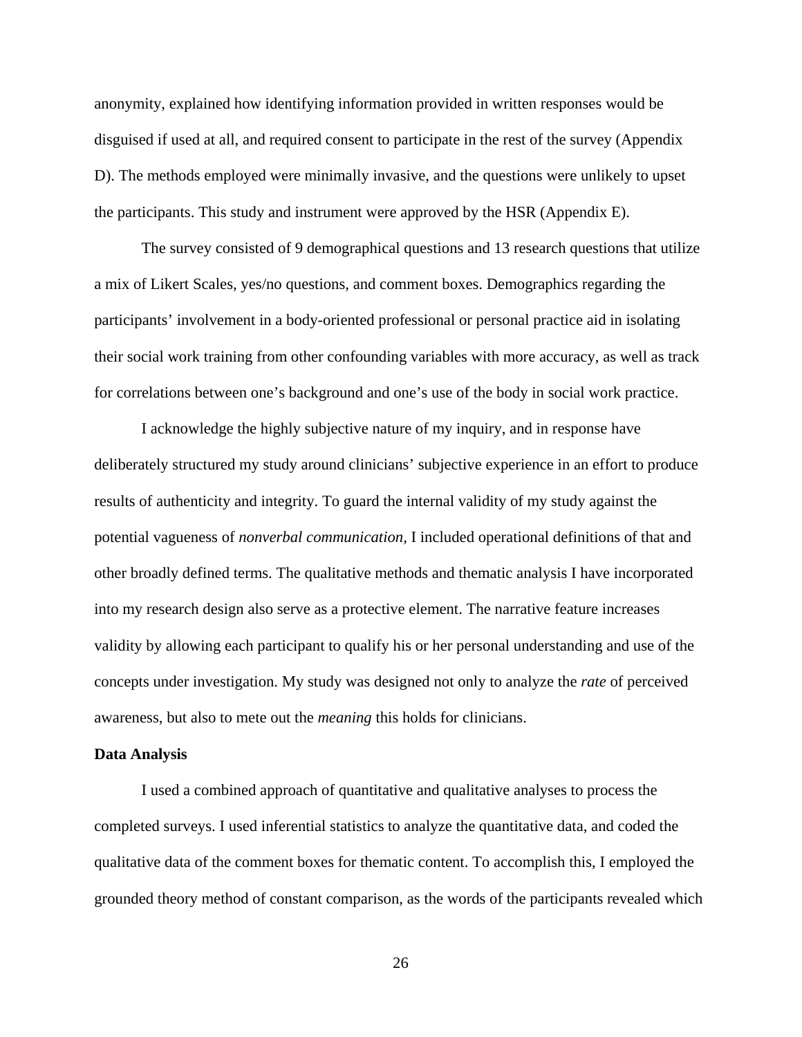anonymity, explained how identifying information provided in written responses would be disguised if used at all, and required consent to participate in the rest of the survey (Appendix D). The methods employed were minimally invasive, and the questions were unlikely to upset the participants. This study and instrument were approved by the HSR (Appendix E).

The survey consisted of 9 demographical questions and 13 research questions that utilize a mix of Likert Scales, yes/no questions, and comment boxes. Demographics regarding the participants' involvement in a body-oriented professional or personal practice aid in isolating their social work training from other confounding variables with more accuracy, as well as track for correlations between one's background and one's use of the body in social work practice.

I acknowledge the highly subjective nature of my inquiry, and in response have deliberately structured my study around clinicians' subjective experience in an effort to produce results of authenticity and integrity. To guard the internal validity of my study against the potential vagueness of *nonverbal communication*, I included operational definitions of that and other broadly defined terms. The qualitative methods and thematic analysis I have incorporated into my research design also serve as a protective element. The narrative feature increases validity by allowing each participant to qualify his or her personal understanding and use of the concepts under investigation. My study was designed not only to analyze the *rate* of perceived awareness, but also to mete out the *meaning* this holds for clinicians.

**Data Analysis**

I used a combined approach of quantitative and qualitative analyses to process the completed surveys. I used inferential statistics to analyze the quantitative data, and coded the qualitative data of the comment boxes for thematic content. To accomplish this, I employed the grounded theory method of constant comparison, as the words of the participants revealed which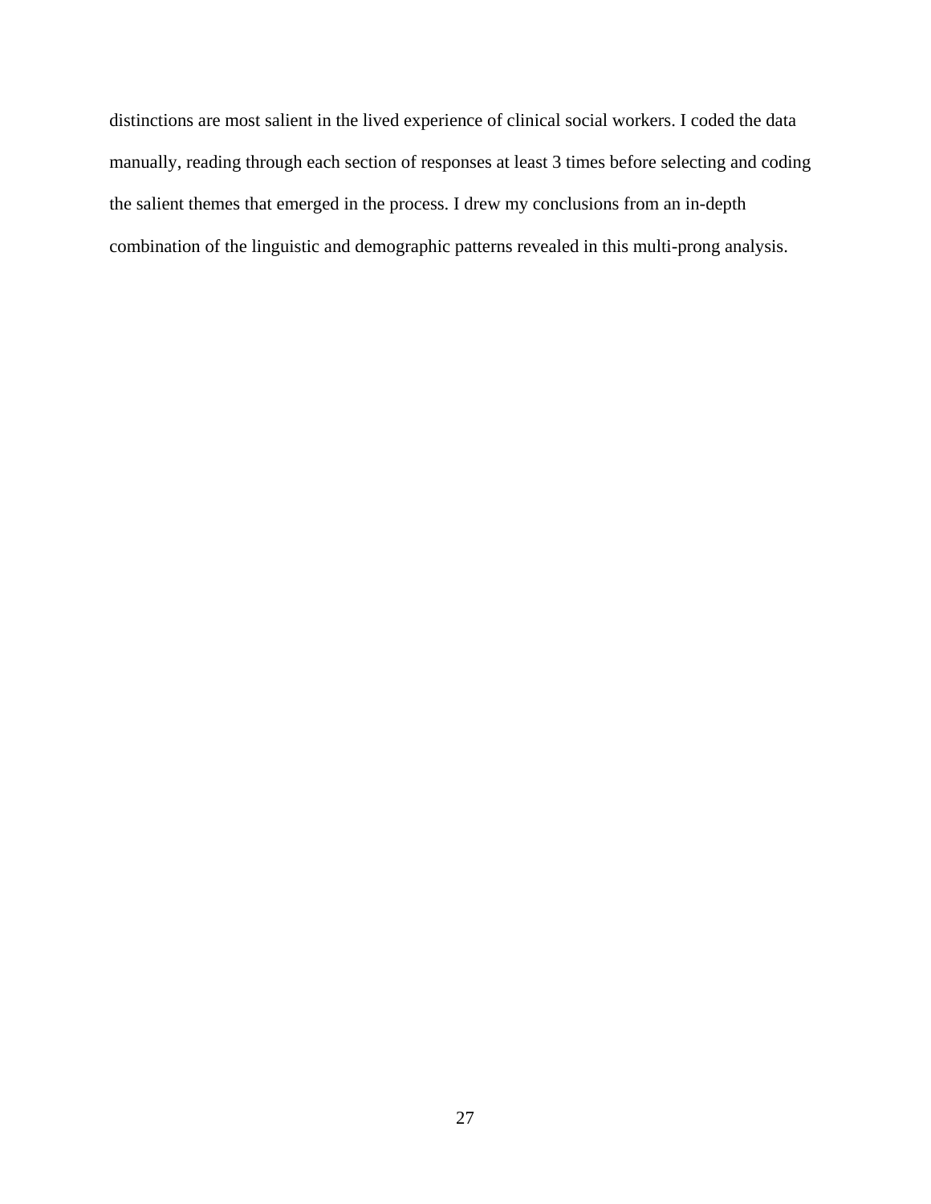distinctions are most salient in the lived experience of clinical social workers. I coded the data manually, reading through each section of responses at least 3 times before selecting and coding the salient themes that emerged in the process. I drew my conclusions from an in-depth combination of the linguistic and demographic patterns revealed in this multi-prong analysis.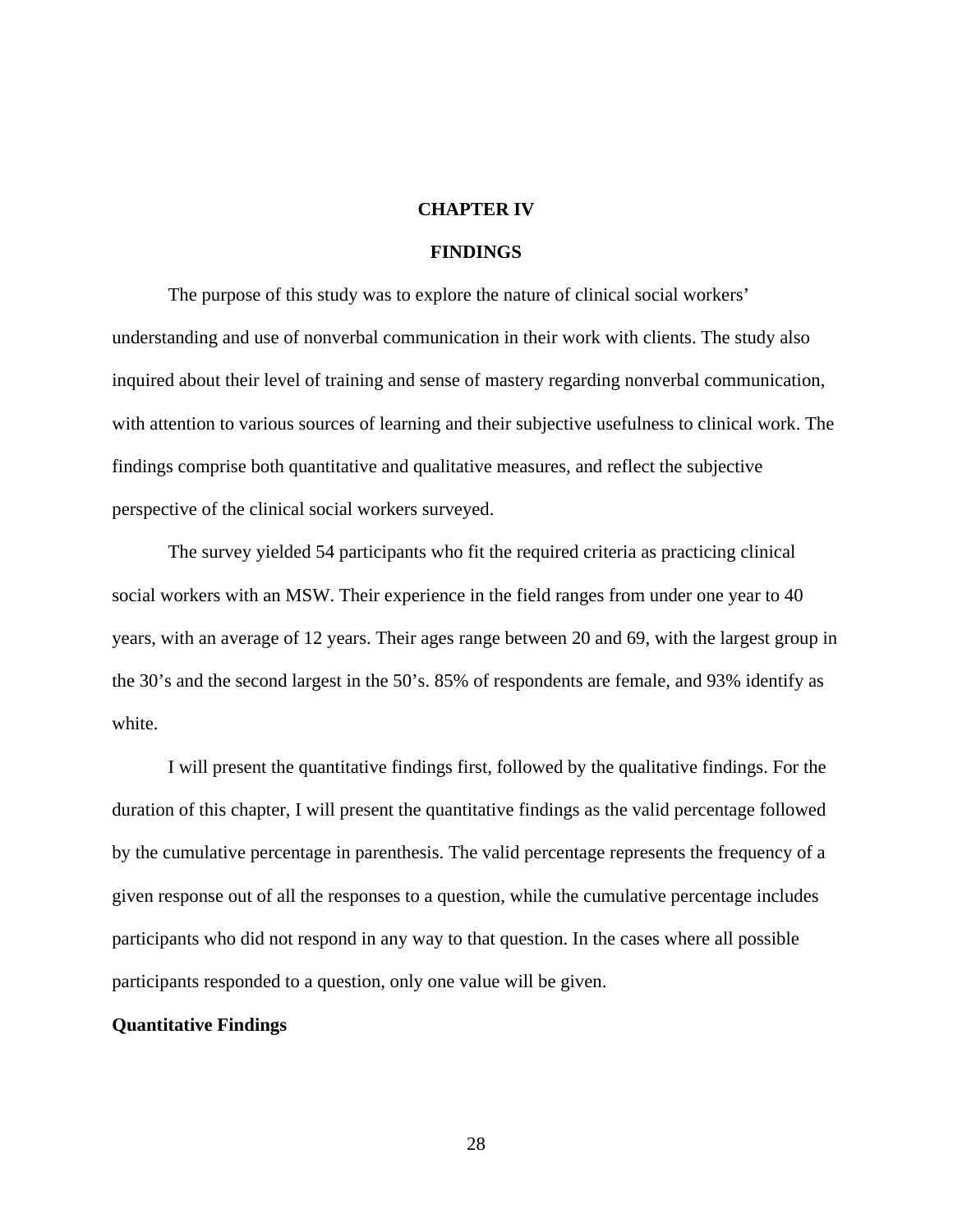# CHAPTER IV

## FINDINGS

The purpose of this study was to explore the nature of clinical social workers' understanding and use of nonverbal communication in their work with clients. The study also inquired about their level of training and sense of mastery regarding nonverbal communication, with attention to various sources of learning and their subjective usefulness to clinical work. The findings comprise both quantitative and qualitative measures, and reflect the subjective perspective of the clinical social workers surveyed.

The survey yielded 54 participants who fit the required criteria as practicing clinical social workers with an MSW. Their experience in the field ranges from under one year to 40 years, with an average of 12 years. Their ages range between 20 and 69, with the largest group in the 30's and the second largest in the 50's. 85% of respondents are female, and 93% identify as white.

I will present the quantitative findings first, followed by the qualitative findings. For the duration of this chapter, I will present the quantitative findings as the valid percentage followed by the cumulative percentage in parenthesis. The valid percentage represents the frequency of a given response out of all the responses to a question, while the cumulative percentage includes participants who did not respond in any way to that question. In the cases where all possible participants responded to a question, only one value will be given.

### Quantitative Findings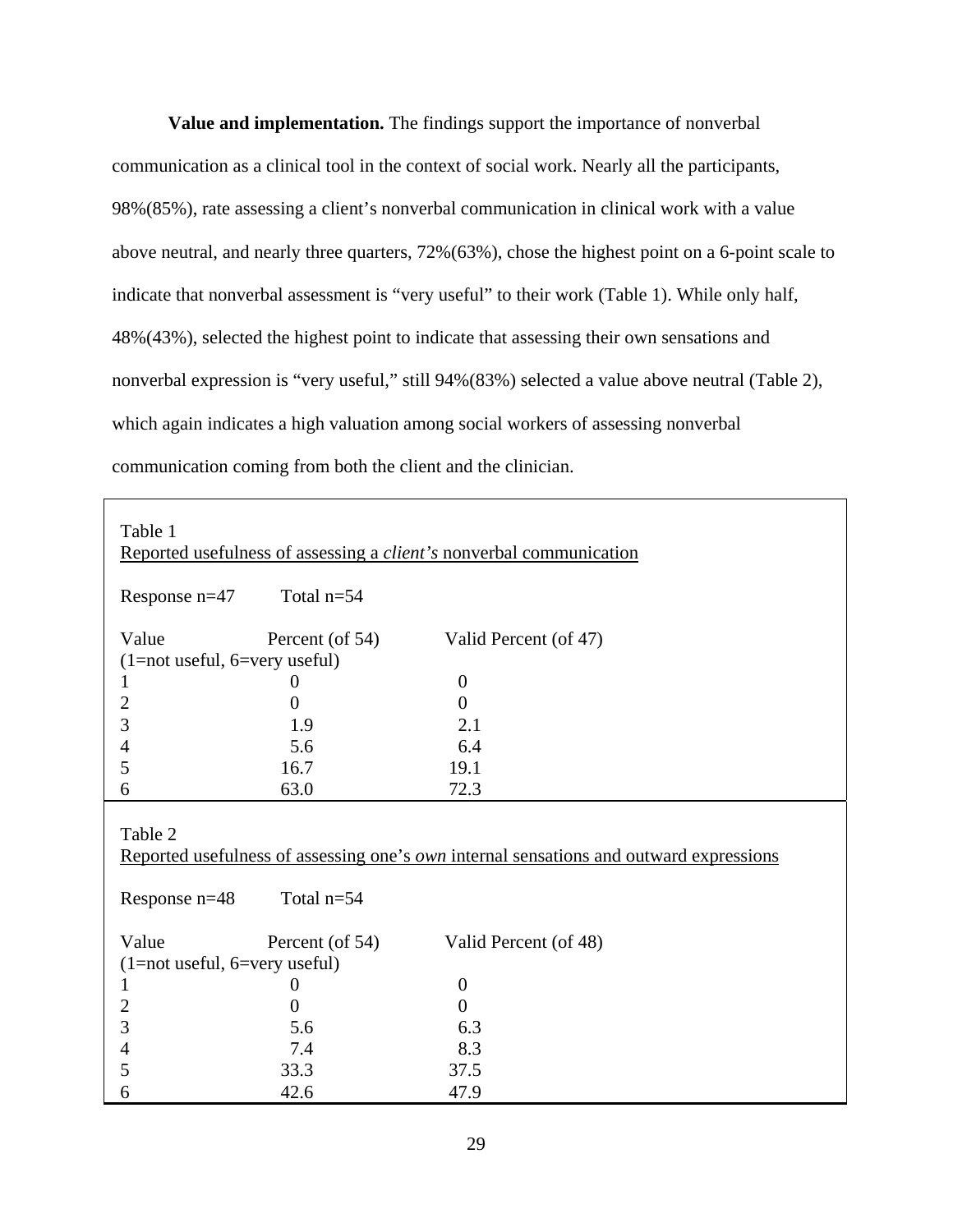**Value and implementation.** The findings support the importance of nonverbal communication as a clinical tool in the context of social work. Nearly all the participants, 98%(85%), rate assessing a client's nonverbal communication in clinical work with a value above neutral, and nearly three quarters, 72%(63%), chose the highest point on a 6-point scale to indicate that nonverbal assessment is "very useful" to their work (Table 1). While only half, 48%(43%), selected the highest point to indicate that assessing their own sensations and nonverbal expression is "very useful," still 94%(83%) selected a value above neutral (Table 2), which again indicates a high valuation among social workers of assessing nonverbal communication coming from both the client and the clinician.

Table 1
Reported usefulness of assessing a *client's* nonverbal communication

Response n=47 Total n=54

| Value (1=not useful, 6=very useful) | Percent (of 54) | Valid Percent (of 47) |
|---|---|---|
| 1 | 0 | 0 |
| 2 | 0 | 0 |
| 3 | 1.9 | 2.1 |
| 4 | 5.6 | 6.4 |
| 5 | 16.7 | 19.1 |
| 6 | 63.0 | 72.3 |

Table 2
Reported usefulness of assessing one's *own* internal sensations and outward expressions

Response n=48 Total n=54

| Value (1=not useful, 6=very useful) | Percent (of 54) | Valid Percent (of 48) |
|---|---|---|
| 1 | 0 | 0 |
| 2 | 0 | 0 |
| 3 | 5.6 | 6.3 |
| 4 | 7.4 | 8.3 |
| 5 | 33.3 | 37.5 |
| 6 | 42.6 | 47.9 |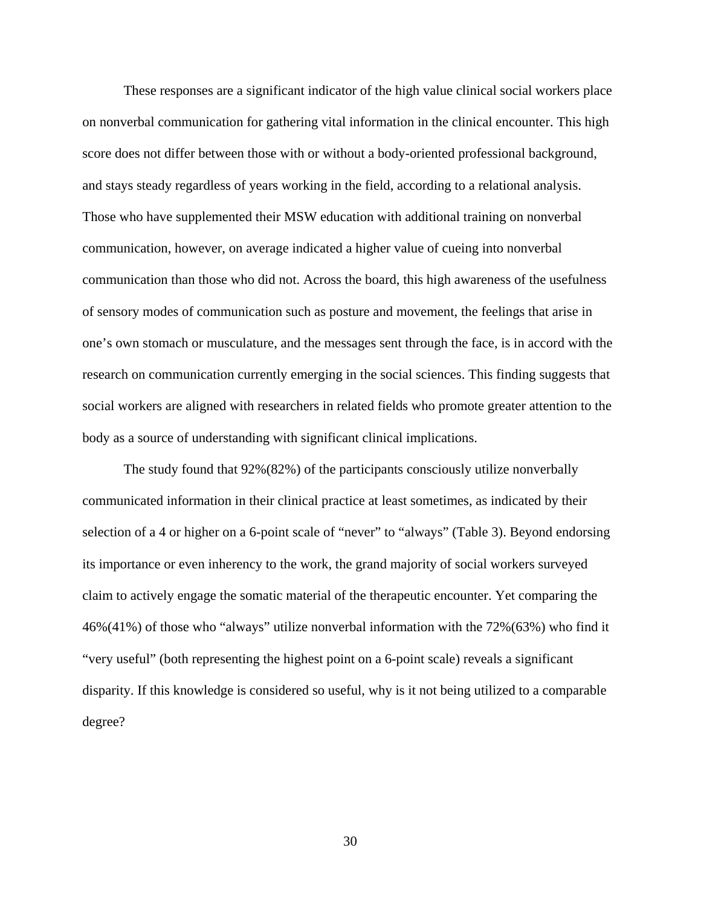These responses are a significant indicator of the high value clinical social workers place on nonverbal communication for gathering vital information in the clinical encounter. This high score does not differ between those with or without a body-oriented professional background, and stays steady regardless of years working in the field, according to a relational analysis. Those who have supplemented their MSW education with additional training on nonverbal communication, however, on average indicated a higher value of cueing into nonverbal communication than those who did not. Across the board, this high awareness of the usefulness of sensory modes of communication such as posture and movement, the feelings that arise in one's own stomach or musculature, and the messages sent through the face, is in accord with the research on communication currently emerging in the social sciences. This finding suggests that social workers are aligned with researchers in related fields who promote greater attention to the body as a source of understanding with significant clinical implications.

The study found that 92%(82%) of the participants consciously utilize nonverbally communicated information in their clinical practice at least sometimes, as indicated by their selection of a 4 or higher on a 6-point scale of "never" to "always" (Table 3). Beyond endorsing its importance or even inherency to the work, the grand majority of social workers surveyed claim to actively engage the somatic material of the therapeutic encounter. Yet comparing the 46%(41%) of those who "always" utilize nonverbal information with the 72%(63%) who find it "very useful" (both representing the highest point on a 6-point scale) reveals a significant disparity. If this knowledge is considered so useful, why is it not being utilized to a comparable degree?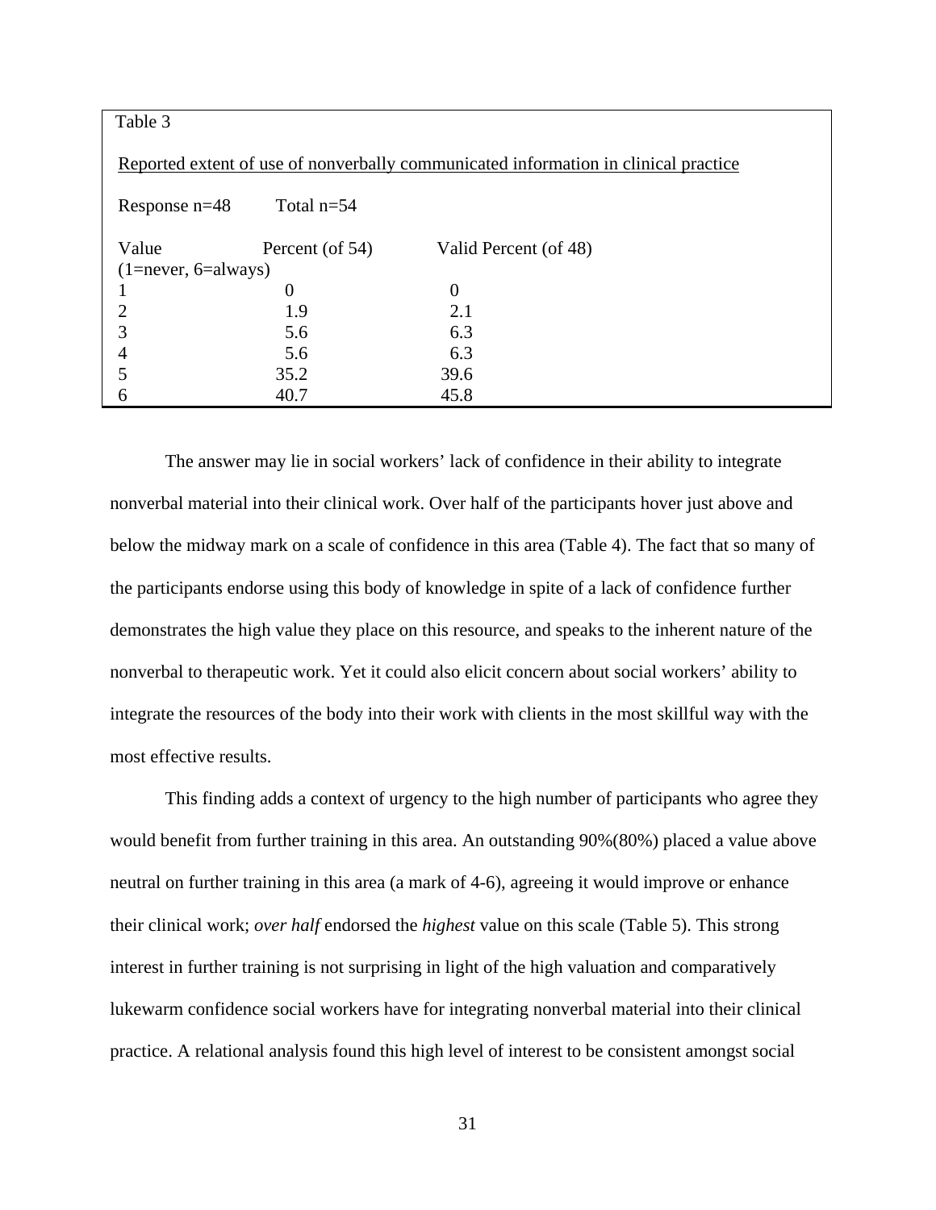Table 3

Reported extent of use of nonverbally communicated information in clinical practice

Response n=48    Total n=54

| Value (1=never, 6=always) | Percent (of 54) | Valid Percent (of 48) |
|---|---|---|
| 1 | 0 | 0 |
| 2 | 1.9 | 2.1 |
| 3 | 5.6 | 6.3 |
| 4 | 5.6 | 6.3 |
| 5 | 35.2 | 39.6 |
| 6 | 40.7 | 45.8 |

The answer may lie in social workers' lack of confidence in their ability to integrate nonverbal material into their clinical work. Over half of the participants hover just above and below the midway mark on a scale of confidence in this area (Table 4). The fact that so many of the participants endorse using this body of knowledge in spite of a lack of confidence further demonstrates the high value they place on this resource, and speaks to the inherent nature of the nonverbal to therapeutic work. Yet it could also elicit concern about social workers' ability to integrate the resources of the body into their work with clients in the most skillful way with the most effective results.

This finding adds a context of urgency to the high number of participants who agree they would benefit from further training in this area. An outstanding 90%(80%) placed a value above neutral on further training in this area (a mark of 4-6), agreeing it would improve or enhance their clinical work; *over half* endorsed the *highest* value on this scale (Table 5). This strong interest in further training is not surprising in light of the high valuation and comparatively lukewarm confidence social workers have for integrating nonverbal material into their clinical practice. A relational analysis found this high level of interest to be consistent amongst social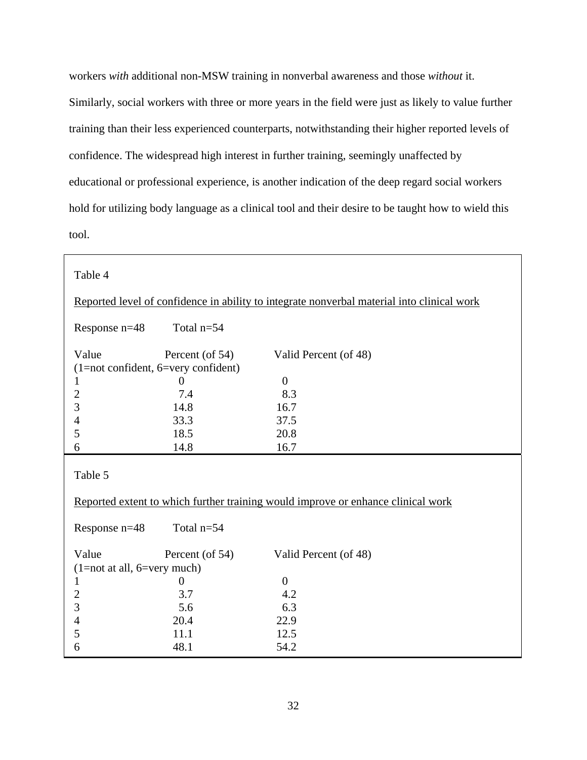workers *with* additional non-MSW training in nonverbal awareness and those *without* it. Similarly, social workers with three or more years in the field were just as likely to value further training than their less experienced counterparts, notwithstanding their higher reported levels of confidence. The widespread high interest in further training, seemingly unaffected by educational or professional experience, is another indication of the deep regard social workers hold for utilizing body language as a clinical tool and their desire to be taught how to wield this tool.

Table 4

Reported level of confidence in ability to integrate nonverbal material into clinical work

Response n=48 Total n=54

| Value (1=not confident, 6=very confident) | Percent (of 54) | Valid Percent (of 48) |
|---|---|---|
| 1 | 0 | 0 |
| 2 | 7.4 | 8.3 |
| 3 | 14.8 | 16.7 |
| 4 | 33.3 | 37.5 |
| 5 | 18.5 | 20.8 |
| 6 | 14.8 | 16.7 |

Table 5

Reported extent to which further training would improve or enhance clinical work

Response n=48 Total n=54

| Value (1=not at all, 6=very much) | Percent (of 54) | Valid Percent (of 48) |
|---|---|---|
| 1 | 0 | 0 |
| 2 | 3.7 | 4.2 |
| 3 | 5.6 | 6.3 |
| 4 | 20.4 | 22.9 |
| 5 | 11.1 | 12.5 |
| 6 | 48.1 | 54.2 |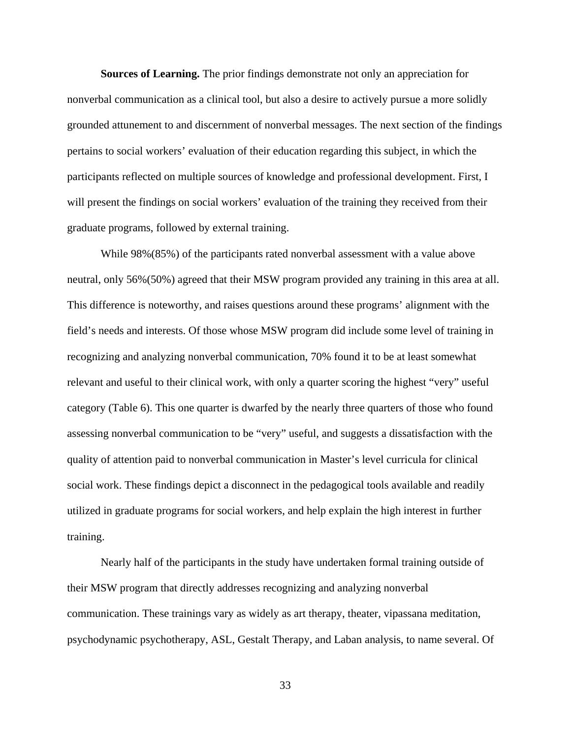**Sources of Learning.** The prior findings demonstrate not only an appreciation for nonverbal communication as a clinical tool, but also a desire to actively pursue a more solidly grounded attunement to and discernment of nonverbal messages. The next section of the findings pertains to social workers' evaluation of their education regarding this subject, in which the participants reflected on multiple sources of knowledge and professional development. First, I will present the findings on social workers' evaluation of the training they received from their graduate programs, followed by external training.

While 98%(85%) of the participants rated nonverbal assessment with a value above neutral, only 56%(50%) agreed that their MSW program provided any training in this area at all. This difference is noteworthy, and raises questions around these programs' alignment with the field's needs and interests. Of those whose MSW program did include some level of training in recognizing and analyzing nonverbal communication, 70% found it to be at least somewhat relevant and useful to their clinical work, with only a quarter scoring the highest "very" useful category (Table 6). This one quarter is dwarfed by the nearly three quarters of those who found assessing nonverbal communication to be "very" useful, and suggests a dissatisfaction with the quality of attention paid to nonverbal communication in Master's level curricula for clinical social work. These findings depict a disconnect in the pedagogical tools available and readily utilized in graduate programs for social workers, and help explain the high interest in further training.

Nearly half of the participants in the study have undertaken formal training outside of their MSW program that directly addresses recognizing and analyzing nonverbal communication. These trainings vary as widely as art therapy, theater, vipassana meditation, psychodynamic psychotherapy, ASL, Gestalt Therapy, and Laban analysis, to name several. Of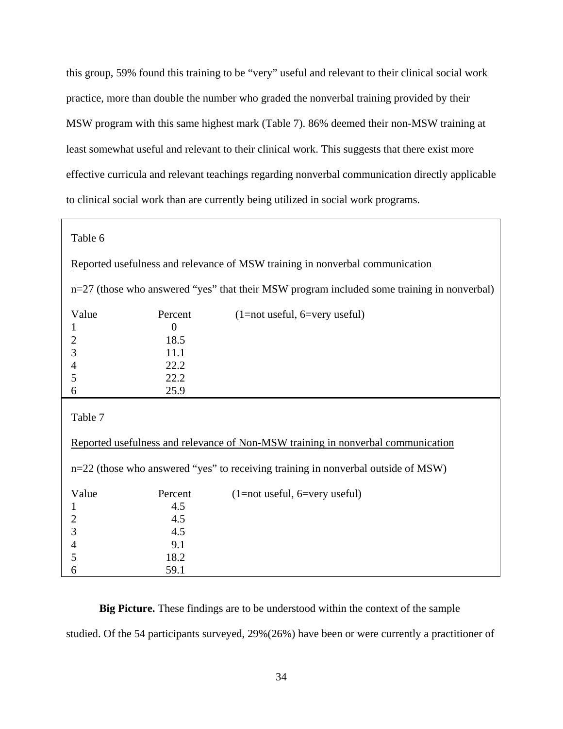this group, 59% found this training to be "very" useful and relevant to their clinical social work practice, more than double the number who graded the nonverbal training provided by their MSW program with this same highest mark (Table 7). 86% deemed their non-MSW training at least somewhat useful and relevant to their clinical work. This suggests that there exist more effective curricula and relevant teachings regarding nonverbal communication directly applicable to clinical social work than are currently being utilized in social work programs.

Table 6

Reported usefulness and relevance of MSW training in nonverbal communication

n=27 (those who answered "yes" that their MSW program included some training in nonverbal)

| Value | Percent | (1=not useful, 6=very useful) |
|---|---|---|
| 1 | 0 | |
| 2 | 18.5 | |
| 3 | 11.1 | |
| 4 | 22.2 | |
| 5 | 22.2 | |
| 6 | 25.9 | |

Table 7

Reported usefulness and relevance of Non-MSW training in nonverbal communication

n=22 (those who answered "yes" to receiving training in nonverbal outside of MSW)

| Value | Percent | (1=not useful, 6=very useful) |
|---|---|---|
| 1 | 4.5 | |
| 2 | 4.5 | |
| 3 | 4.5 | |
| 4 | 9.1 | |
| 5 | 18.2 | |
| 6 | 59.1 | |

**Big Picture.** These findings are to be understood within the context of the sample studied. Of the 54 participants surveyed, 29%(26%) have been or were currently a practitioner of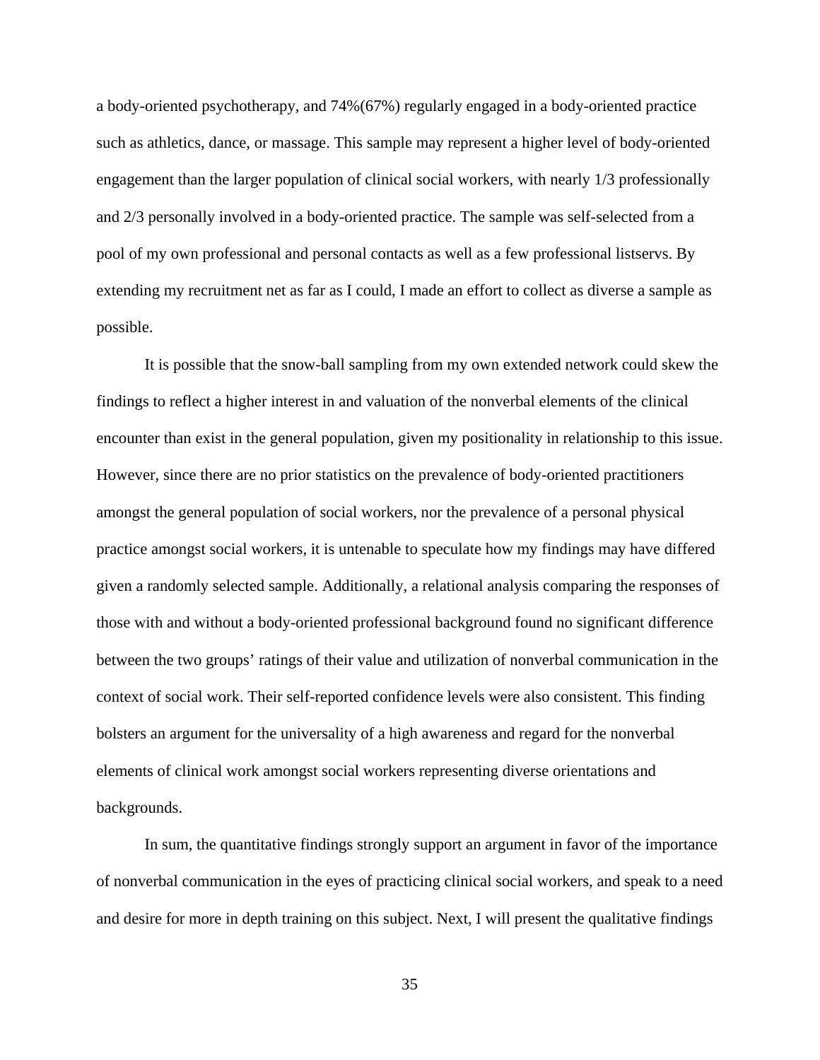a body-oriented psychotherapy, and 74%(67%) regularly engaged in a body-oriented practice such as athletics, dance, or massage. This sample may represent a higher level of body-oriented engagement than the larger population of clinical social workers, with nearly 1/3 professionally and 2/3 personally involved in a body-oriented practice. The sample was self-selected from a pool of my own professional and personal contacts as well as a few professional listservs. By extending my recruitment net as far as I could, I made an effort to collect as diverse a sample as possible.

It is possible that the snow-ball sampling from my own extended network could skew the findings to reflect a higher interest in and valuation of the nonverbal elements of the clinical encounter than exist in the general population, given my positionality in relationship to this issue. However, since there are no prior statistics on the prevalence of body-oriented practitioners amongst the general population of social workers, nor the prevalence of a personal physical practice amongst social workers, it is untenable to speculate how my findings may have differed given a randomly selected sample. Additionally, a relational analysis comparing the responses of those with and without a body-oriented professional background found no significant difference between the two groups' ratings of their value and utilization of nonverbal communication in the context of social work. Their self-reported confidence levels were also consistent. This finding bolsters an argument for the universality of a high awareness and regard for the nonverbal elements of clinical work amongst social workers representing diverse orientations and backgrounds.

In sum, the quantitative findings strongly support an argument in favor of the importance of nonverbal communication in the eyes of practicing clinical social workers, and speak to a need and desire for more in depth training on this subject. Next, I will present the qualitative findings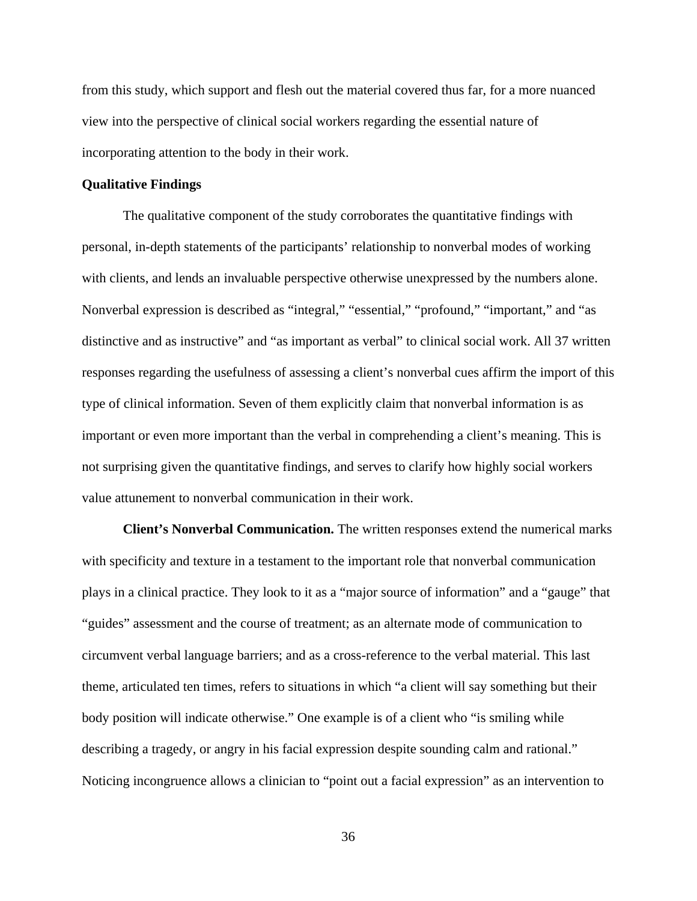from this study, which support and flesh out the material covered thus far, for a more nuanced view into the perspective of clinical social workers regarding the essential nature of incorporating attention to the body in their work.

### Qualitative Findings

The qualitative component of the study corroborates the quantitative findings with personal, in-depth statements of the participants' relationship to nonverbal modes of working with clients, and lends an invaluable perspective otherwise unexpressed by the numbers alone. Nonverbal expression is described as "integral," "essential," "profound," "important," and "as distinctive and as instructive" and "as important as verbal" to clinical social work. All 37 written responses regarding the usefulness of assessing a client's nonverbal cues affirm the import of this type of clinical information. Seven of them explicitly claim that nonverbal information is as important or even more important than the verbal in comprehending a client's meaning. This is not surprising given the quantitative findings, and serves to clarify how highly social workers value attunement to nonverbal communication in their work.

**Client's Nonverbal Communication.** The written responses extend the numerical marks with specificity and texture in a testament to the important role that nonverbal communication plays in a clinical practice. They look to it as a "major source of information" and a "gauge" that "guides" assessment and the course of treatment; as an alternate mode of communication to circumvent verbal language barriers; and as a cross-reference to the verbal material. This last theme, articulated ten times, refers to situations in which "a client will say something but their body position will indicate otherwise." One example is of a client who "is smiling while describing a tragedy, or angry in his facial expression despite sounding calm and rational." Noticing incongruence allows a clinician to "point out a facial expression" as an intervention to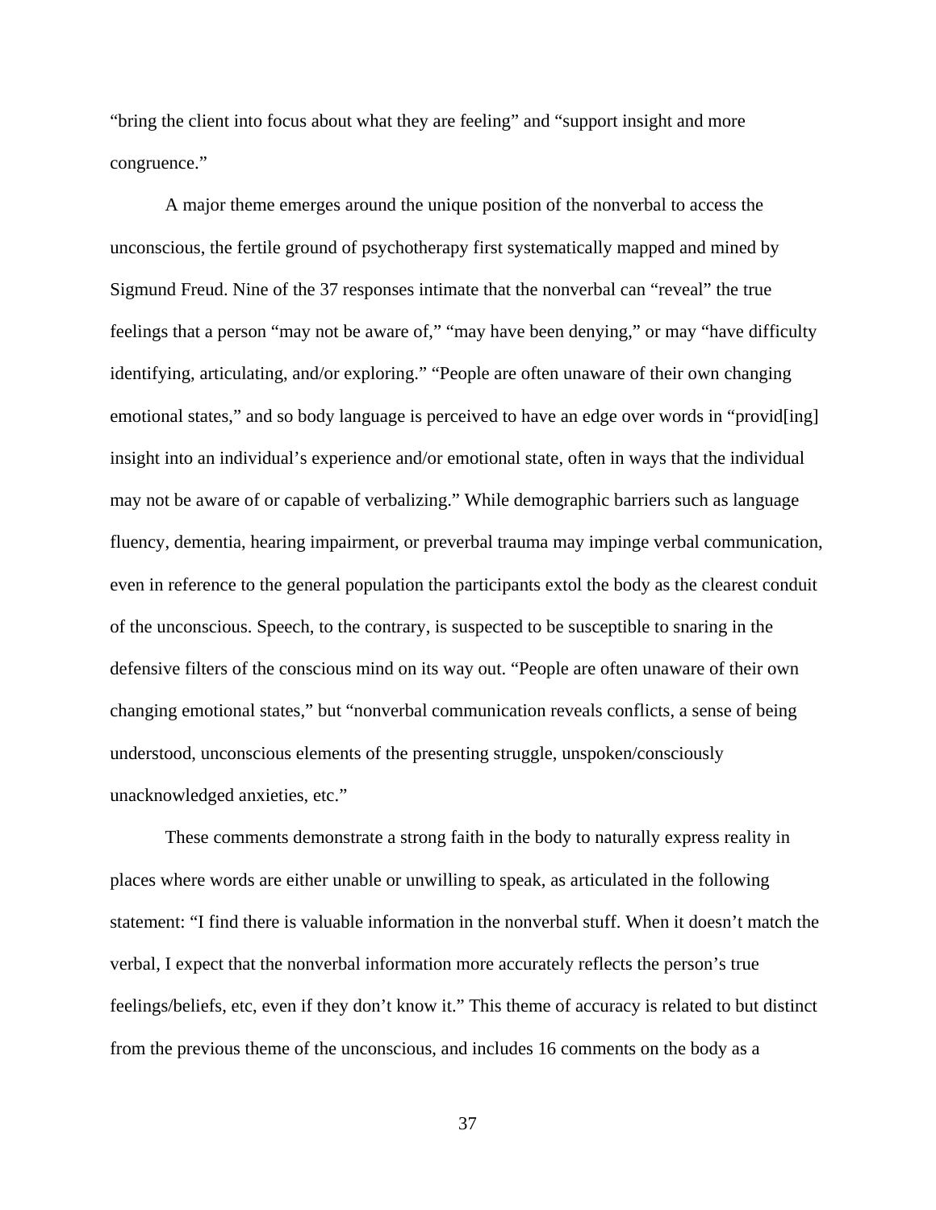“bring the client into focus about what they are feeling” and “support insight and more congruence.”

A major theme emerges around the unique position of the nonverbal to access the unconscious, the fertile ground of psychotherapy first systematically mapped and mined by Sigmund Freud. Nine of the 37 responses intimate that the nonverbal can “reveal” the true feelings that a person “may not be aware of,” “may have been denying,” or may “have difficulty identifying, articulating, and/or exploring.” “People are often unaware of their own changing emotional states,” and so body language is perceived to have an edge over words in “provid[ing] insight into an individual’s experience and/or emotional state, often in ways that the individual may not be aware of or capable of verbalizing.” While demographic barriers such as language fluency, dementia, hearing impairment, or preverbal trauma may impinge verbal communication, even in reference to the general population the participants extol the body as the clearest conduit of the unconscious. Speech, to the contrary, is suspected to be susceptible to snaring in the defensive filters of the conscious mind on its way out. “People are often unaware of their own changing emotional states,” but “nonverbal communication reveals conflicts, a sense of being understood, unconscious elements of the presenting struggle, unspoken/consciously unacknowledged anxieties, etc.”

These comments demonstrate a strong faith in the body to naturally express reality in places where words are either unable or unwilling to speak, as articulated in the following statement: “I find there is valuable information in the nonverbal stuff. When it doesn’t match the verbal, I expect that the nonverbal information more accurately reflects the person’s true feelings/beliefs, etc, even if they don’t know it.” This theme of accuracy is related to but distinct from the previous theme of the unconscious, and includes 16 comments on the body as a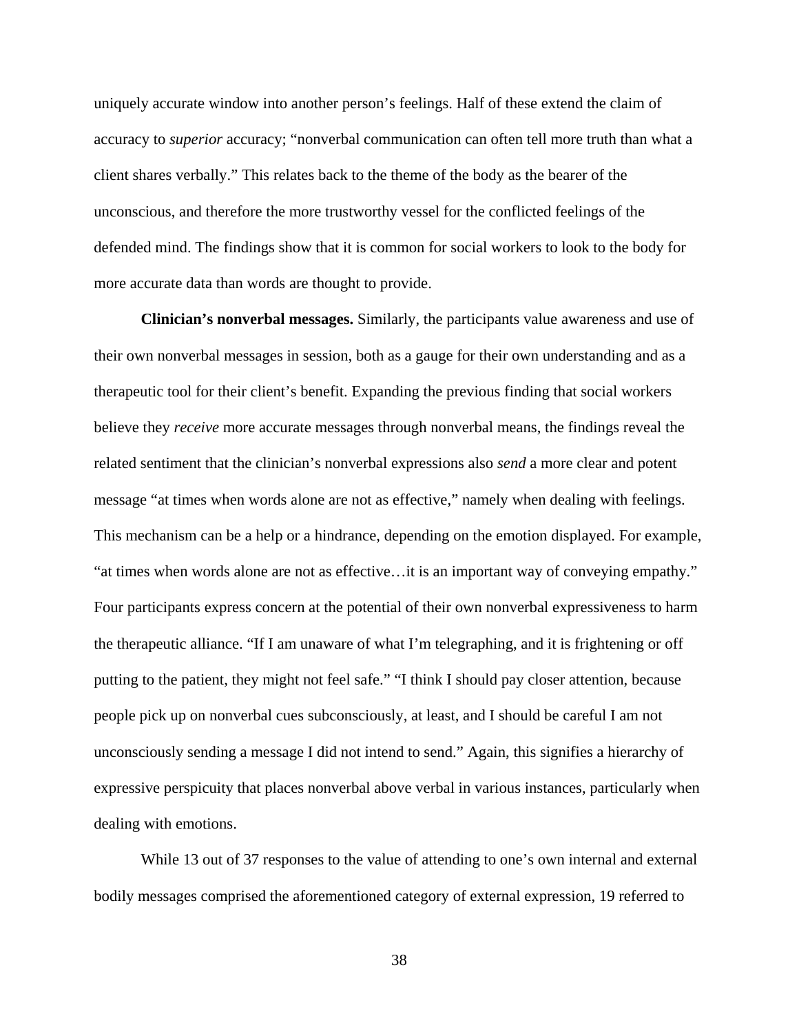uniquely accurate window into another person's feelings. Half of these extend the claim of accuracy to *superior* accuracy; "nonverbal communication can often tell more truth than what a client shares verbally." This relates back to the theme of the body as the bearer of the unconscious, and therefore the more trustworthy vessel for the conflicted feelings of the defended mind. The findings show that it is common for social workers to look to the body for more accurate data than words are thought to provide.

**Clinician's nonverbal messages.** Similarly, the participants value awareness and use of their own nonverbal messages in session, both as a gauge for their own understanding and as a therapeutic tool for their client's benefit. Expanding the previous finding that social workers believe they *receive* more accurate messages through nonverbal means, the findings reveal the related sentiment that the clinician's nonverbal expressions also *send* a more clear and potent message "at times when words alone are not as effective," namely when dealing with feelings. This mechanism can be a help or a hindrance, depending on the emotion displayed. For example, "at times when words alone are not as effective…it is an important way of conveying empathy." Four participants express concern at the potential of their own nonverbal expressiveness to harm the therapeutic alliance. "If I am unaware of what I'm telegraphing, and it is frightening or off putting to the patient, they might not feel safe." "I think I should pay closer attention, because people pick up on nonverbal cues subconsciously, at least, and I should be careful I am not unconsciously sending a message I did not intend to send." Again, this signifies a hierarchy of expressive perspicuity that places nonverbal above verbal in various instances, particularly when dealing with emotions.

While 13 out of 37 responses to the value of attending to one's own internal and external bodily messages comprised the aforementioned category of external expression, 19 referred to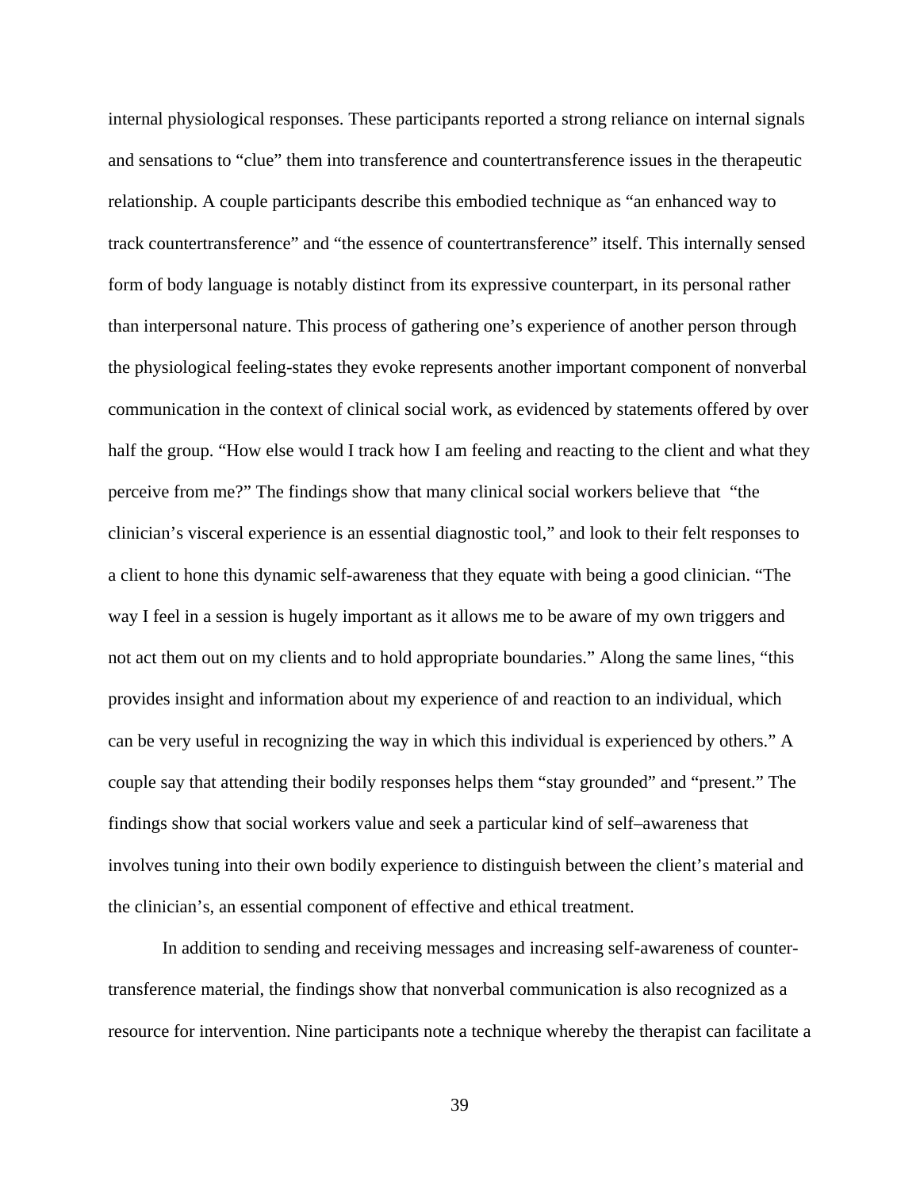internal physiological responses. These participants reported a strong reliance on internal signals and sensations to "clue" them into transference and countertransference issues in the therapeutic relationship. A couple participants describe this embodied technique as "an enhanced way to track countertransference" and "the essence of countertransference" itself. This internally sensed form of body language is notably distinct from its expressive counterpart, in its personal rather than interpersonal nature. This process of gathering one's experience of another person through the physiological feeling-states they evoke represents another important component of nonverbal communication in the context of clinical social work, as evidenced by statements offered by over half the group. "How else would I track how I am feeling and reacting to the client and what they perceive from me?" The findings show that many clinical social workers believe that "the clinician's visceral experience is an essential diagnostic tool," and look to their felt responses to a client to hone this dynamic self-awareness that they equate with being a good clinician. "The way I feel in a session is hugely important as it allows me to be aware of my own triggers and not act them out on my clients and to hold appropriate boundaries." Along the same lines, "this provides insight and information about my experience of and reaction to an individual, which can be very useful in recognizing the way in which this individual is experienced by others." A couple say that attending their bodily responses helps them "stay grounded" and "present." The findings show that social workers value and seek a particular kind of self–awareness that involves tuning into their own bodily experience to distinguish between the client's material and the clinician's, an essential component of effective and ethical treatment.

In addition to sending and receiving messages and increasing self-awareness of counter-transference material, the findings show that nonverbal communication is also recognized as a resource for intervention. Nine participants note a technique whereby the therapist can facilitate a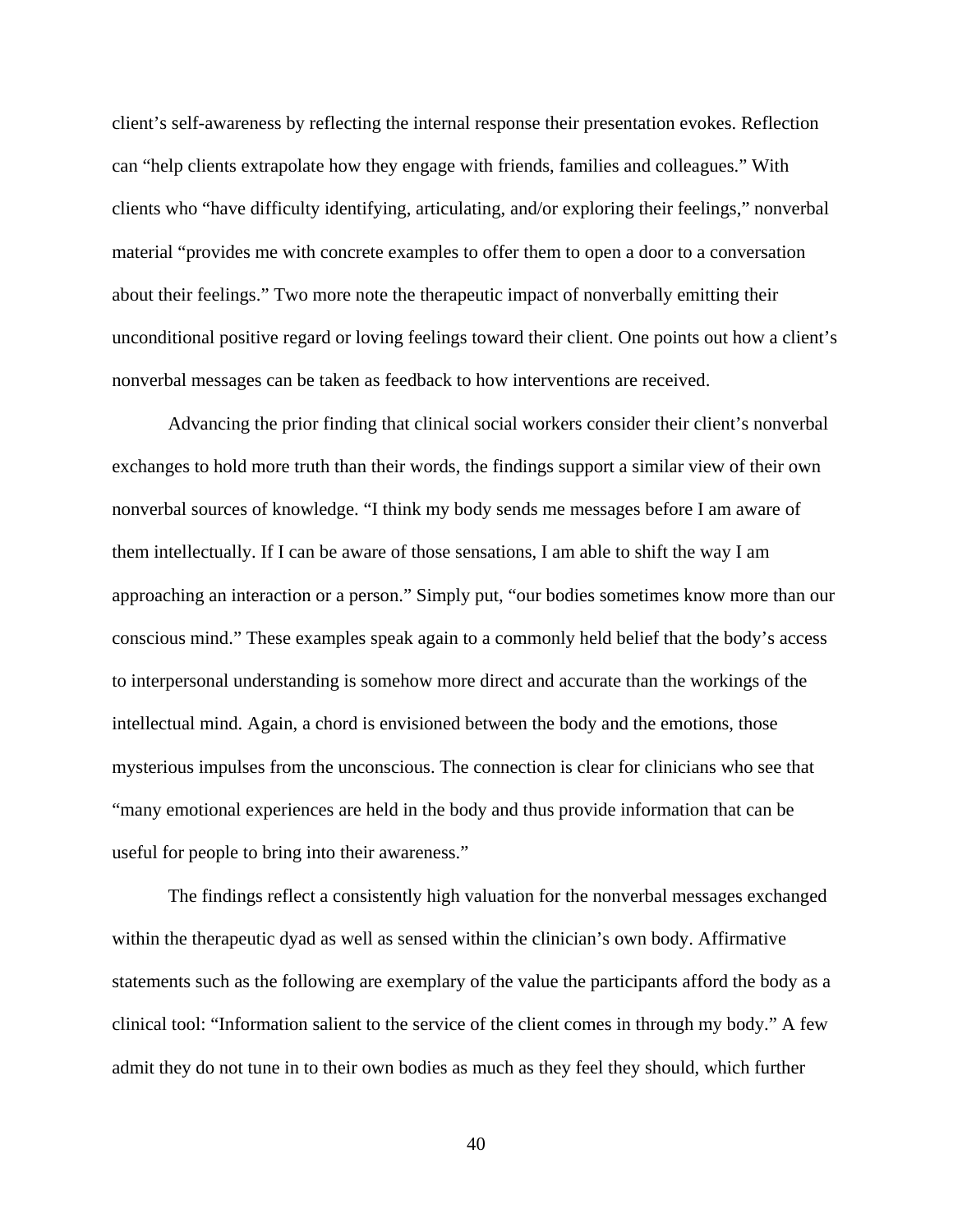client's self-awareness by reflecting the internal response their presentation evokes. Reflection can "help clients extrapolate how they engage with friends, families and colleagues." With clients who "have difficulty identifying, articulating, and/or exploring their feelings," nonverbal material "provides me with concrete examples to offer them to open a door to a conversation about their feelings." Two more note the therapeutic impact of nonverbally emitting their unconditional positive regard or loving feelings toward their client. One points out how a client's nonverbal messages can be taken as feedback to how interventions are received.

Advancing the prior finding that clinical social workers consider their client's nonverbal exchanges to hold more truth than their words, the findings support a similar view of their own nonverbal sources of knowledge. "I think my body sends me messages before I am aware of them intellectually. If I can be aware of those sensations, I am able to shift the way I am approaching an interaction or a person." Simply put, "our bodies sometimes know more than our conscious mind." These examples speak again to a commonly held belief that the body's access to interpersonal understanding is somehow more direct and accurate than the workings of the intellectual mind. Again, a chord is envisioned between the body and the emotions, those mysterious impulses from the unconscious. The connection is clear for clinicians who see that "many emotional experiences are held in the body and thus provide information that can be useful for people to bring into their awareness."

The findings reflect a consistently high valuation for the nonverbal messages exchanged within the therapeutic dyad as well as sensed within the clinician's own body. Affirmative statements such as the following are exemplary of the value the participants afford the body as a clinical tool: "Information salient to the service of the client comes in through my body." A few admit they do not tune in to their own bodies as much as they feel they should, which further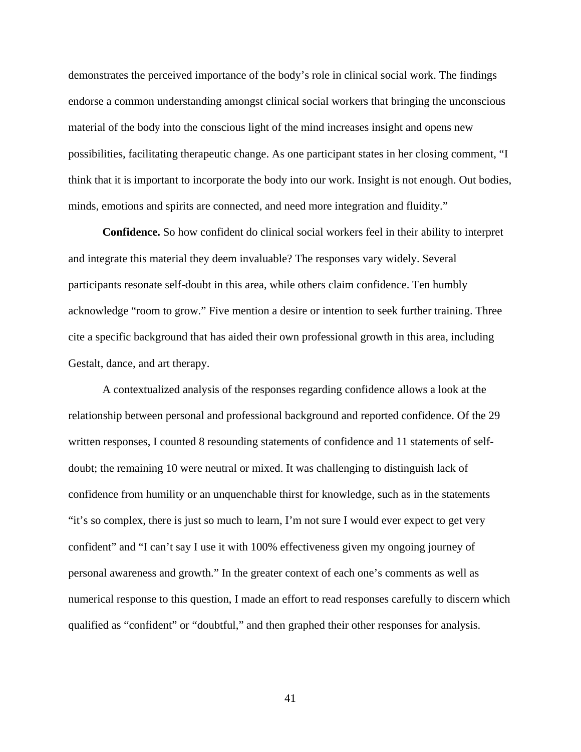demonstrates the perceived importance of the body's role in clinical social work. The findings endorse a common understanding amongst clinical social workers that bringing the unconscious material of the body into the conscious light of the mind increases insight and opens new possibilities, facilitating therapeutic change. As one participant states in her closing comment, "I think that it is important to incorporate the body into our work. Insight is not enough. Out bodies, minds, emotions and spirits are connected, and need more integration and fluidity."

**Confidence.** So how confident do clinical social workers feel in their ability to interpret and integrate this material they deem invaluable? The responses vary widely. Several participants resonate self-doubt in this area, while others claim confidence. Ten humbly acknowledge "room to grow." Five mention a desire or intention to seek further training. Three cite a specific background that has aided their own professional growth in this area, including Gestalt, dance, and art therapy.

A contextualized analysis of the responses regarding confidence allows a look at the relationship between personal and professional background and reported confidence. Of the 29 written responses, I counted 8 resounding statements of confidence and 11 statements of self-doubt; the remaining 10 were neutral or mixed. It was challenging to distinguish lack of confidence from humility or an unquenchable thirst for knowledge, such as in the statements "it's so complex, there is just so much to learn, I'm not sure I would ever expect to get very confident" and "I can't say I use it with 100% effectiveness given my ongoing journey of personal awareness and growth." In the greater context of each one's comments as well as numerical response to this question, I made an effort to read responses carefully to discern which qualified as "confident" or "doubtful," and then graphed their other responses for analysis.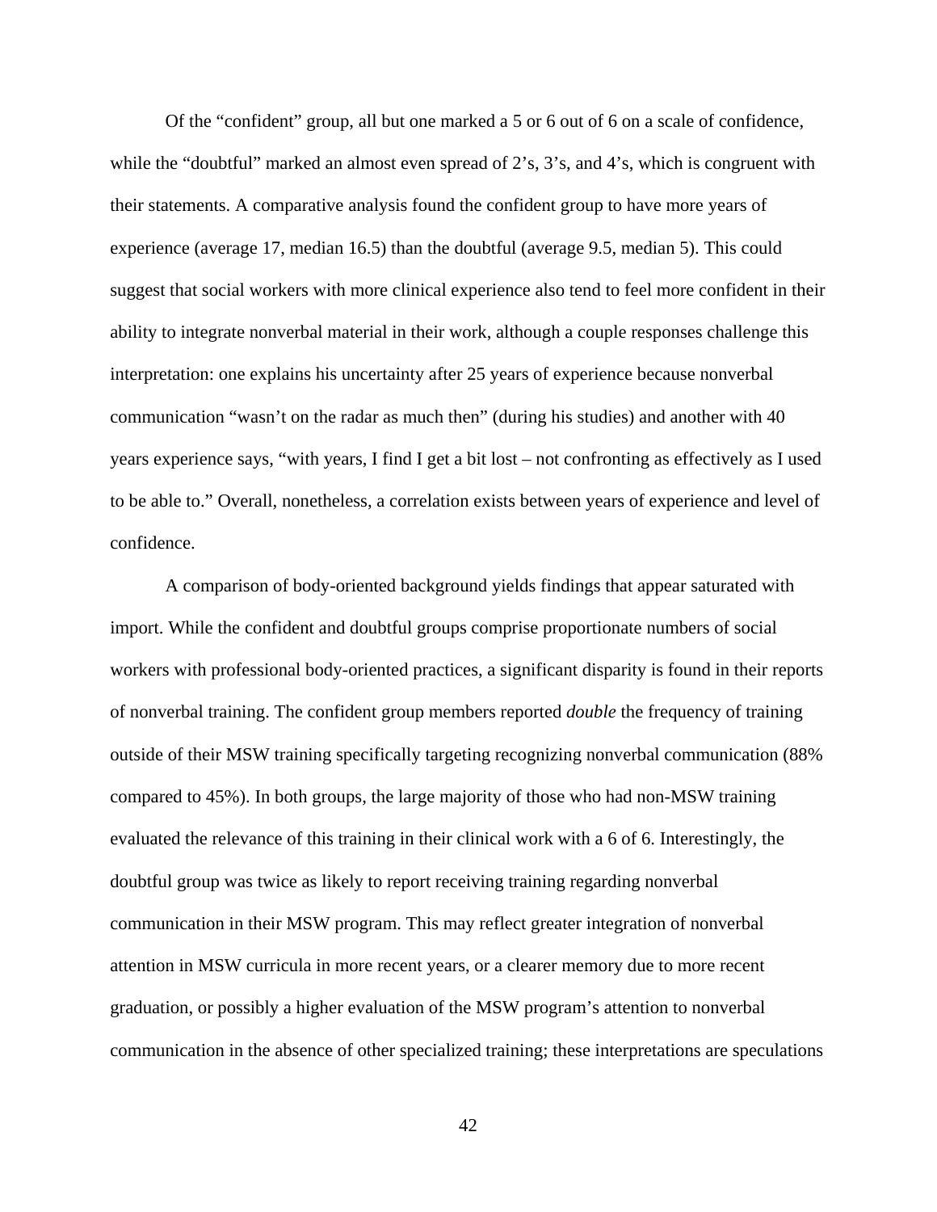Of the "confident" group, all but one marked a 5 or 6 out of 6 on a scale of confidence, while the "doubtful" marked an almost even spread of 2's, 3's, and 4's, which is congruent with their statements. A comparative analysis found the confident group to have more years of experience (average 17, median 16.5) than the doubtful (average 9.5, median 5). This could suggest that social workers with more clinical experience also tend to feel more confident in their ability to integrate nonverbal material in their work, although a couple responses challenge this interpretation: one explains his uncertainty after 25 years of experience because nonverbal communication "wasn't on the radar as much then" (during his studies) and another with 40 years experience says, "with years, I find I get a bit lost – not confronting as effectively as I used to be able to." Overall, nonetheless, a correlation exists between years of experience and level of confidence.

A comparison of body-oriented background yields findings that appear saturated with import. While the confident and doubtful groups comprise proportionate numbers of social workers with professional body-oriented practices, a significant disparity is found in their reports of nonverbal training. The confident group members reported *double* the frequency of training outside of their MSW training specifically targeting recognizing nonverbal communication (88% compared to 45%). In both groups, the large majority of those who had non-MSW training evaluated the relevance of this training in their clinical work with a 6 of 6. Interestingly, the doubtful group was twice as likely to report receiving training regarding nonverbal communication in their MSW program. This may reflect greater integration of nonverbal attention in MSW curricula in more recent years, or a clearer memory due to more recent graduation, or possibly a higher evaluation of the MSW program's attention to nonverbal communication in the absence of other specialized training; these interpretations are speculations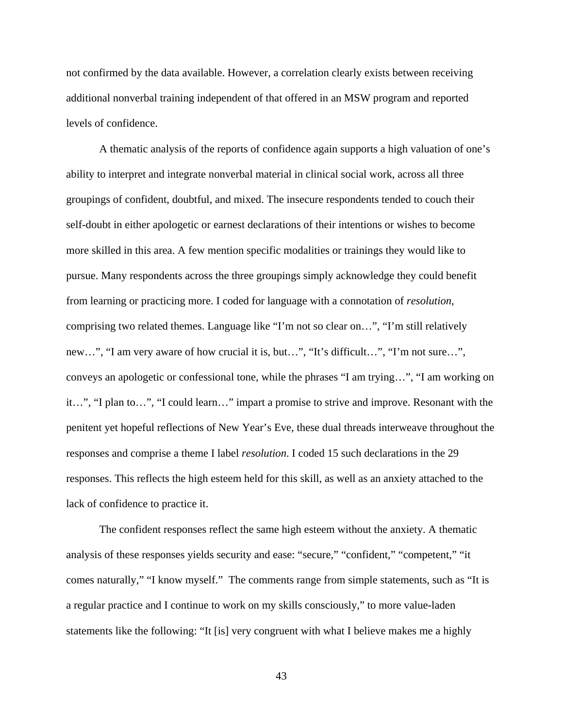not confirmed by the data available. However, a correlation clearly exists between receiving additional nonverbal training independent of that offered in an MSW program and reported levels of confidence.

A thematic analysis of the reports of confidence again supports a high valuation of one's ability to interpret and integrate nonverbal material in clinical social work, across all three groupings of confident, doubtful, and mixed. The insecure respondents tended to couch their self-doubt in either apologetic or earnest declarations of their intentions or wishes to become more skilled in this area. A few mention specific modalities or trainings they would like to pursue. Many respondents across the three groupings simply acknowledge they could benefit from learning or practicing more. I coded for language with a connotation of *resolution*, comprising two related themes. Language like "I'm not so clear on…", "I'm still relatively new…", "I am very aware of how crucial it is, but…", "It's difficult…", "I'm not sure…", conveys an apologetic or confessional tone, while the phrases "I am trying…", "I am working on it…", "I plan to…", "I could learn…" impart a promise to strive and improve. Resonant with the penitent yet hopeful reflections of New Year's Eve, these dual threads interweave throughout the responses and comprise a theme I label *resolution*. I coded 15 such declarations in the 29 responses. This reflects the high esteem held for this skill, as well as an anxiety attached to the lack of confidence to practice it.

The confident responses reflect the same high esteem without the anxiety. A thematic analysis of these responses yields security and ease: "secure," "confident," "competent," "it comes naturally," "I know myself." The comments range from simple statements, such as "It is a regular practice and I continue to work on my skills consciously," to more value-laden statements like the following: "It [is] very congruent with what I believe makes me a highly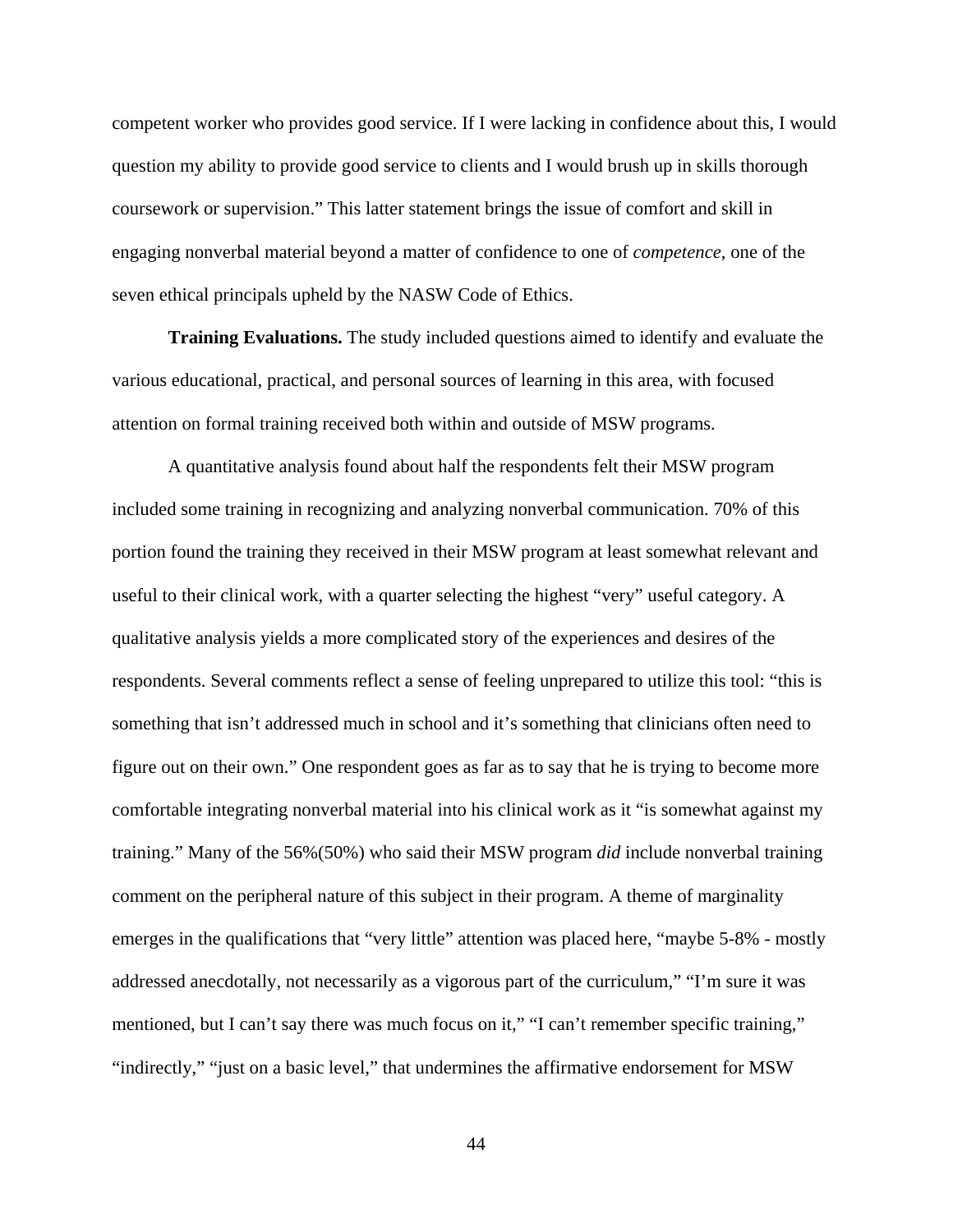competent worker who provides good service. If I were lacking in confidence about this, I would question my ability to provide good service to clients and I would brush up in skills thorough coursework or supervision." This latter statement brings the issue of comfort and skill in engaging nonverbal material beyond a matter of confidence to one of *competence*, one of the seven ethical principals upheld by the NASW Code of Ethics.

**Training Evaluations.** The study included questions aimed to identify and evaluate the various educational, practical, and personal sources of learning in this area, with focused attention on formal training received both within and outside of MSW programs.

A quantitative analysis found about half the respondents felt their MSW program included some training in recognizing and analyzing nonverbal communication. 70% of this portion found the training they received in their MSW program at least somewhat relevant and useful to their clinical work, with a quarter selecting the highest "very" useful category. A qualitative analysis yields a more complicated story of the experiences and desires of the respondents. Several comments reflect a sense of feeling unprepared to utilize this tool: "this is something that isn't addressed much in school and it's something that clinicians often need to figure out on their own." One respondent goes as far as to say that he is trying to become more comfortable integrating nonverbal material into his clinical work as it "is somewhat against my training." Many of the 56%(50%) who said their MSW program *did* include nonverbal training comment on the peripheral nature of this subject in their program. A theme of marginality emerges in the qualifications that "very little" attention was placed here, "maybe 5-8% - mostly addressed anecdotally, not necessarily as a vigorous part of the curriculum," "I'm sure it was mentioned, but I can't say there was much focus on it," "I can't remember specific training," "indirectly," "just on a basic level," that undermines the affirmative endorsement for MSW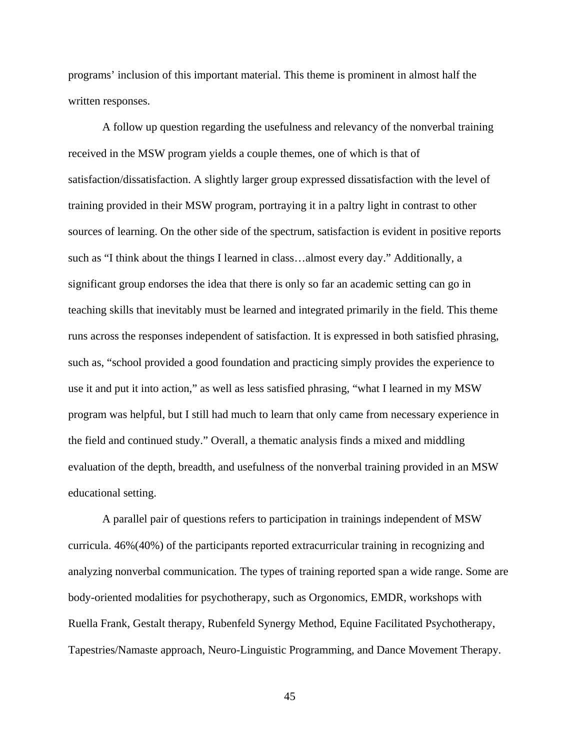programs' inclusion of this important material. This theme is prominent in almost half the written responses.

A follow up question regarding the usefulness and relevancy of the nonverbal training received in the MSW program yields a couple themes, one of which is that of satisfaction/dissatisfaction. A slightly larger group expressed dissatisfaction with the level of training provided in their MSW program, portraying it in a paltry light in contrast to other sources of learning. On the other side of the spectrum, satisfaction is evident in positive reports such as "I think about the things I learned in class…almost every day." Additionally, a significant group endorses the idea that there is only so far an academic setting can go in teaching skills that inevitably must be learned and integrated primarily in the field. This theme runs across the responses independent of satisfaction. It is expressed in both satisfied phrasing, such as, "school provided a good foundation and practicing simply provides the experience to use it and put it into action," as well as less satisfied phrasing, "what I learned in my MSW program was helpful, but I still had much to learn that only came from necessary experience in the field and continued study." Overall, a thematic analysis finds a mixed and middling evaluation of the depth, breadth, and usefulness of the nonverbal training provided in an MSW educational setting.

A parallel pair of questions refers to participation in trainings independent of MSW curricula. 46%(40%) of the participants reported extracurricular training in recognizing and analyzing nonverbal communication. The types of training reported span a wide range. Some are body-oriented modalities for psychotherapy, such as Orgonomics, EMDR, workshops with Ruella Frank, Gestalt therapy, Rubenfeld Synergy Method, Equine Facilitated Psychotherapy, Tapestries/Namaste approach, Neuro-Linguistic Programming, and Dance Movement Therapy.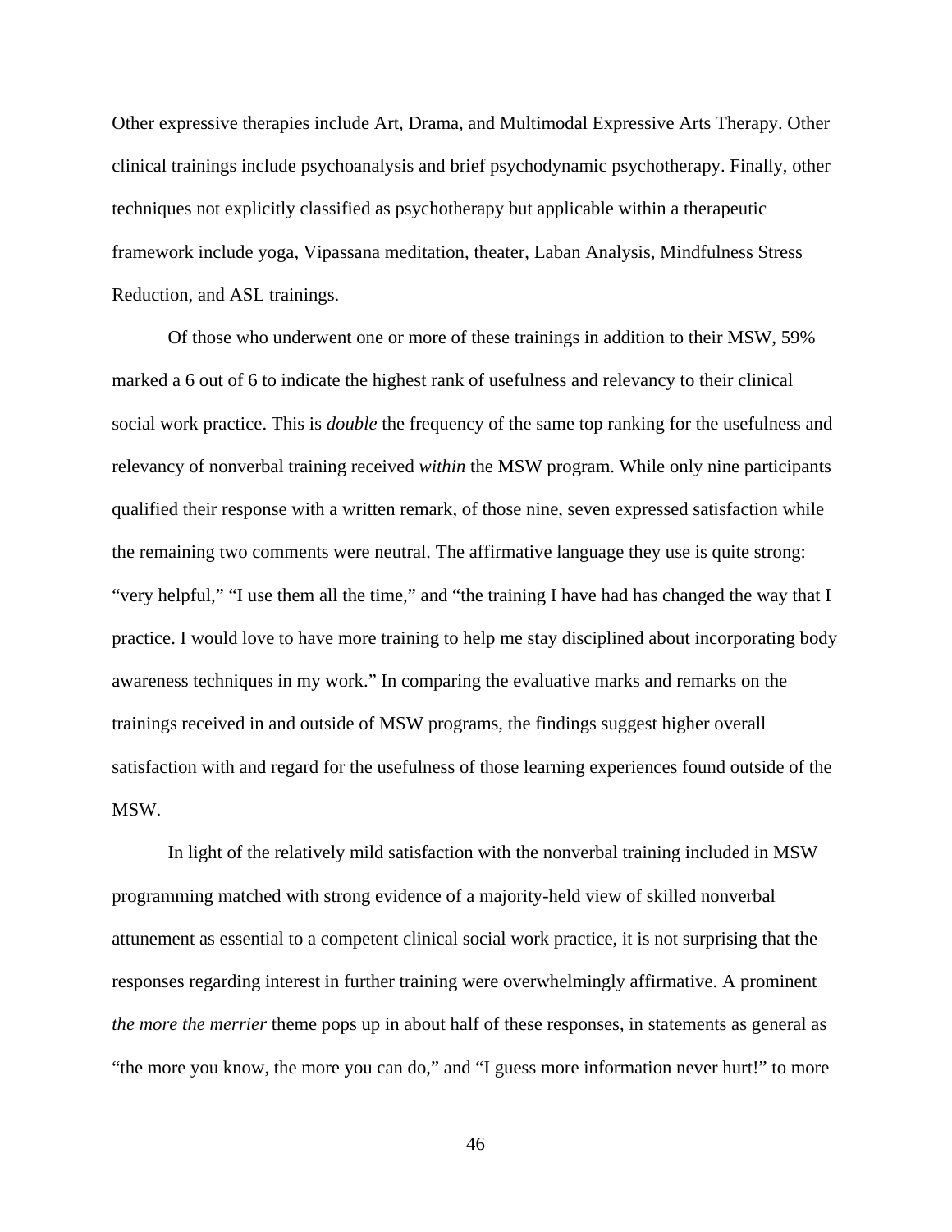Other expressive therapies include Art, Drama, and Multimodal Expressive Arts Therapy. Other clinical trainings include psychoanalysis and brief psychodynamic psychotherapy. Finally, other techniques not explicitly classified as psychotherapy but applicable within a therapeutic framework include yoga, Vipassana meditation, theater, Laban Analysis, Mindfulness Stress Reduction, and ASL trainings.

Of those who underwent one or more of these trainings in addition to their MSW, 59% marked a 6 out of 6 to indicate the highest rank of usefulness and relevancy to their clinical social work practice. This is *double* the frequency of the same top ranking for the usefulness and relevancy of nonverbal training received *within* the MSW program. While only nine participants qualified their response with a written remark, of those nine, seven expressed satisfaction while the remaining two comments were neutral. The affirmative language they use is quite strong: "very helpful," "I use them all the time," and "the training I have had has changed the way that I practice. I would love to have more training to help me stay disciplined about incorporating body awareness techniques in my work." In comparing the evaluative marks and remarks on the trainings received in and outside of MSW programs, the findings suggest higher overall satisfaction with and regard for the usefulness of those learning experiences found outside of the MSW.

In light of the relatively mild satisfaction with the nonverbal training included in MSW programming matched with strong evidence of a majority-held view of skilled nonverbal attunement as essential to a competent clinical social work practice, it is not surprising that the responses regarding interest in further training were overwhelmingly affirmative. A prominent *the more the merrier* theme pops up in about half of these responses, in statements as general as "the more you know, the more you can do," and "I guess more information never hurt!" to more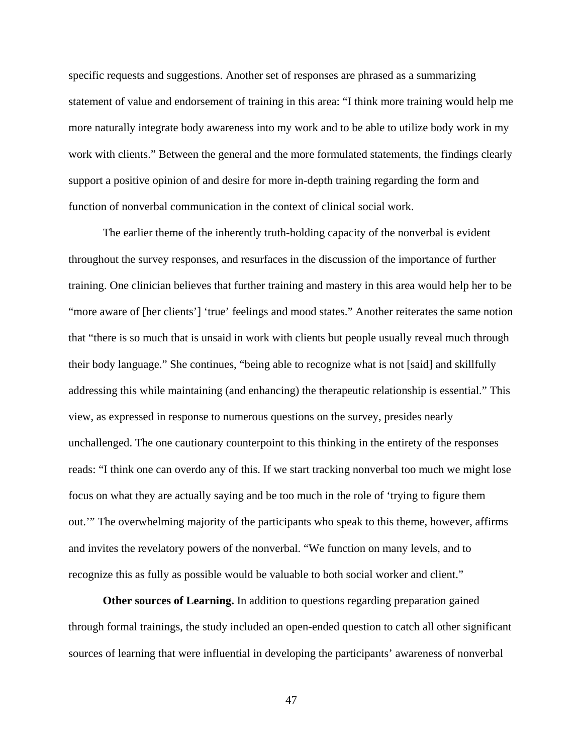specific requests and suggestions. Another set of responses are phrased as a summarizing statement of value and endorsement of training in this area: “I think more training would help me more naturally integrate body awareness into my work and to be able to utilize body work in my work with clients.” Between the general and the more formulated statements, the findings clearly support a positive opinion of and desire for more in-depth training regarding the form and function of nonverbal communication in the context of clinical social work.

The earlier theme of the inherently truth-holding capacity of the nonverbal is evident throughout the survey responses, and resurfaces in the discussion of the importance of further training. One clinician believes that further training and mastery in this area would help her to be “more aware of [her clients’] ‘true’ feelings and mood states.” Another reiterates the same notion that “there is so much that is unsaid in work with clients but people usually reveal much through their body language.” She continues, “being able to recognize what is not [said] and skillfully addressing this while maintaining (and enhancing) the therapeutic relationship is essential.” This view, as expressed in response to numerous questions on the survey, presides nearly unchallenged. The one cautionary counterpoint to this thinking in the entirety of the responses reads: “I think one can overdo any of this. If we start tracking nonverbal too much we might lose focus on what they are actually saying and be too much in the role of ‘trying to figure them out.’” The overwhelming majority of the participants who speak to this theme, however, affirms and invites the revelatory powers of the nonverbal. “We function on many levels, and to recognize this as fully as possible would be valuable to both social worker and client.”

**Other sources of Learning.** In addition to questions regarding preparation gained through formal trainings, the study included an open-ended question to catch all other significant sources of learning that were influential in developing the participants’ awareness of nonverbal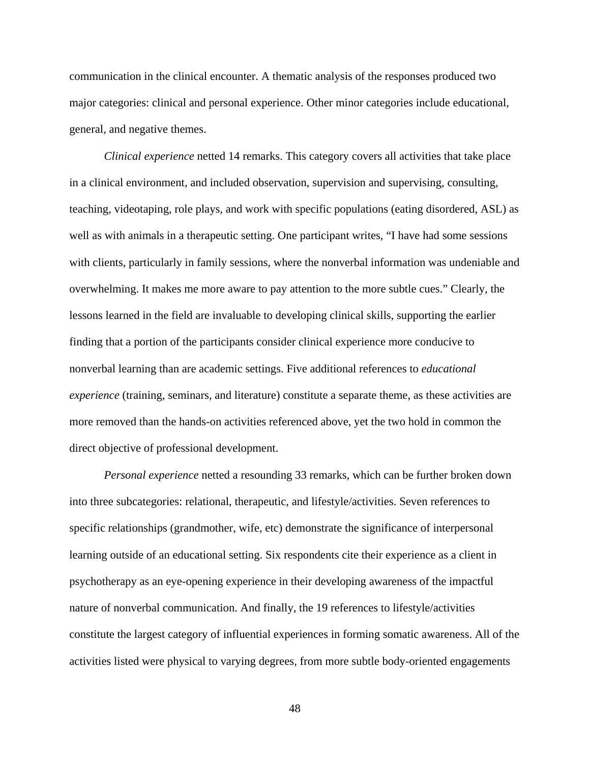communication in the clinical encounter. A thematic analysis of the responses produced two major categories: clinical and personal experience. Other minor categories include educational, general, and negative themes.

*Clinical experience* netted 14 remarks. This category covers all activities that take place in a clinical environment, and included observation, supervision and supervising, consulting, teaching, videotaping, role plays, and work with specific populations (eating disordered, ASL) as well as with animals in a therapeutic setting. One participant writes, "I have had some sessions with clients, particularly in family sessions, where the nonverbal information was undeniable and overwhelming. It makes me more aware to pay attention to the more subtle cues." Clearly, the lessons learned in the field are invaluable to developing clinical skills, supporting the earlier finding that a portion of the participants consider clinical experience more conducive to nonverbal learning than are academic settings. Five additional references to *educational experience* (training, seminars, and literature) constitute a separate theme, as these activities are more removed than the hands-on activities referenced above, yet the two hold in common the direct objective of professional development.

*Personal experience* netted a resounding 33 remarks, which can be further broken down into three subcategories: relational, therapeutic, and lifestyle/activities. Seven references to specific relationships (grandmother, wife, etc) demonstrate the significance of interpersonal learning outside of an educational setting. Six respondents cite their experience as a client in psychotherapy as an eye-opening experience in their developing awareness of the impactful nature of nonverbal communication. And finally, the 19 references to lifestyle/activities constitute the largest category of influential experiences in forming somatic awareness. All of the activities listed were physical to varying degrees, from more subtle body-oriented engagements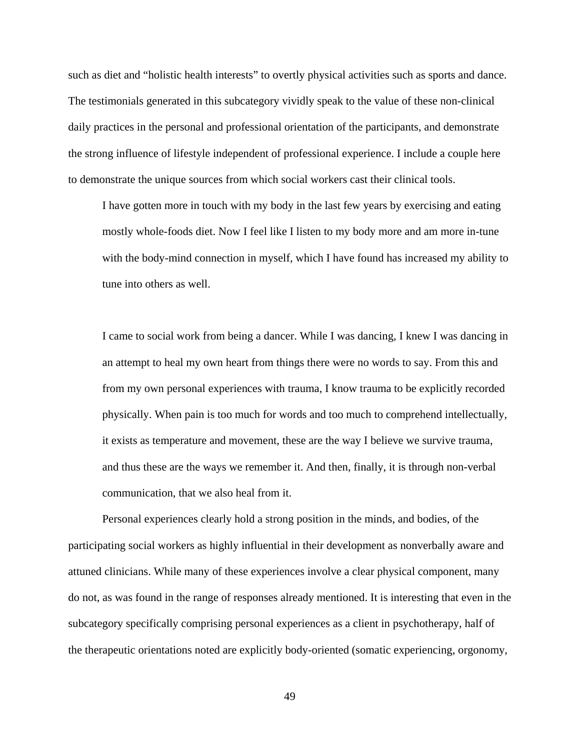such as diet and "holistic health interests" to overtly physical activities such as sports and dance. The testimonials generated in this subcategory vividly speak to the value of these non-clinical daily practices in the personal and professional orientation of the participants, and demonstrate the strong influence of lifestyle independent of professional experience. I include a couple here to demonstrate the unique sources from which social workers cast their clinical tools.

> I have gotten more in touch with my body in the last few years by exercising and eating mostly whole-foods diet. Now I feel like I listen to my body more and am more in-tune with the body-mind connection in myself, which I have found has increased my ability to tune into others as well.

> I came to social work from being a dancer. While I was dancing, I knew I was dancing in an attempt to heal my own heart from things there were no words to say. From this and from my own personal experiences with trauma, I know trauma to be explicitly recorded physically. When pain is too much for words and too much to comprehend intellectually, it exists as temperature and movement, these are the way I believe we survive trauma, and thus these are the ways we remember it. And then, finally, it is through non-verbal communication, that we also heal from it.

Personal experiences clearly hold a strong position in the minds, and bodies, of the participating social workers as highly influential in their development as nonverbally aware and attuned clinicians. While many of these experiences involve a clear physical component, many do not, as was found in the range of responses already mentioned. It is interesting that even in the subcategory specifically comprising personal experiences as a client in psychotherapy, half of the therapeutic orientations noted are explicitly body-oriented (somatic experiencing, orgonomy,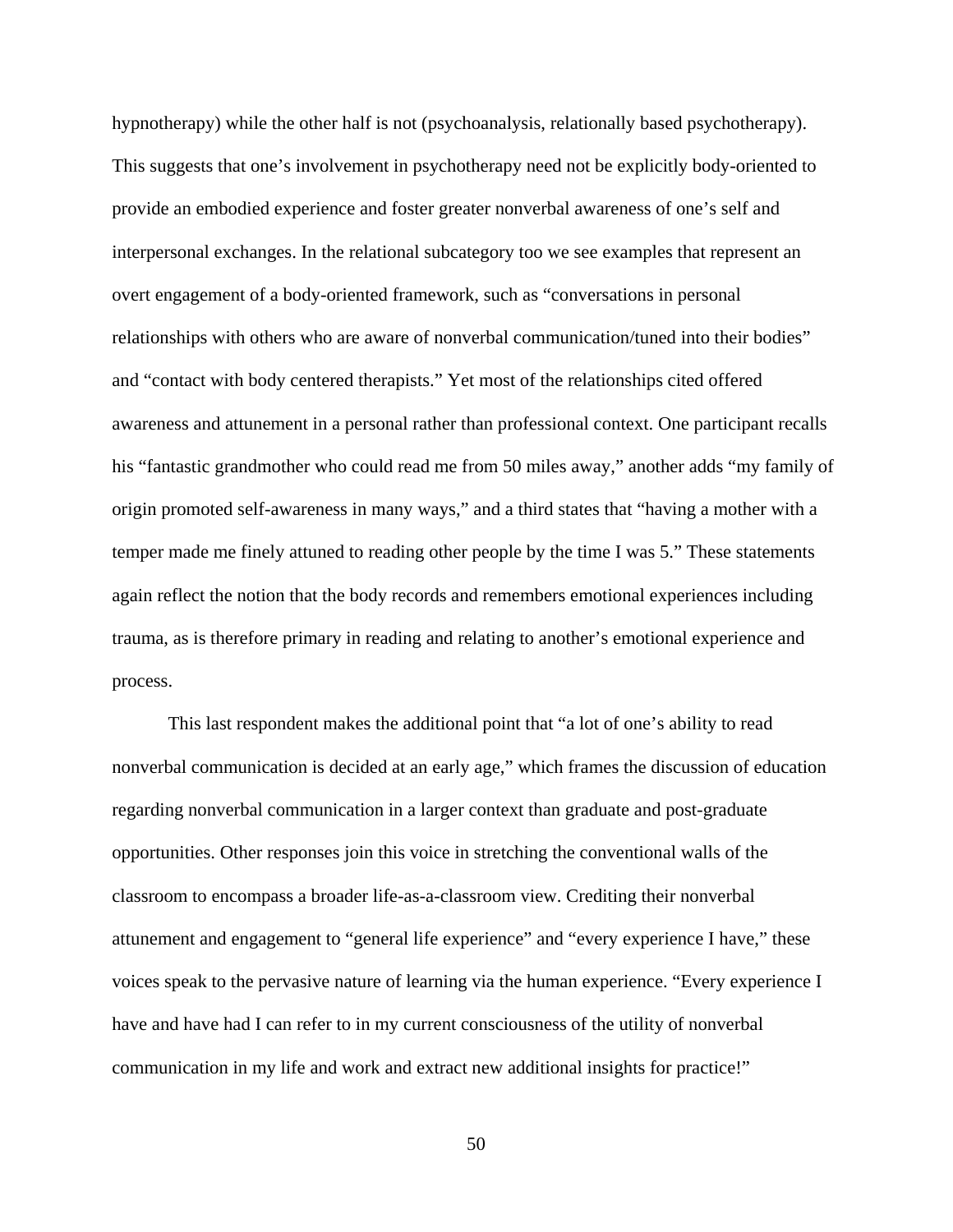hypnotherapy) while the other half is not (psychoanalysis, relationally based psychotherapy). This suggests that one's involvement in psychotherapy need not be explicitly body-oriented to provide an embodied experience and foster greater nonverbal awareness of one's self and interpersonal exchanges. In the relational subcategory too we see examples that represent an overt engagement of a body-oriented framework, such as "conversations in personal relationships with others who are aware of nonverbal communication/tuned into their bodies" and "contact with body centered therapists." Yet most of the relationships cited offered awareness and attunement in a personal rather than professional context. One participant recalls his "fantastic grandmother who could read me from 50 miles away," another adds "my family of origin promoted self-awareness in many ways," and a third states that "having a mother with a temper made me finely attuned to reading other people by the time I was 5." These statements again reflect the notion that the body records and remembers emotional experiences including trauma, as is therefore primary in reading and relating to another's emotional experience and process.

This last respondent makes the additional point that "a lot of one's ability to read nonverbal communication is decided at an early age," which frames the discussion of education regarding nonverbal communication in a larger context than graduate and post-graduate opportunities. Other responses join this voice in stretching the conventional walls of the classroom to encompass a broader life-as-a-classroom view. Crediting their nonverbal attunement and engagement to "general life experience" and "every experience I have," these voices speak to the pervasive nature of learning via the human experience. "Every experience I have and have had I can refer to in my current consciousness of the utility of nonverbal communication in my life and work and extract new additional insights for practice!"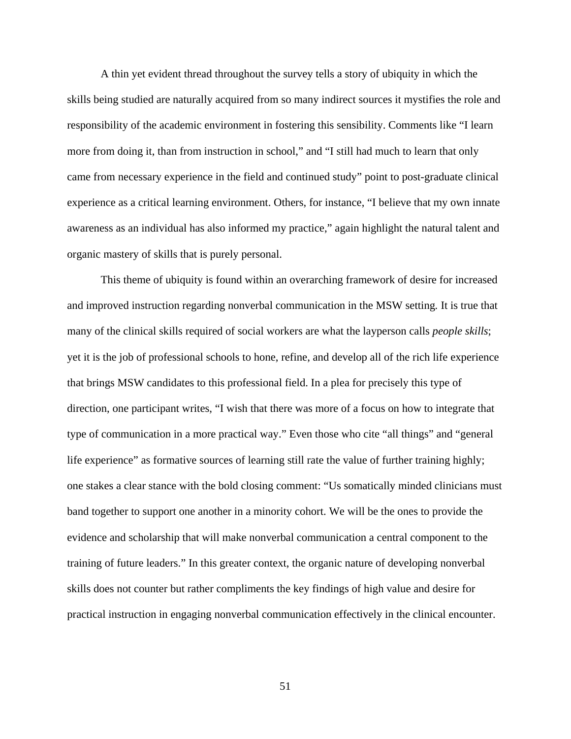A thin yet evident thread throughout the survey tells a story of ubiquity in which the skills being studied are naturally acquired from so many indirect sources it mystifies the role and responsibility of the academic environment in fostering this sensibility. Comments like "I learn more from doing it, than from instruction in school," and "I still had much to learn that only came from necessary experience in the field and continued study" point to post-graduate clinical experience as a critical learning environment. Others, for instance, "I believe that my own innate awareness as an individual has also informed my practice," again highlight the natural talent and organic mastery of skills that is purely personal.

This theme of ubiquity is found within an overarching framework of desire for increased and improved instruction regarding nonverbal communication in the MSW setting. It is true that many of the clinical skills required of social workers are what the layperson calls *people skills*; yet it is the job of professional schools to hone, refine, and develop all of the rich life experience that brings MSW candidates to this professional field. In a plea for precisely this type of direction, one participant writes, "I wish that there was more of a focus on how to integrate that type of communication in a more practical way." Even those who cite "all things" and "general life experience" as formative sources of learning still rate the value of further training highly; one stakes a clear stance with the bold closing comment: "Us somatically minded clinicians must band together to support one another in a minority cohort. We will be the ones to provide the evidence and scholarship that will make nonverbal communication a central component to the training of future leaders." In this greater context, the organic nature of developing nonverbal skills does not counter but rather compliments the key findings of high value and desire for practical instruction in engaging nonverbal communication effectively in the clinical encounter.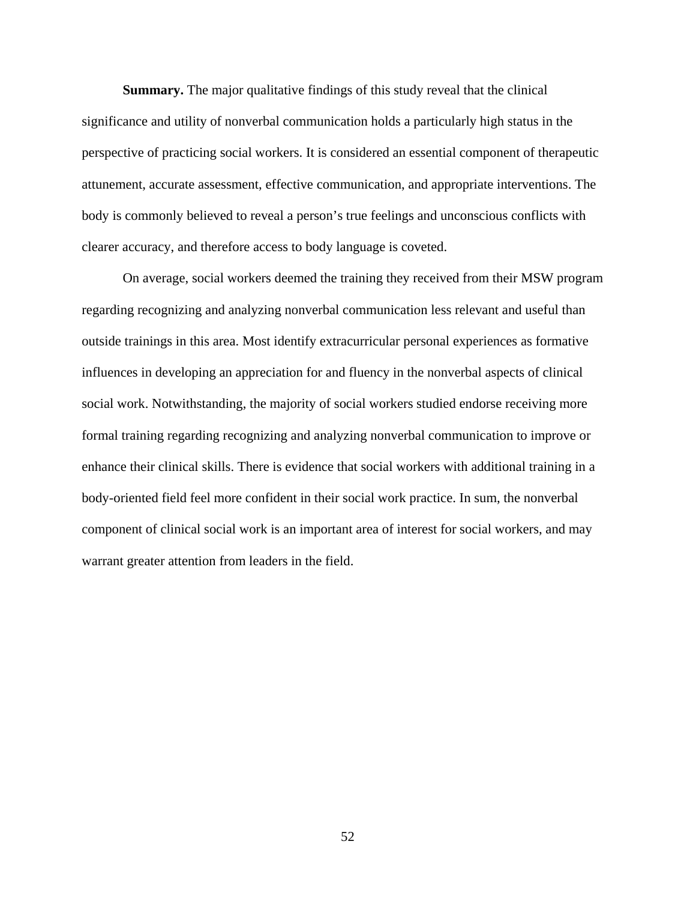**Summary.** The major qualitative findings of this study reveal that the clinical significance and utility of nonverbal communication holds a particularly high status in the perspective of practicing social workers. It is considered an essential component of therapeutic attunement, accurate assessment, effective communication, and appropriate interventions. The body is commonly believed to reveal a person's true feelings and unconscious conflicts with clearer accuracy, and therefore access to body language is coveted.

On average, social workers deemed the training they received from their MSW program regarding recognizing and analyzing nonverbal communication less relevant and useful than outside trainings in this area. Most identify extracurricular personal experiences as formative influences in developing an appreciation for and fluency in the nonverbal aspects of clinical social work. Notwithstanding, the majority of social workers studied endorse receiving more formal training regarding recognizing and analyzing nonverbal communication to improve or enhance their clinical skills. There is evidence that social workers with additional training in a body-oriented field feel more confident in their social work practice. In sum, the nonverbal component of clinical social work is an important area of interest for social workers, and may warrant greater attention from leaders in the field.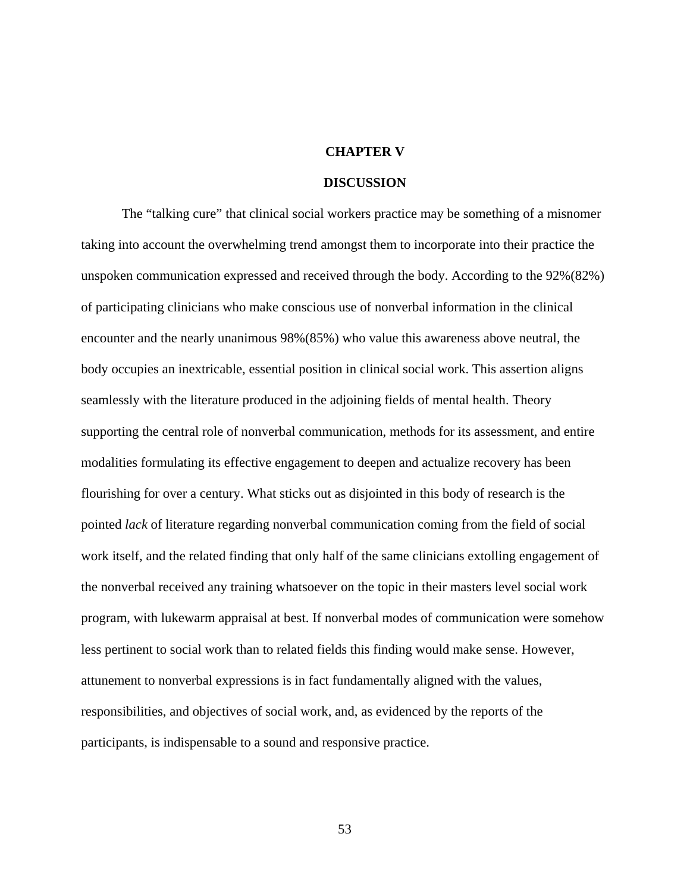# CHAPTER V

# DISCUSSION

The "talking cure" that clinical social workers practice may be something of a misnomer taking into account the overwhelming trend amongst them to incorporate into their practice the unspoken communication expressed and received through the body. According to the 92%(82%) of participating clinicians who make conscious use of nonverbal information in the clinical encounter and the nearly unanimous 98%(85%) who value this awareness above neutral, the body occupies an inextricable, essential position in clinical social work. This assertion aligns seamlessly with the literature produced in the adjoining fields of mental health. Theory supporting the central role of nonverbal communication, methods for its assessment, and entire modalities formulating its effective engagement to deepen and actualize recovery has been flourishing for over a century. What sticks out as disjointed in this body of research is the pointed *lack* of literature regarding nonverbal communication coming from the field of social work itself, and the related finding that only half of the same clinicians extolling engagement of the nonverbal received any training whatsoever on the topic in their masters level social work program, with lukewarm appraisal at best. If nonverbal modes of communication were somehow less pertinent to social work than to related fields this finding would make sense. However, attunement to nonverbal expressions is in fact fundamentally aligned with the values, responsibilities, and objectives of social work, and, as evidenced by the reports of the participants, is indispensable to a sound and responsive practice.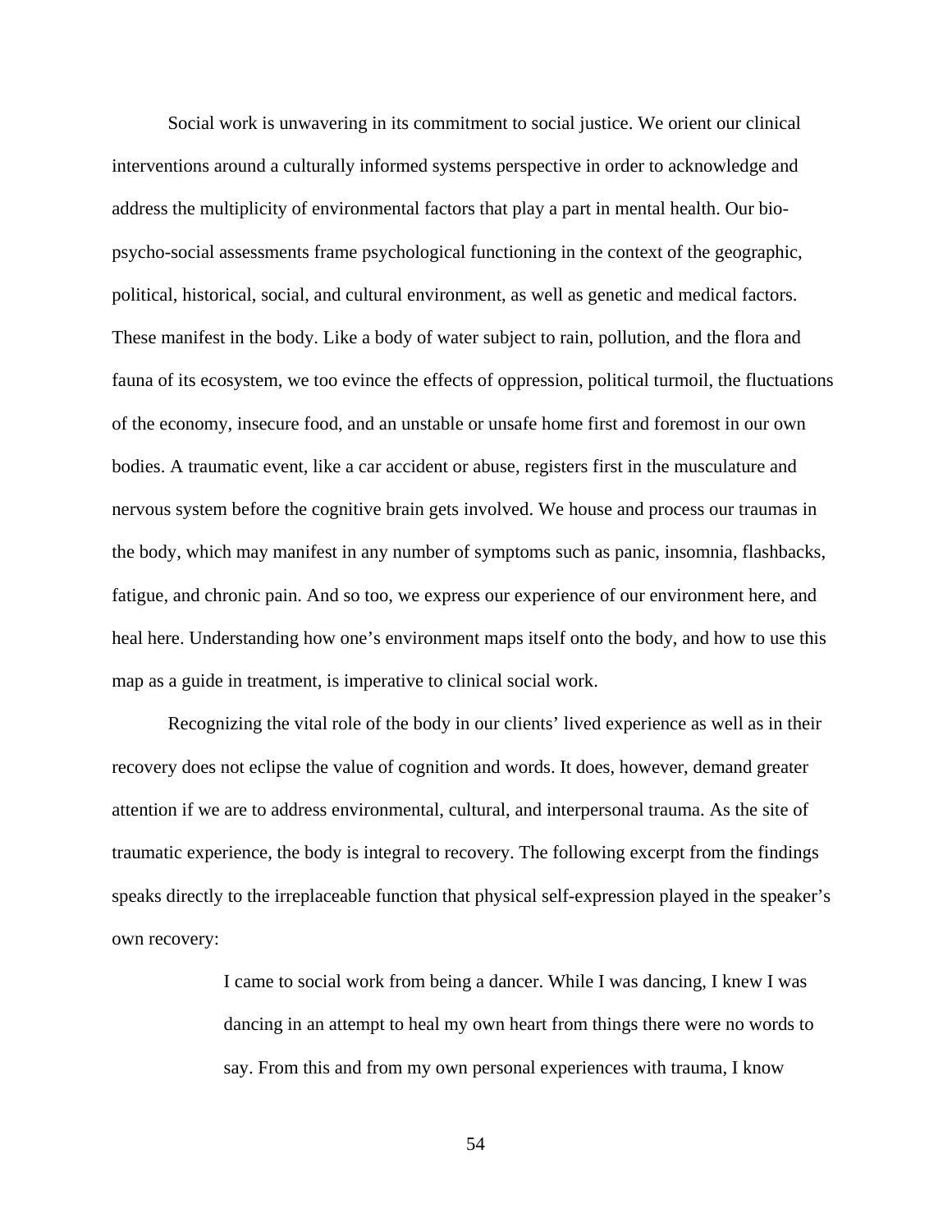Social work is unwavering in its commitment to social justice. We orient our clinical interventions around a culturally informed systems perspective in order to acknowledge and address the multiplicity of environmental factors that play a part in mental health. Our bio-psycho-social assessments frame psychological functioning in the context of the geographic, political, historical, social, and cultural environment, as well as genetic and medical factors. These manifest in the body. Like a body of water subject to rain, pollution, and the flora and fauna of its ecosystem, we too evince the effects of oppression, political turmoil, the fluctuations of the economy, insecure food, and an unstable or unsafe home first and foremost in our own bodies. A traumatic event, like a car accident or abuse, registers first in the musculature and nervous system before the cognitive brain gets involved. We house and process our traumas in the body, which may manifest in any number of symptoms such as panic, insomnia, flashbacks, fatigue, and chronic pain. And so too, we express our experience of our environment here, and heal here. Understanding how one's environment maps itself onto the body, and how to use this map as a guide in treatment, is imperative to clinical social work.

Recognizing the vital role of the body in our clients' lived experience as well as in their recovery does not eclipse the value of cognition and words. It does, however, demand greater attention if we are to address environmental, cultural, and interpersonal trauma. As the site of traumatic experience, the body is integral to recovery. The following excerpt from the findings speaks directly to the irreplaceable function that physical self-expression played in the speaker's own recovery:

> I came to social work from being a dancer. While I was dancing, I knew I was dancing in an attempt to heal my own heart from things there were no words to say. From this and from my own personal experiences with trauma, I know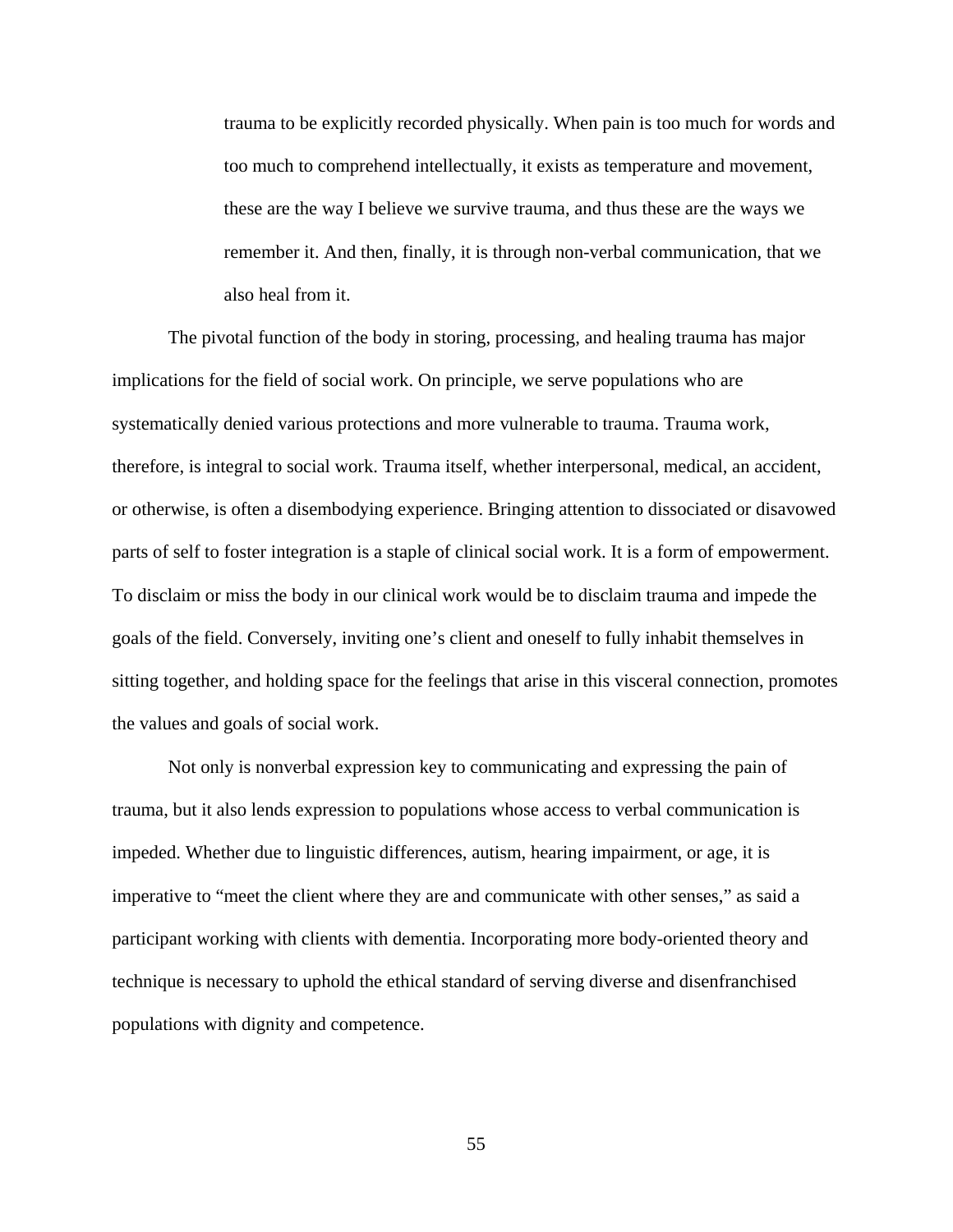> trauma to be explicitly recorded physically. When pain is too much for words and too much to comprehend intellectually, it exists as temperature and movement, these are the way I believe we survive trauma, and thus these are the ways we remember it. And then, finally, it is through non-verbal communication, that we also heal from it.

The pivotal function of the body in storing, processing, and healing trauma has major implications for the field of social work. On principle, we serve populations who are systematically denied various protections and more vulnerable to trauma. Trauma work, therefore, is integral to social work. Trauma itself, whether interpersonal, medical, an accident, or otherwise, is often a disembodying experience. Bringing attention to dissociated or disavowed parts of self to foster integration is a staple of clinical social work. It is a form of empowerment. To disclaim or miss the body in our clinical work would be to disclaim trauma and impede the goals of the field. Conversely, inviting one's client and oneself to fully inhabit themselves in sitting together, and holding space for the feelings that arise in this visceral connection, promotes the values and goals of social work.

Not only is nonverbal expression key to communicating and expressing the pain of trauma, but it also lends expression to populations whose access to verbal communication is impeded. Whether due to linguistic differences, autism, hearing impairment, or age, it is imperative to "meet the client where they are and communicate with other senses," as said a participant working with clients with dementia. Incorporating more body-oriented theory and technique is necessary to uphold the ethical standard of serving diverse and disenfranchised populations with dignity and competence.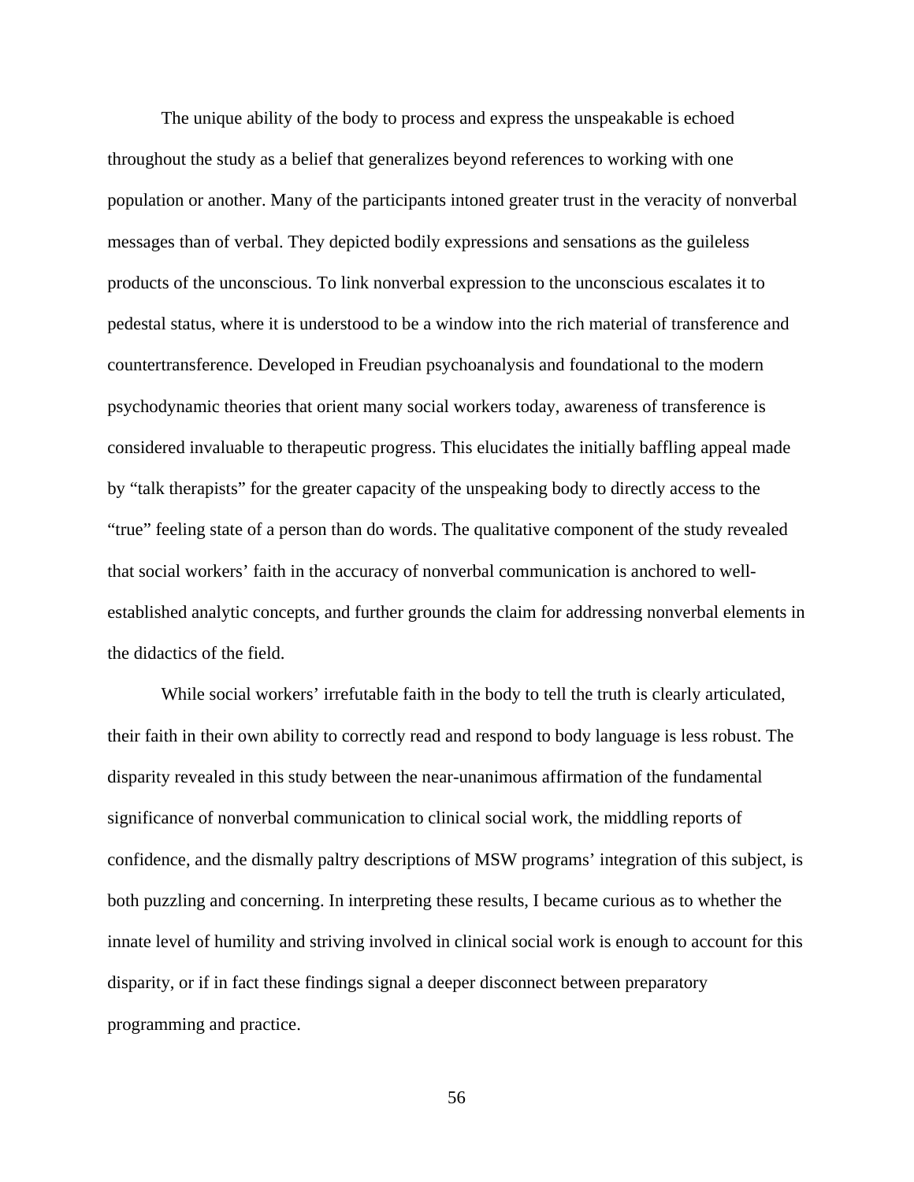The unique ability of the body to process and express the unspeakable is echoed throughout the study as a belief that generalizes beyond references to working with one population or another. Many of the participants intoned greater trust in the veracity of nonverbal messages than of verbal. They depicted bodily expressions and sensations as the guileless products of the unconscious. To link nonverbal expression to the unconscious escalates it to pedestal status, where it is understood to be a window into the rich material of transference and countertransference. Developed in Freudian psychoanalysis and foundational to the modern psychodynamic theories that orient many social workers today, awareness of transference is considered invaluable to therapeutic progress. This elucidates the initially baffling appeal made by "talk therapists" for the greater capacity of the unspeaking body to directly access to the "true" feeling state of a person than do words. The qualitative component of the study revealed that social workers' faith in the accuracy of nonverbal communication is anchored to well-established analytic concepts, and further grounds the claim for addressing nonverbal elements in the didactics of the field.

While social workers' irrefutable faith in the body to tell the truth is clearly articulated, their faith in their own ability to correctly read and respond to body language is less robust. The disparity revealed in this study between the near-unanimous affirmation of the fundamental significance of nonverbal communication to clinical social work, the middling reports of confidence, and the dismally paltry descriptions of MSW programs' integration of this subject, is both puzzling and concerning. In interpreting these results, I became curious as to whether the innate level of humility and striving involved in clinical social work is enough to account for this disparity, or if in fact these findings signal a deeper disconnect between preparatory programming and practice.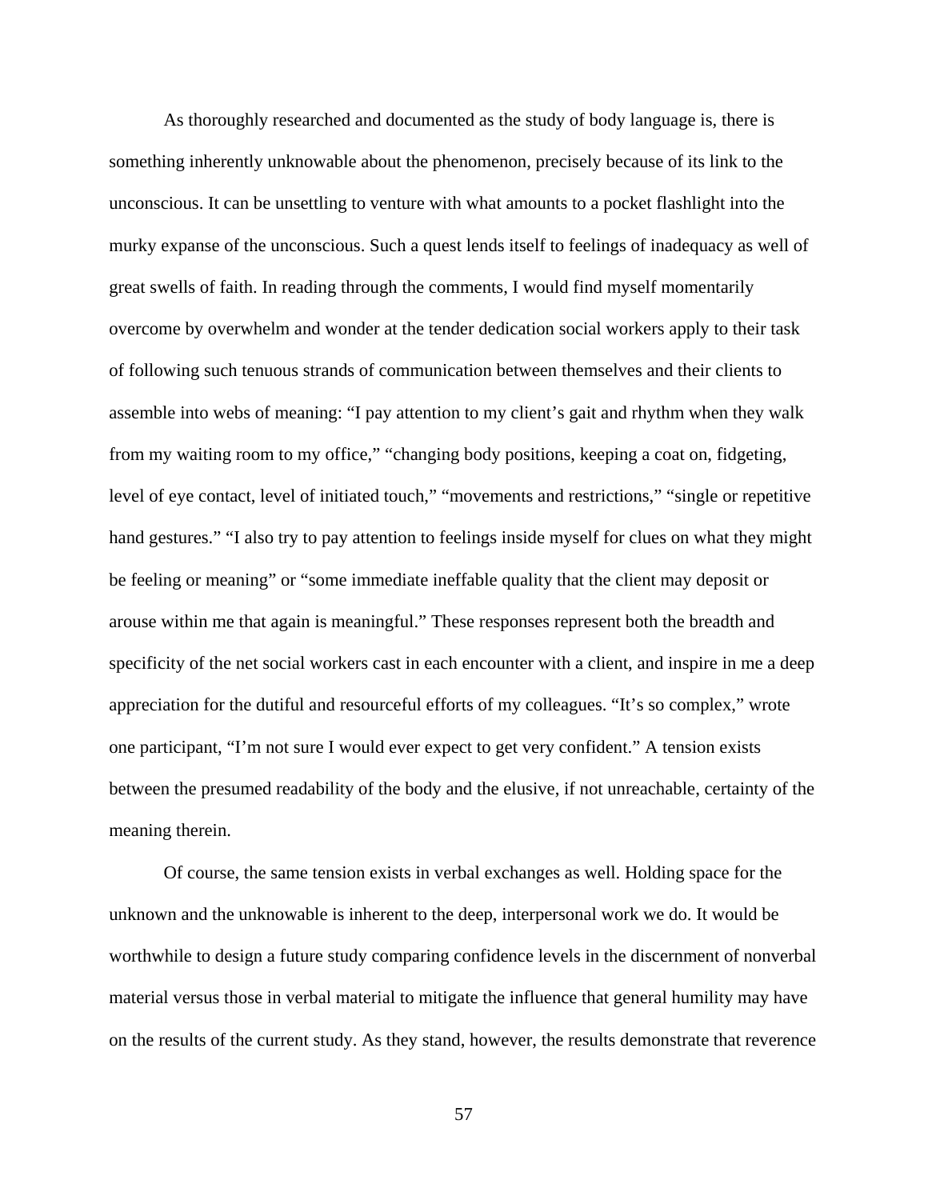As thoroughly researched and documented as the study of body language is, there is something inherently unknowable about the phenomenon, precisely because of its link to the unconscious. It can be unsettling to venture with what amounts to a pocket flashlight into the murky expanse of the unconscious. Such a quest lends itself to feelings of inadequacy as well of great swells of faith. In reading through the comments, I would find myself momentarily overcome by overwhelm and wonder at the tender dedication social workers apply to their task of following such tenuous strands of communication between themselves and their clients to assemble into webs of meaning: "I pay attention to my client's gait and rhythm when they walk from my waiting room to my office," "changing body positions, keeping a coat on, fidgeting, level of eye contact, level of initiated touch," "movements and restrictions," "single or repetitive hand gestures." "I also try to pay attention to feelings inside myself for clues on what they might be feeling or meaning" or "some immediate ineffable quality that the client may deposit or arouse within me that again is meaningful." These responses represent both the breadth and specificity of the net social workers cast in each encounter with a client, and inspire in me a deep appreciation for the dutiful and resourceful efforts of my colleagues. "It's so complex," wrote one participant, "I'm not sure I would ever expect to get very confident." A tension exists between the presumed readability of the body and the elusive, if not unreachable, certainty of the meaning therein.

Of course, the same tension exists in verbal exchanges as well. Holding space for the unknown and the unknowable is inherent to the deep, interpersonal work we do. It would be worthwhile to design a future study comparing confidence levels in the discernment of nonverbal material versus those in verbal material to mitigate the influence that general humility may have on the results of the current study. As they stand, however, the results demonstrate that reverence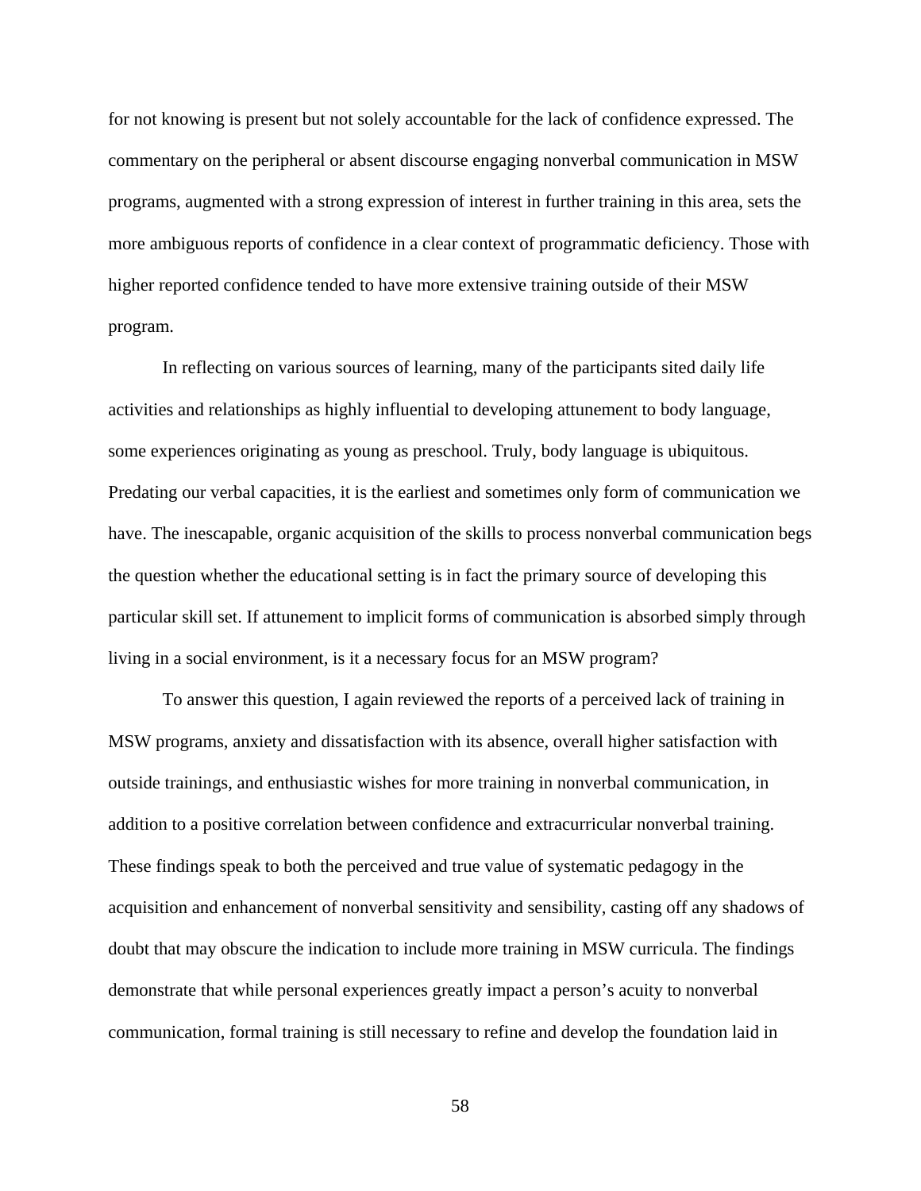for not knowing is present but not solely accountable for the lack of confidence expressed. The commentary on the peripheral or absent discourse engaging nonverbal communication in MSW programs, augmented with a strong expression of interest in further training in this area, sets the more ambiguous reports of confidence in a clear context of programmatic deficiency. Those with higher reported confidence tended to have more extensive training outside of their MSW program.

In reflecting on various sources of learning, many of the participants sited daily life activities and relationships as highly influential to developing attunement to body language, some experiences originating as young as preschool. Truly, body language is ubiquitous. Predating our verbal capacities, it is the earliest and sometimes only form of communication we have. The inescapable, organic acquisition of the skills to process nonverbal communication begs the question whether the educational setting is in fact the primary source of developing this particular skill set. If attunement to implicit forms of communication is absorbed simply through living in a social environment, is it a necessary focus for an MSW program?

To answer this question, I again reviewed the reports of a perceived lack of training in MSW programs, anxiety and dissatisfaction with its absence, overall higher satisfaction with outside trainings, and enthusiastic wishes for more training in nonverbal communication, in addition to a positive correlation between confidence and extracurricular nonverbal training. These findings speak to both the perceived and true value of systematic pedagogy in the acquisition and enhancement of nonverbal sensitivity and sensibility, casting off any shadows of doubt that may obscure the indication to include more training in MSW curricula. The findings demonstrate that while personal experiences greatly impact a person's acuity to nonverbal communication, formal training is still necessary to refine and develop the foundation laid in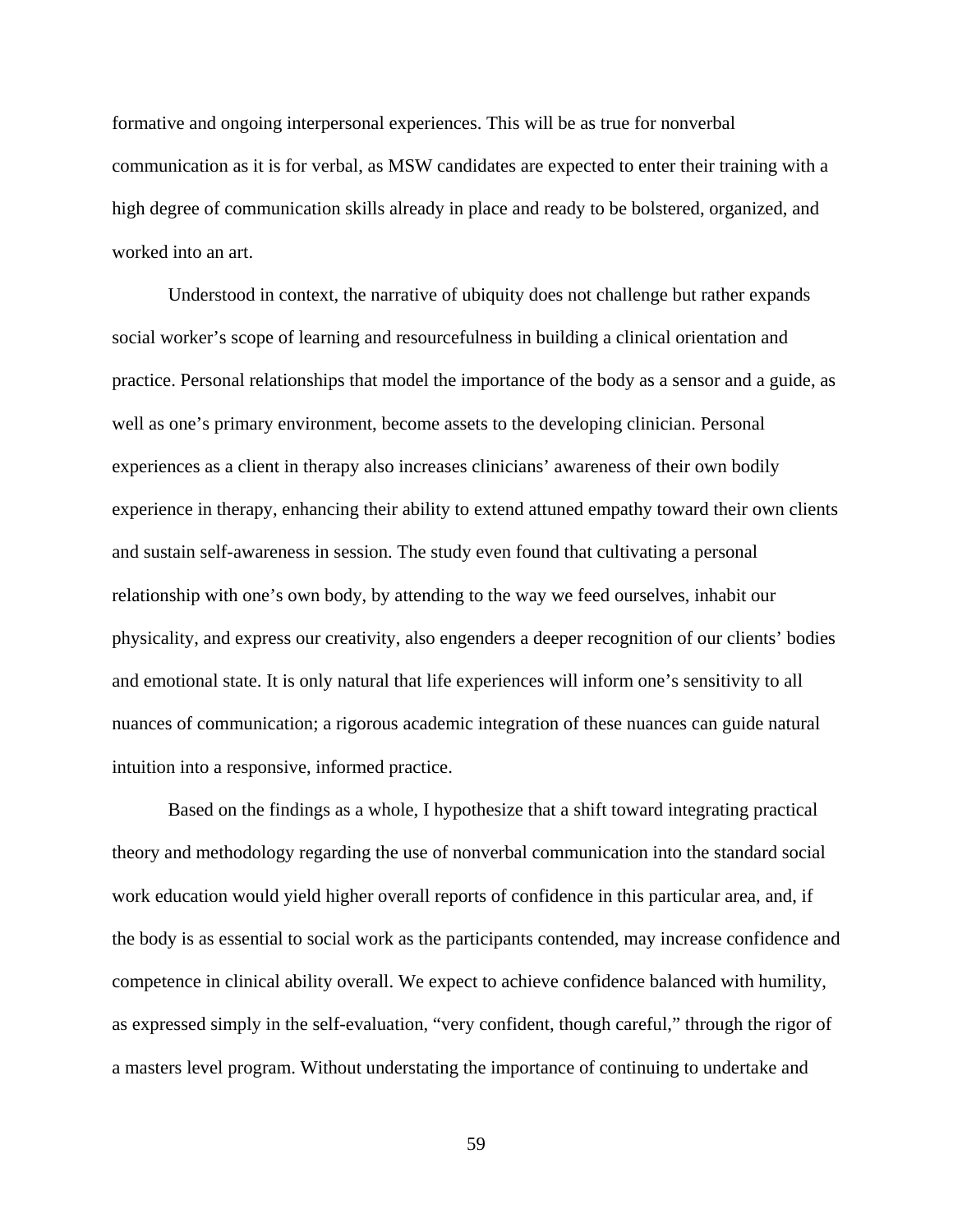formative and ongoing interpersonal experiences. This will be as true for nonverbal communication as it is for verbal, as MSW candidates are expected to enter their training with a high degree of communication skills already in place and ready to be bolstered, organized, and worked into an art.

Understood in context, the narrative of ubiquity does not challenge but rather expands social worker's scope of learning and resourcefulness in building a clinical orientation and practice. Personal relationships that model the importance of the body as a sensor and a guide, as well as one's primary environment, become assets to the developing clinician. Personal experiences as a client in therapy also increases clinicians' awareness of their own bodily experience in therapy, enhancing their ability to extend attuned empathy toward their own clients and sustain self-awareness in session. The study even found that cultivating a personal relationship with one's own body, by attending to the way we feed ourselves, inhabit our physicality, and express our creativity, also engenders a deeper recognition of our clients' bodies and emotional state. It is only natural that life experiences will inform one's sensitivity to all nuances of communication; a rigorous academic integration of these nuances can guide natural intuition into a responsive, informed practice.

Based on the findings as a whole, I hypothesize that a shift toward integrating practical theory and methodology regarding the use of nonverbal communication into the standard social work education would yield higher overall reports of confidence in this particular area, and, if the body is as essential to social work as the participants contended, may increase confidence and competence in clinical ability overall. We expect to achieve confidence balanced with humility, as expressed simply in the self-evaluation, "very confident, though careful," through the rigor of a masters level program. Without understating the importance of continuing to undertake and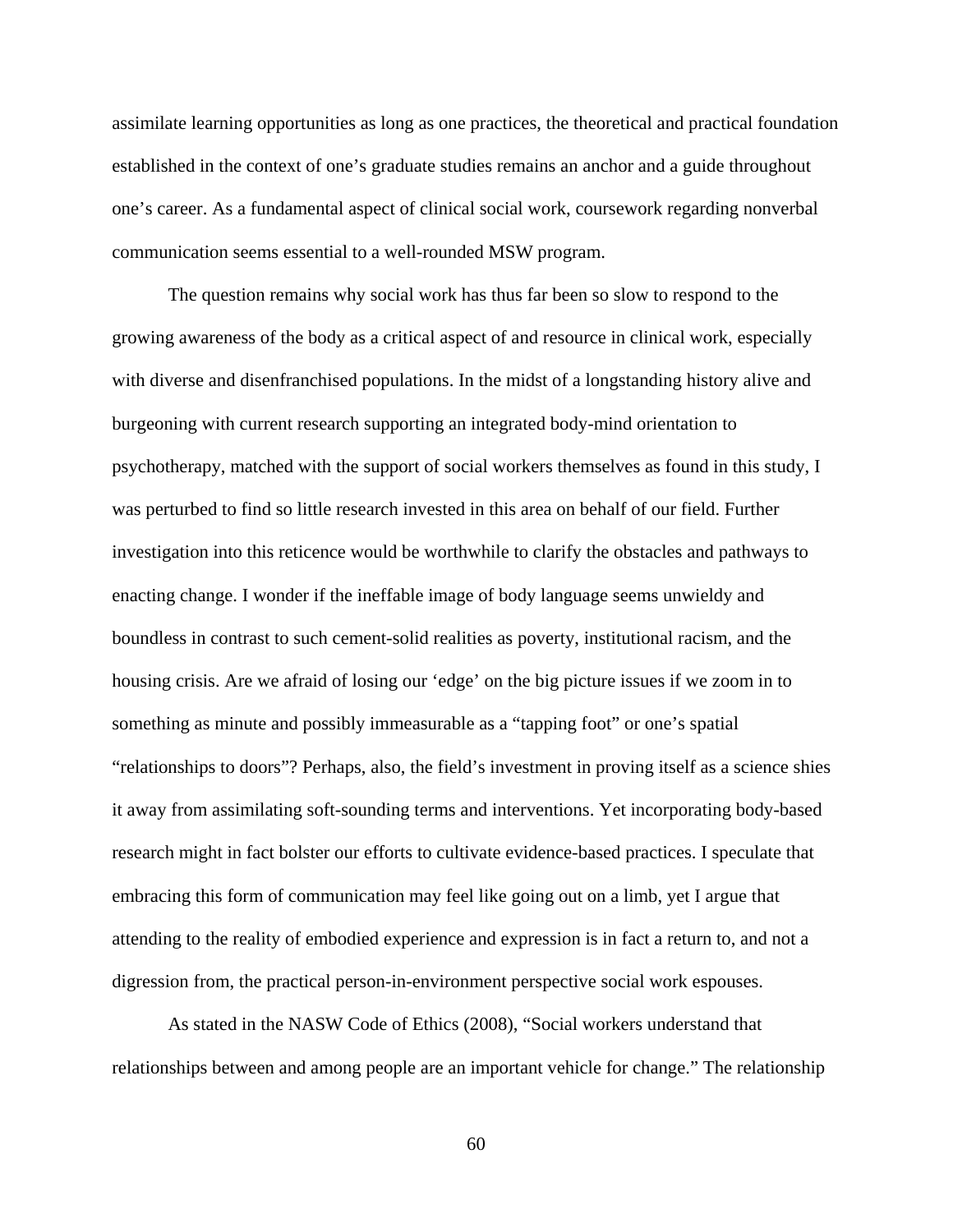assimilate learning opportunities as long as one practices, the theoretical and practical foundation established in the context of one's graduate studies remains an anchor and a guide throughout one's career. As a fundamental aspect of clinical social work, coursework regarding nonverbal communication seems essential to a well-rounded MSW program.

The question remains why social work has thus far been so slow to respond to the growing awareness of the body as a critical aspect of and resource in clinical work, especially with diverse and disenfranchised populations. In the midst of a longstanding history alive and burgeoning with current research supporting an integrated body-mind orientation to psychotherapy, matched with the support of social workers themselves as found in this study, I was perturbed to find so little research invested in this area on behalf of our field. Further investigation into this reticence would be worthwhile to clarify the obstacles and pathways to enacting change. I wonder if the ineffable image of body language seems unwieldy and boundless in contrast to such cement-solid realities as poverty, institutional racism, and the housing crisis. Are we afraid of losing our 'edge' on the big picture issues if we zoom in to something as minute and possibly immeasurable as a "tapping foot" or one's spatial "relationships to doors"? Perhaps, also, the field's investment in proving itself as a science shies it away from assimilating soft-sounding terms and interventions. Yet incorporating body-based research might in fact bolster our efforts to cultivate evidence-based practices. I speculate that embracing this form of communication may feel like going out on a limb, yet I argue that attending to the reality of embodied experience and expression is in fact a return to, and not a digression from, the practical person-in-environment perspective social work espouses.

As stated in the NASW Code of Ethics (2008), "Social workers understand that relationships between and among people are an important vehicle for change." The relationship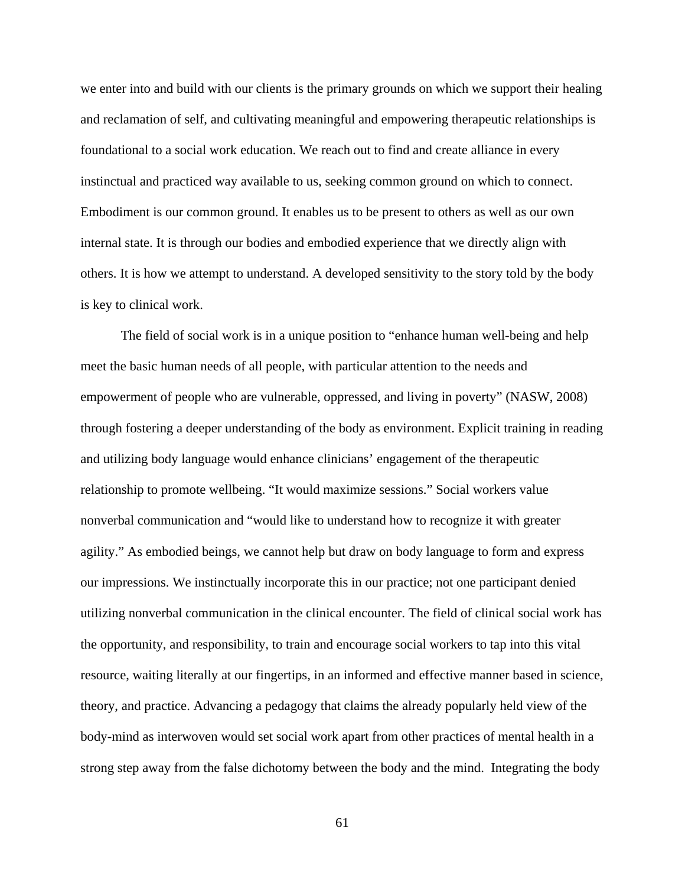we enter into and build with our clients is the primary grounds on which we support their healing and reclamation of self, and cultivating meaningful and empowering therapeutic relationships is foundational to a social work education. We reach out to find and create alliance in every instinctual and practiced way available to us, seeking common ground on which to connect. Embodiment is our common ground. It enables us to be present to others as well as our own internal state. It is through our bodies and embodied experience that we directly align with others. It is how we attempt to understand. A developed sensitivity to the story told by the body is key to clinical work.

The field of social work is in a unique position to "enhance human well-being and help meet the basic human needs of all people, with particular attention to the needs and empowerment of people who are vulnerable, oppressed, and living in poverty" (NASW, 2008) through fostering a deeper understanding of the body as environment. Explicit training in reading and utilizing body language would enhance clinicians' engagement of the therapeutic relationship to promote wellbeing. "It would maximize sessions." Social workers value nonverbal communication and "would like to understand how to recognize it with greater agility." As embodied beings, we cannot help but draw on body language to form and express our impressions. We instinctually incorporate this in our practice; not one participant denied utilizing nonverbal communication in the clinical encounter. The field of clinical social work has the opportunity, and responsibility, to train and encourage social workers to tap into this vital resource, waiting literally at our fingertips, in an informed and effective manner based in science, theory, and practice. Advancing a pedagogy that claims the already popularly held view of the body-mind as interwoven would set social work apart from other practices of mental health in a strong step away from the false dichotomy between the body and the mind. Integrating the body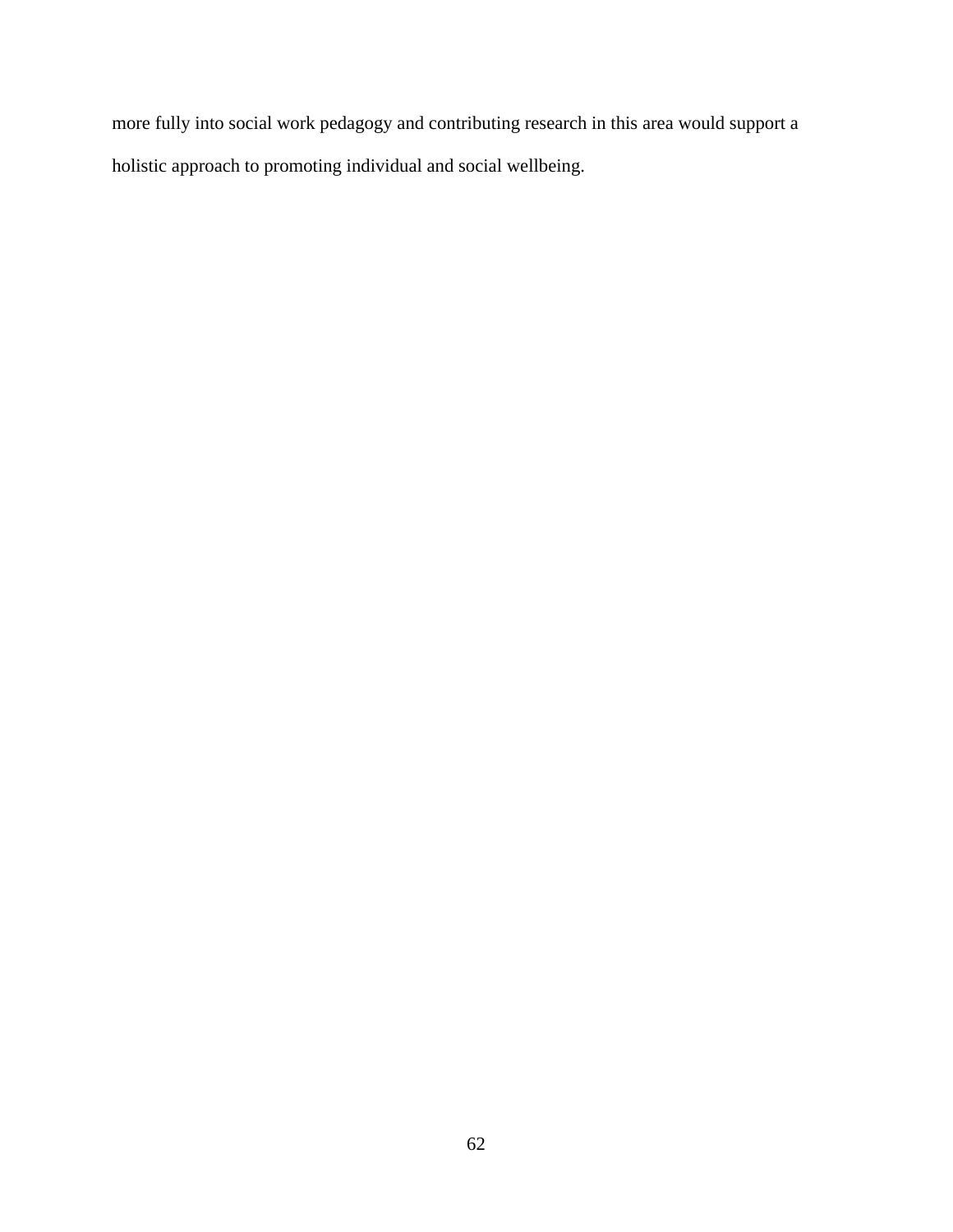more fully into social work pedagogy and contributing research in this area would support a holistic approach to promoting individual and social wellbeing.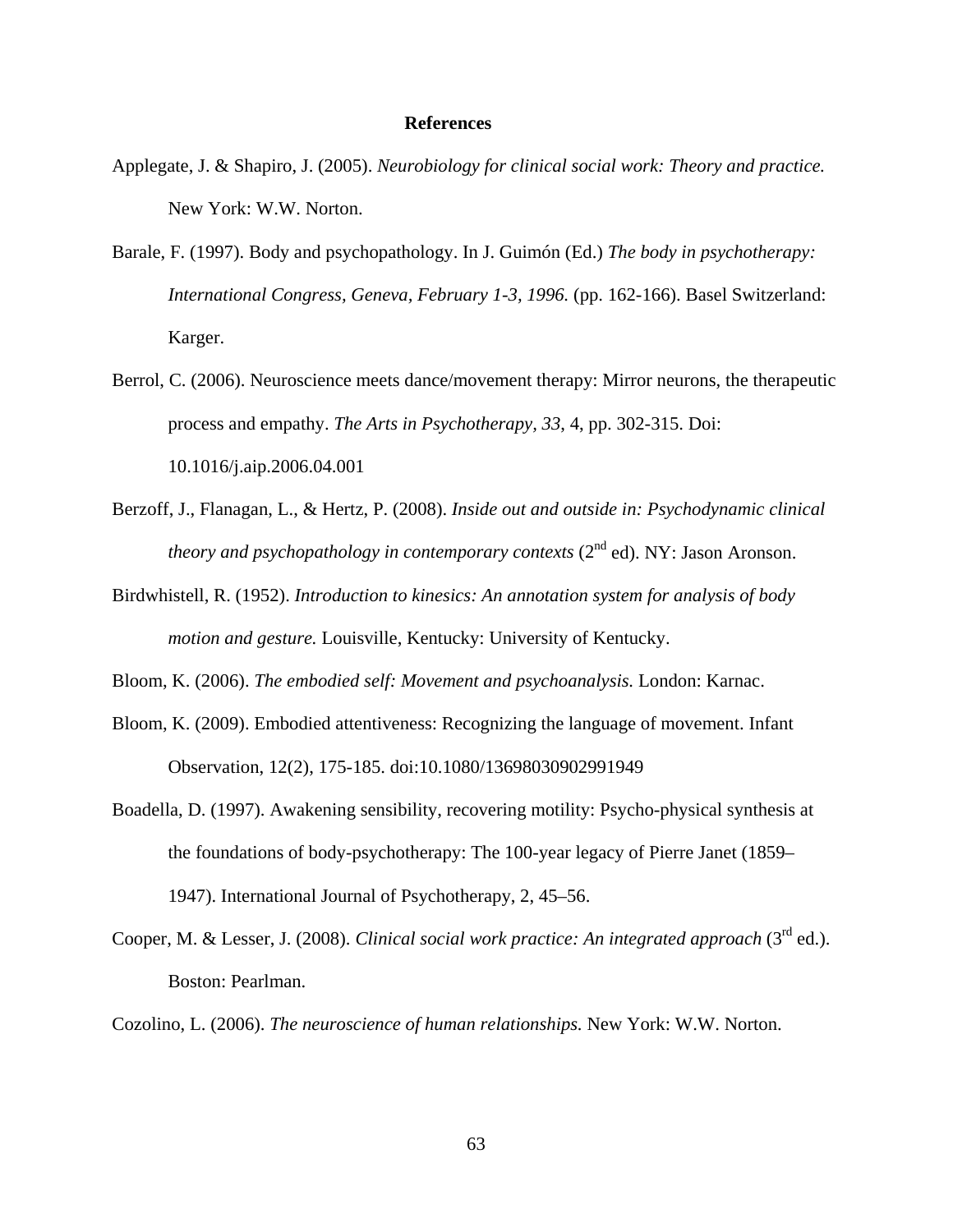# References

Applegate, J. & Shapiro, J. (2005). *Neurobiology for clinical social work: Theory and practice.* New York: W.W. Norton.

Barale, F. (1997). Body and psychopathology. In J. Guimón (Ed.) *The body in psychotherapy: International Congress, Geneva, February 1-3, 1996.* (pp. 162-166). Basel Switzerland: Karger.

Berrol, C. (2006). Neuroscience meets dance/movement therapy: Mirror neurons, the therapeutic process and empathy. *The Arts in Psychotherapy, 33*, 4, pp. 302-315. Doi: 10.1016/j.aip.2006.04.001

Berzoff, J., Flanagan, L., & Hertz, P. (2008). *Inside out and outside in: Psychodynamic clinical theory and psychopathology in contemporary contexts* (2nd ed). NY: Jason Aronson.

Birdwhistell, R. (1952). *Introduction to kinesics: An annotation system for analysis of body motion and gesture.* Louisville, Kentucky: University of Kentucky.

Bloom, K. (2006). *The embodied self: Movement and psychoanalysis.* London: Karnac.

Bloom, K. (2009). Embodied attentiveness: Recognizing the language of movement. Infant Observation, 12(2), 175-185. doi:10.1080/13698030902991949

Boadella, D. (1997). Awakening sensibility, recovering motility: Psycho-physical synthesis at the foundations of body-psychotherapy: The 100-year legacy of Pierre Janet (1859–1947). International Journal of Psychotherapy, 2, 45–56.

Cooper, M. & Lesser, J. (2008). *Clinical social work practice: An integrated approach* (3rd ed.). Boston: Pearlman.

Cozolino, L. (2006). *The neuroscience of human relationships.* New York: W.W. Norton.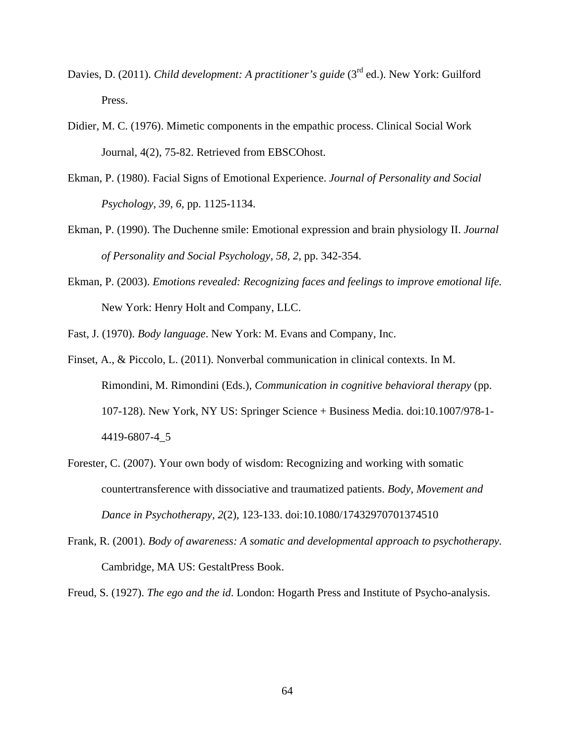Davies, D. (2011). *Child development: A practitioner's guide* (3rd ed.). New York: Guilford Press.

Didier, M. C. (1976). Mimetic components in the empathic process. Clinical Social Work Journal, 4(2), 75-82. Retrieved from EBSCOhost.

Ekman, P. (1980). Facial Signs of Emotional Experience. *Journal of Personality and Social Psychology, 39, 6,* pp. 1125-1134.

Ekman, P. (1990). The Duchenne smile: Emotional expression and brain physiology II. *Journal of Personality and Social Psychology, 58, 2,* pp. 342-354.

Ekman, P. (2003). *Emotions revealed: Recognizing faces and feelings to improve emotional life.* New York: Henry Holt and Company, LLC.

Fast, J. (1970). *Body language*. New York: M. Evans and Company, Inc.

Finset, A., & Piccolo, L. (2011). Nonverbal communication in clinical contexts. In M. Rimondini, M. Rimondini (Eds.), *Communication in cognitive behavioral therapy* (pp. 107-128). New York, NY US: Springer Science + Business Media. doi:10.1007/978-1-4419-6807-4_5

Forester, C. (2007). Your own body of wisdom: Recognizing and working with somatic countertransference with dissociative and traumatized patients. *Body, Movement and Dance in Psychotherapy, 2*(2), 123-133. doi:10.1080/17432970701374510

Frank, R. (2001). *Body of awareness: A somatic and developmental approach to psychotherapy.* Cambridge, MA US: GestaltPress Book.

Freud, S. (1927). *The ego and the id*. London: Hogarth Press and Institute of Psycho-analysis.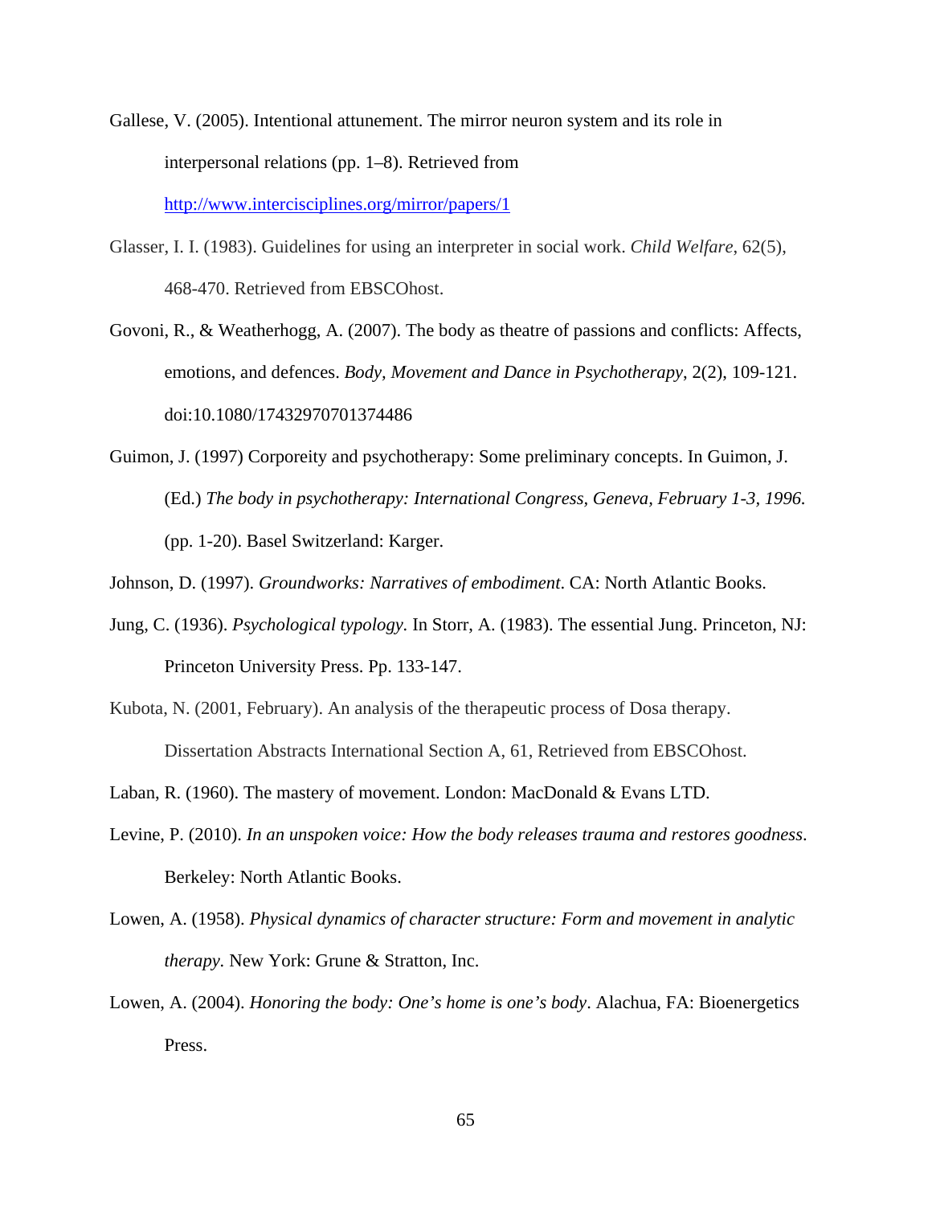Gallese, V. (2005). Intentional attunement. The mirror neuron system and its role in interpersonal relations (pp. 1–8). Retrieved from http://www.intercisciplines.org/mirror/papers/1

Glasser, I. I. (1983). Guidelines for using an interpreter in social work. *Child Welfare*, 62(5), 468-470. Retrieved from EBSCOhost.

Govoni, R., & Weatherhogg, A. (2007). The body as theatre of passions and conflicts: Affects, emotions, and defences. *Body, Movement and Dance in Psychotherapy*, 2(2), 109-121. doi:10.1080/17432970701374486

Guimon, J. (1997) Corporeity and psychotherapy: Some preliminary concepts. In Guimon, J. (Ed.) *The body in psychotherapy: International Congress, Geneva, February 1-3, 1996.* (pp. 1-20). Basel Switzerland: Karger.

Johnson, D. (1997). *Groundworks: Narratives of embodiment*. CA: North Atlantic Books.

Jung, C. (1936). *Psychological typology.* In Storr, A. (1983). The essential Jung. Princeton, NJ: Princeton University Press. Pp. 133-147.

Kubota, N. (2001, February). An analysis of the therapeutic process of Dosa therapy. Dissertation Abstracts International Section A, 61, Retrieved from EBSCOhost.

Laban, R. (1960). The mastery of movement. London: MacDonald & Evans LTD.

Levine, P. (2010). *In an unspoken voice: How the body releases trauma and restores goodness*. Berkeley: North Atlantic Books.

Lowen, A. (1958). *Physical dynamics of character structure: Form and movement in analytic therapy*. New York: Grune & Stratton, Inc.

Lowen, A. (2004). *Honoring the body: One's home is one's body*. Alachua, FA: Bioenergetics Press.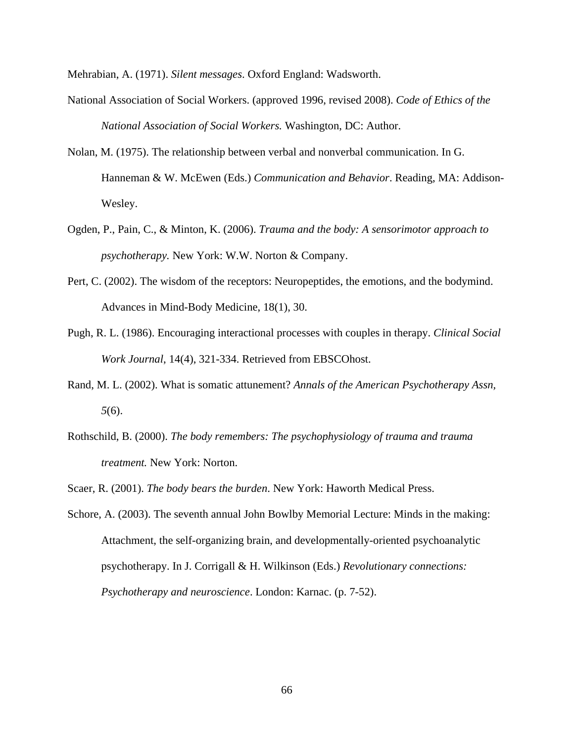Mehrabian, A. (1971). *Silent messages*. Oxford England: Wadsworth.

National Association of Social Workers. (approved 1996, revised 2008). *Code of Ethics of the National Association of Social Workers.* Washington, DC: Author.

Nolan, M. (1975). The relationship between verbal and nonverbal communication. In G. Hanneman & W. McEwen (Eds.) *Communication and Behavior*. Reading, MA: Addison-Wesley.

Ogden, P., Pain, C., & Minton, K. (2006). *Trauma and the body: A sensorimotor approach to psychotherapy.* New York: W.W. Norton & Company.

Pert, C. (2002). The wisdom of the receptors: Neuropeptides, the emotions, and the bodymind. Advances in Mind-Body Medicine, 18(1), 30.

Pugh, R. L. (1986). Encouraging interactional processes with couples in therapy. *Clinical Social Work Journal*, 14(4), 321-334. Retrieved from EBSCOhost.

Rand, M. L. (2002). What is somatic attunement? *Annals of the American Psychotherapy Assn, 5*(6).

Rothschild, B. (2000). *The body remembers: The psychophysiology of trauma and trauma treatment.* New York: Norton.

Scaer, R. (2001). *The body bears the burden*. New York: Haworth Medical Press.

Schore, A. (2003). The seventh annual John Bowlby Memorial Lecture: Minds in the making: Attachment, the self-organizing brain, and developmentally-oriented psychoanalytic psychotherapy. In J. Corrigall & H. Wilkinson (Eds.) *Revolutionary connections: Psychotherapy and neuroscience*. London: Karnac. (p. 7-52).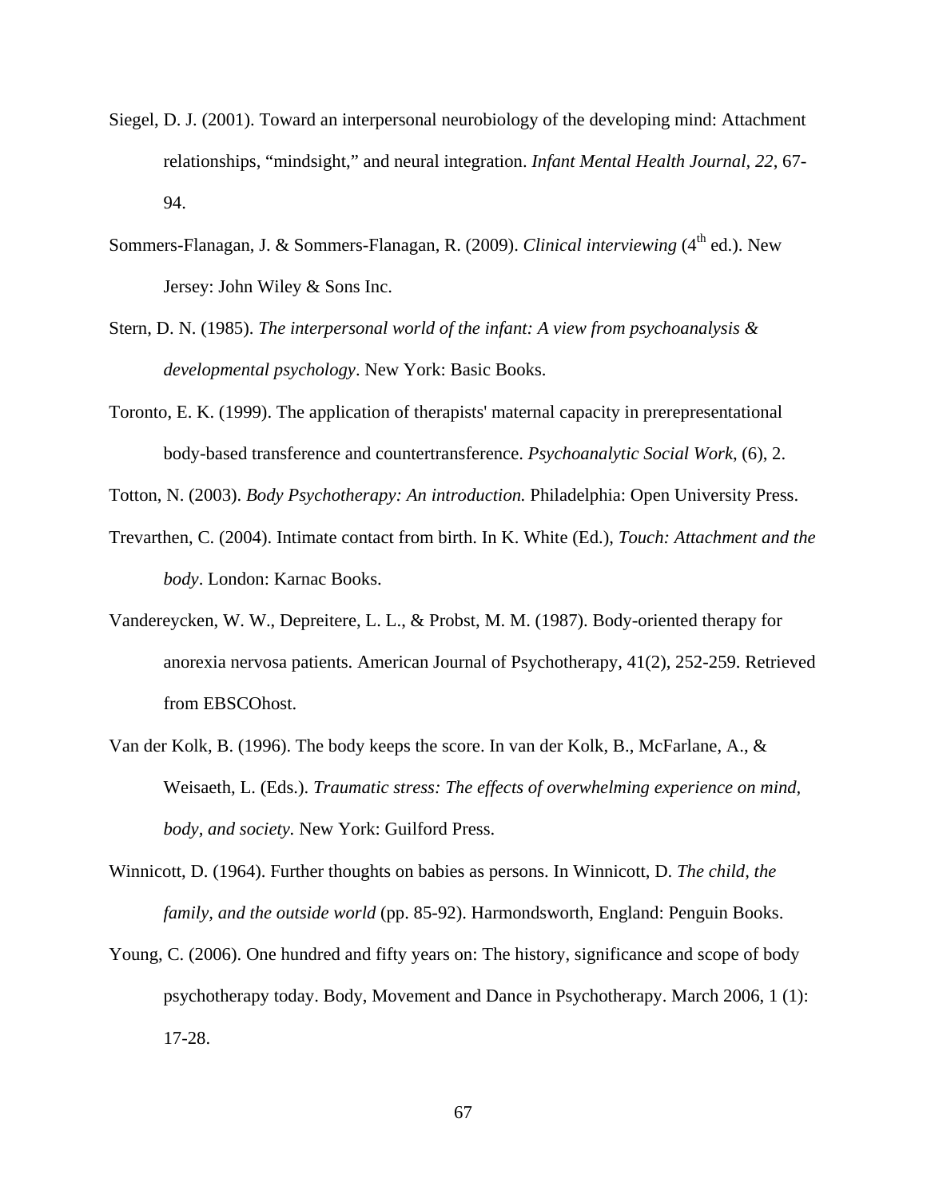Siegel, D. J. (2001). Toward an interpersonal neurobiology of the developing mind: Attachment relationships, "mindsight," and neural integration. *Infant Mental Health Journal, 22*, 67-94.

Sommers-Flanagan, J. & Sommers-Flanagan, R. (2009). *Clinical interviewing* (4th ed.). New Jersey: John Wiley & Sons Inc.

Stern, D. N. (1985). *The interpersonal world of the infant: A view from psychoanalysis & developmental psychology*. New York: Basic Books.

Toronto, E. K. (1999). The application of therapists' maternal capacity in prerepresentational body-based transference and countertransference. *Psychoanalytic Social Work*, (6), 2.

Totton, N. (2003). *Body Psychotherapy: An introduction.* Philadelphia: Open University Press.

Trevarthen, C. (2004). Intimate contact from birth. In K. White (Ed.), *Touch: Attachment and the body*. London: Karnac Books.

Vandereycken, W. W., Depreitere, L. L., & Probst, M. M. (1987). Body-oriented therapy for anorexia nervosa patients. American Journal of Psychotherapy, 41(2), 252-259. Retrieved from EBSCOhost.

Van der Kolk, B. (1996). The body keeps the score. In van der Kolk, B., McFarlane, A., & Weisaeth, L. (Eds.). *Traumatic stress: The effects of overwhelming experience on mind, body, and society.* New York: Guilford Press.

Winnicott, D. (1964). Further thoughts on babies as persons. In Winnicott, D. *The child, the family, and the outside world* (pp. 85-92). Harmondsworth, England: Penguin Books.

Young, C. (2006). One hundred and fifty years on: The history, significance and scope of body psychotherapy today. Body, Movement and Dance in Psychotherapy. March 2006, 1 (1): 17-28.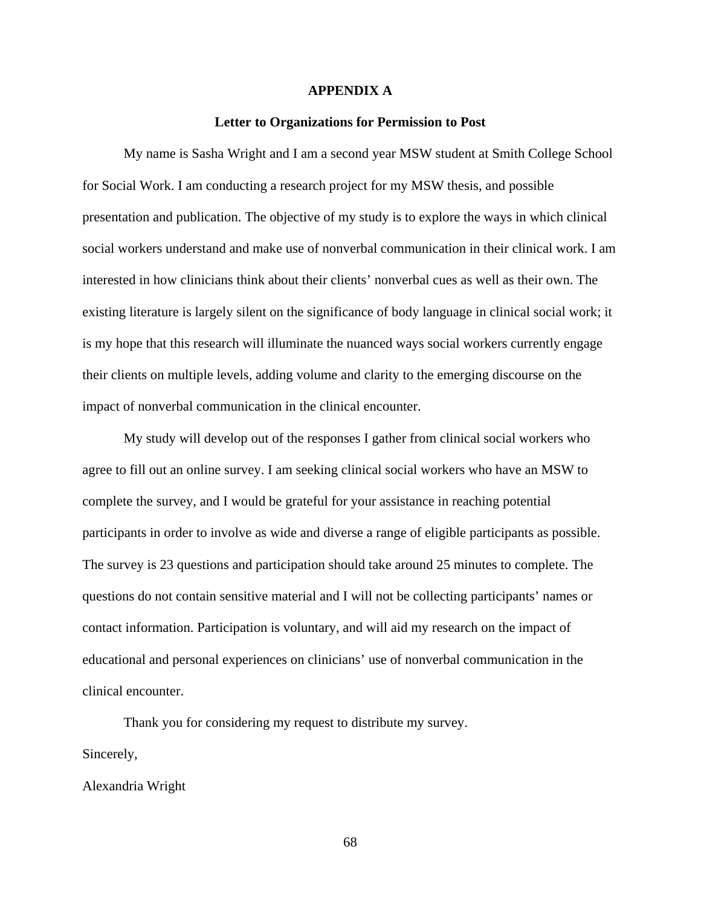# APPENDIX A

## Letter to Organizations for Permission to Post

My name is Sasha Wright and I am a second year MSW student at Smith College School for Social Work. I am conducting a research project for my MSW thesis, and possible presentation and publication. The objective of my study is to explore the ways in which clinical social workers understand and make use of nonverbal communication in their clinical work. I am interested in how clinicians think about their clients' nonverbal cues as well as their own. The existing literature is largely silent on the significance of body language in clinical social work; it is my hope that this research will illuminate the nuanced ways social workers currently engage their clients on multiple levels, adding volume and clarity to the emerging discourse on the impact of nonverbal communication in the clinical encounter.

My study will develop out of the responses I gather from clinical social workers who agree to fill out an online survey. I am seeking clinical social workers who have an MSW to complete the survey, and I would be grateful for your assistance in reaching potential participants in order to involve as wide and diverse a range of eligible participants as possible. The survey is 23 questions and participation should take around 25 minutes to complete. The questions do not contain sensitive material and I will not be collecting participants' names or contact information. Participation is voluntary, and will aid my research on the impact of educational and personal experiences on clinicians' use of nonverbal communication in the clinical encounter.

Thank you for considering my request to distribute my survey.

Sincerely,

Alexandria Wright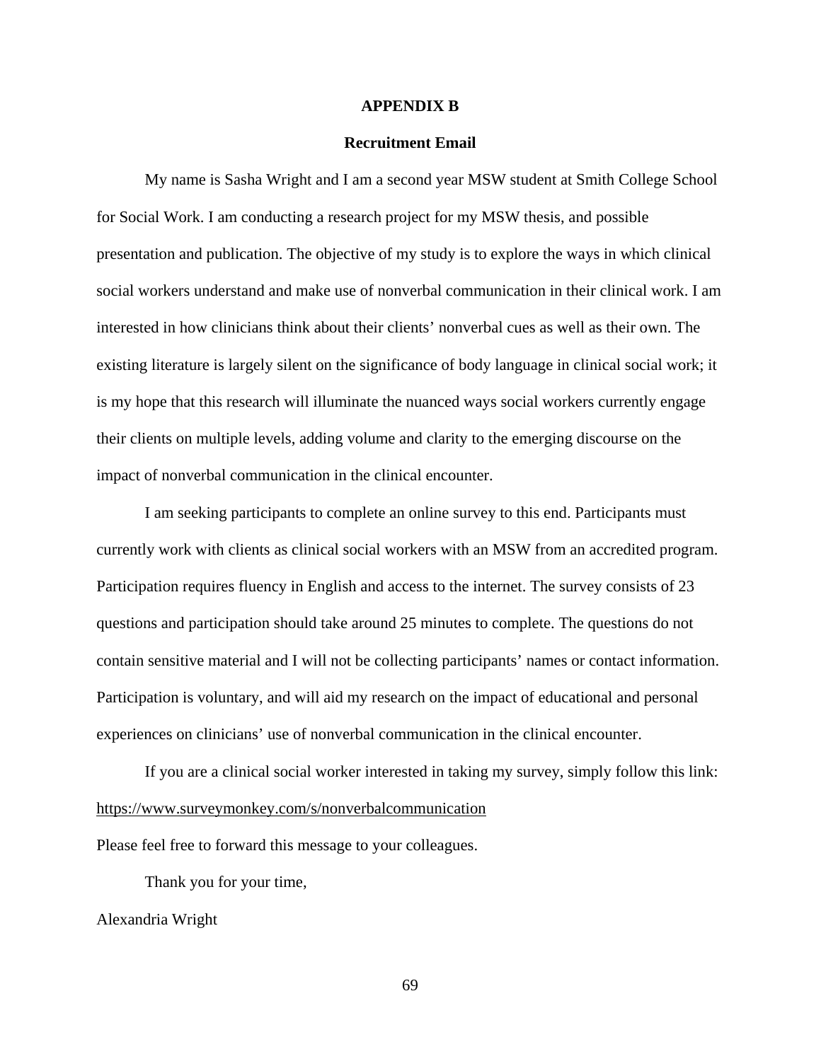# APPENDIX B

## Recruitment Email

My name is Sasha Wright and I am a second year MSW student at Smith College School for Social Work. I am conducting a research project for my MSW thesis, and possible presentation and publication. The objective of my study is to explore the ways in which clinical social workers understand and make use of nonverbal communication in their clinical work. I am interested in how clinicians think about their clients' nonverbal cues as well as their own. The existing literature is largely silent on the significance of body language in clinical social work; it is my hope that this research will illuminate the nuanced ways social workers currently engage their clients on multiple levels, adding volume and clarity to the emerging discourse on the impact of nonverbal communication in the clinical encounter.

I am seeking participants to complete an online survey to this end. Participants must currently work with clients as clinical social workers with an MSW from an accredited program. Participation requires fluency in English and access to the internet. The survey consists of 23 questions and participation should take around 25 minutes to complete. The questions do not contain sensitive material and I will not be collecting participants' names or contact information. Participation is voluntary, and will aid my research on the impact of educational and personal experiences on clinicians' use of nonverbal communication in the clinical encounter.

If you are a clinical social worker interested in taking my survey, simply follow this link: https://www.surveymonkey.com/s/nonverbalcommunication

Please feel free to forward this message to your colleagues.

Thank you for your time,

Alexandria Wright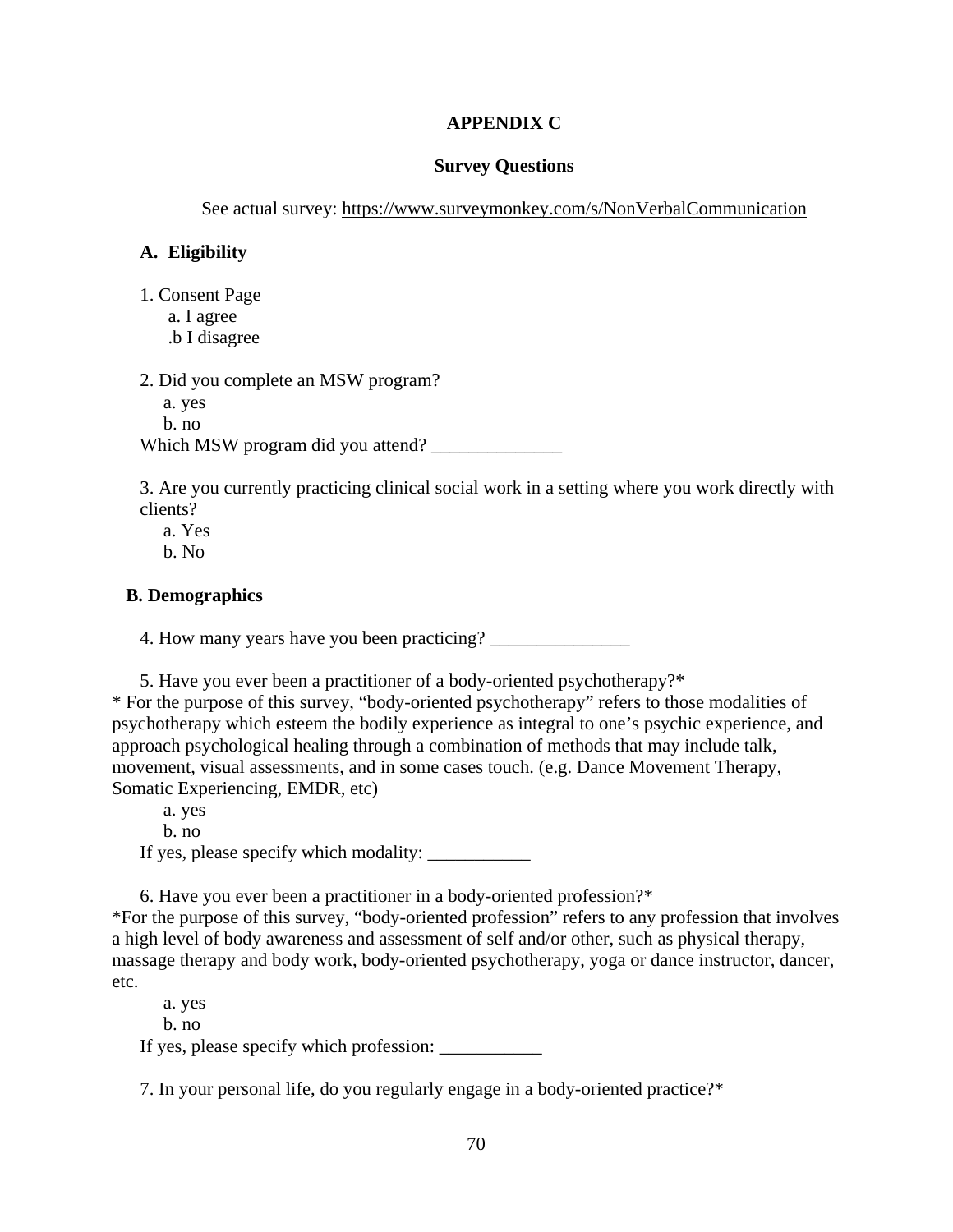**APPENDIX C**

**Survey Questions**

See actual survey: https://www.surveymonkey.com/s/NonVerbalCommunication

**A. Eligibility**

1. Consent Page
   a. I agree
   .b I disagree

2. Did you complete an MSW program?
   a. yes
   b. no
   Which MSW program did you attend? ______________

3. Are you currently practicing clinical social work in a setting where you work directly with clients?
   a. Yes
   b. No

**B. Demographics**

4. How many years have you been practicing? _______________

5. Have you ever been a practitioner of a body-oriented psychotherapy?*

* For the purpose of this survey, "body-oriented psychotherapy" refers to those modalities of psychotherapy which esteem the bodily experience as integral to one's psychic experience, and approach psychological healing through a combination of methods that may include talk, movement, visual assessments, and in some cases touch. (e.g. Dance Movement Therapy, Somatic Experiencing, EMDR, etc)

   a. yes
   b. no
   If yes, please specify which modality: ___________

6. Have you ever been a practitioner in a body-oriented profession?*

*For the purpose of this survey, "body-oriented profession" refers to any profession that involves a high level of body awareness and assessment of self and/or other, such as physical therapy, massage therapy and body work, body-oriented psychotherapy, yoga or dance instructor, dancer, etc.

   a. yes
   b. no
   If yes, please specify which profession: ___________

7. In your personal life, do you regularly engage in a body-oriented practice?*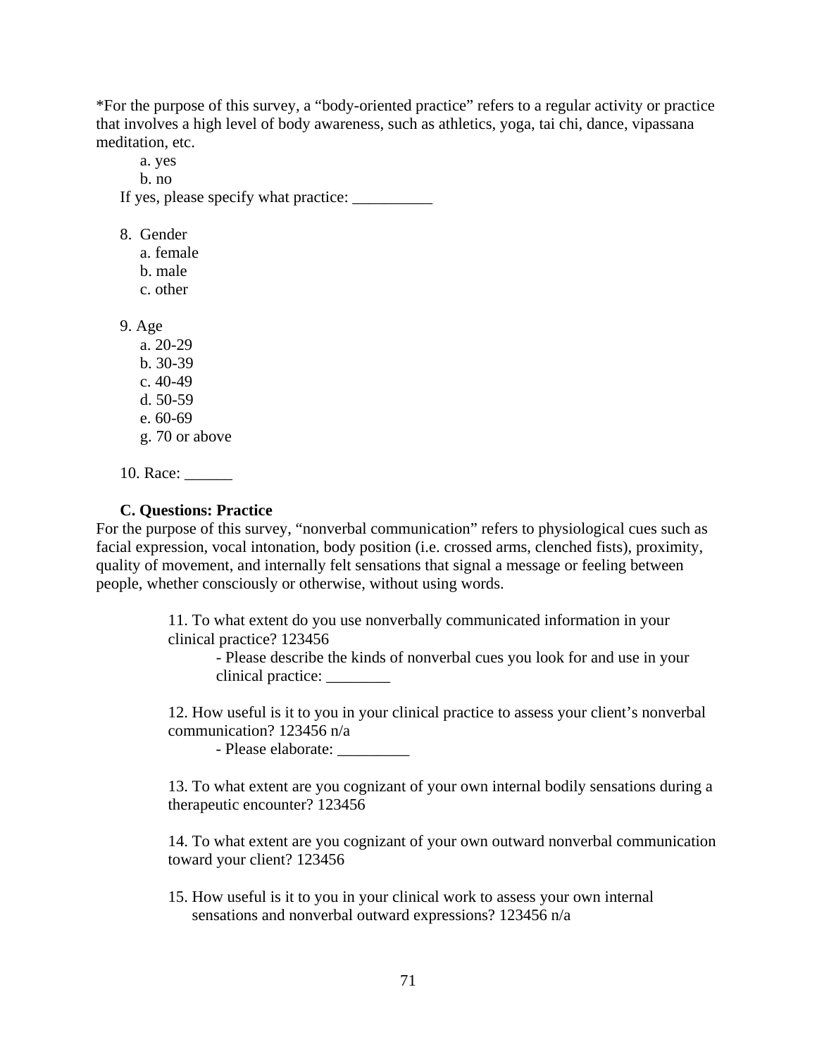*For the purpose of this survey, a "body-oriented practice" refers to a regular activity or practice that involves a high level of body awareness, such as athletics, yoga, tai chi, dance, vipassana meditation, etc.

a. yes
b. no

If yes, please specify what practice: __________

8. Gender
   a. female
   b. male
   c. other

9. Age
   a. 20-29
   b. 30-39
   c. 40-49
   d. 50-59
   e. 60-69
   g. 70 or above

10. Race: ______

**C. Questions: Practice**

For the purpose of this survey, "nonverbal communication" refers to physiological cues such as facial expression, vocal intonation, body position (i.e. crossed arms, clenched fists), proximity, quality of movement, and internally felt sensations that signal a message or feeling between people, whether consciously or otherwise, without using words.

11. To what extent do you use nonverbally communicated information in your clinical practice? 123456
    - Please describe the kinds of nonverbal cues you look for and use in your clinical practice: ________

12. How useful is it to you in your clinical practice to assess your client's nonverbal communication? 123456 n/a
    - Please elaborate: _________

13. To what extent are you cognizant of your own internal bodily sensations during a therapeutic encounter? 123456

14. To what extent are you cognizant of your own outward nonverbal communication toward your client? 123456

15. How useful is it to you in your clinical work to assess your own internal sensations and nonverbal outward expressions? 123456 n/a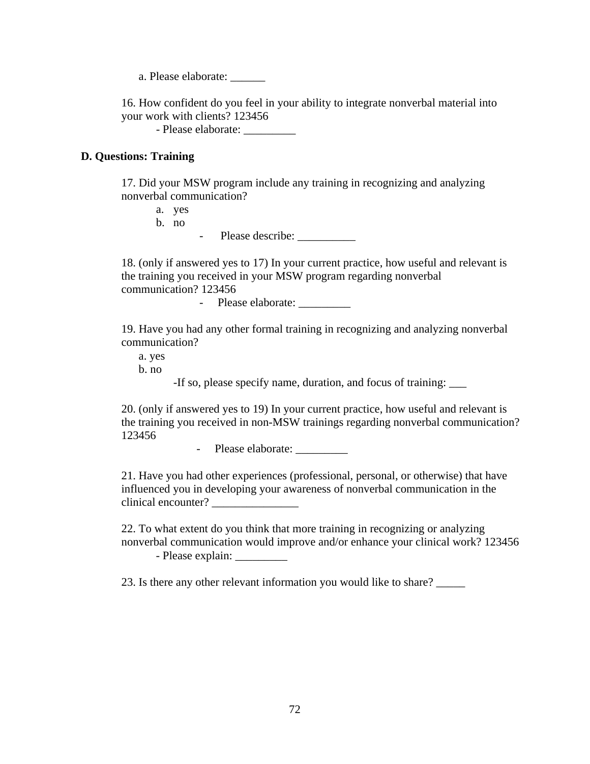a. Please elaborate: ______

16. How confident do you feel in your ability to integrate nonverbal material into your work with clients? 123456
    - Please elaborate: _________

**D. Questions: Training**

17. Did your MSW program include any training in recognizing and analyzing nonverbal communication?
    a. yes
    b. no
        - Please describe: __________

18. (only if answered yes to 17) In your current practice, how useful and relevant is the training you received in your MSW program regarding nonverbal communication? 123456
        - Please elaborate: _________

19. Have you had any other formal training in recognizing and analyzing nonverbal communication?
    a. yes
    b. no
        -If so, please specify name, duration, and focus of training: ___

20. (only if answered yes to 19) In your current practice, how useful and relevant is the training you received in non-MSW trainings regarding nonverbal communication? 123456
        - Please elaborate: _________

21. Have you had other experiences (professional, personal, or otherwise) that have influenced you in developing your awareness of nonverbal communication in the clinical encounter? _______________

22. To what extent do you think that more training in recognizing or analyzing nonverbal communication would improve and/or enhance your clinical work? 123456
    - Please explain: _________

23. Is there any other relevant information you would like to share? _____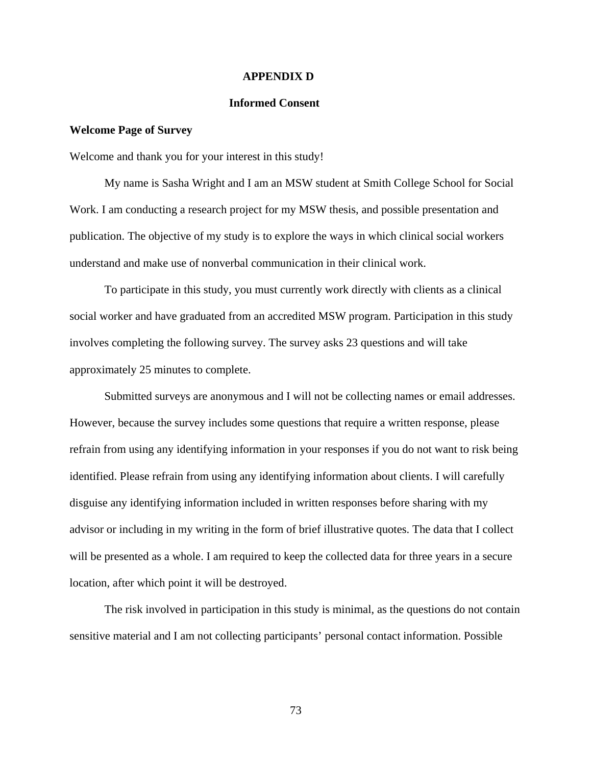# APPENDIX D

## Informed Consent

### Welcome Page of Survey

Welcome and thank you for your interest in this study!

My name is Sasha Wright and I am an MSW student at Smith College School for Social Work. I am conducting a research project for my MSW thesis, and possible presentation and publication. The objective of my study is to explore the ways in which clinical social workers understand and make use of nonverbal communication in their clinical work.

To participate in this study, you must currently work directly with clients as a clinical social worker and have graduated from an accredited MSW program. Participation in this study involves completing the following survey. The survey asks 23 questions and will take approximately 25 minutes to complete.

Submitted surveys are anonymous and I will not be collecting names or email addresses. However, because the survey includes some questions that require a written response, please refrain from using any identifying information in your responses if you do not want to risk being identified. Please refrain from using any identifying information about clients. I will carefully disguise any identifying information included in written responses before sharing with my advisor or including in my writing in the form of brief illustrative quotes. The data that I collect will be presented as a whole. I am required to keep the collected data for three years in a secure location, after which point it will be destroyed.

The risk involved in participation in this study is minimal, as the questions do not contain sensitive material and I am not collecting participants' personal contact information. Possible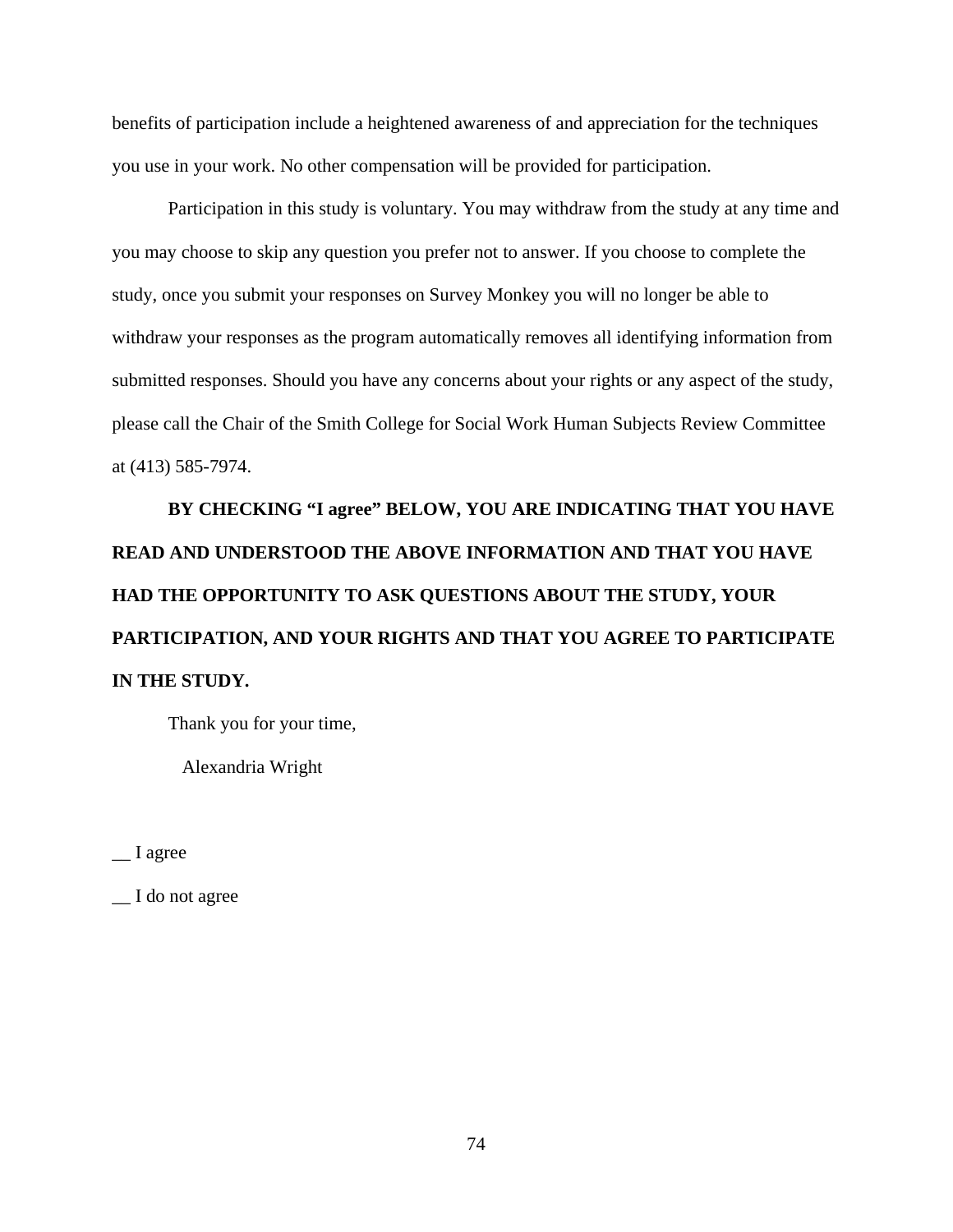benefits of participation include a heightened awareness of and appreciation for the techniques you use in your work. No other compensation will be provided for participation.

Participation in this study is voluntary. You may withdraw from the study at any time and you may choose to skip any question you prefer not to answer. If you choose to complete the study, once you submit your responses on Survey Monkey you will no longer be able to withdraw your responses as the program automatically removes all identifying information from submitted responses. Should you have any concerns about your rights or any aspect of the study, please call the Chair of the Smith College for Social Work Human Subjects Review Committee at (413) 585-7974.

**BY CHECKING "I agree" BELOW, YOU ARE INDICATING THAT YOU HAVE READ AND UNDERSTOOD THE ABOVE INFORMATION AND THAT YOU HAVE HAD THE OPPORTUNITY TO ASK QUESTIONS ABOUT THE STUDY, YOUR PARTICIPATION, AND YOUR RIGHTS AND THAT YOU AGREE TO PARTICIPATE IN THE STUDY.**

Thank you for your time,

Alexandria Wright

__ I agree

__ I do not agree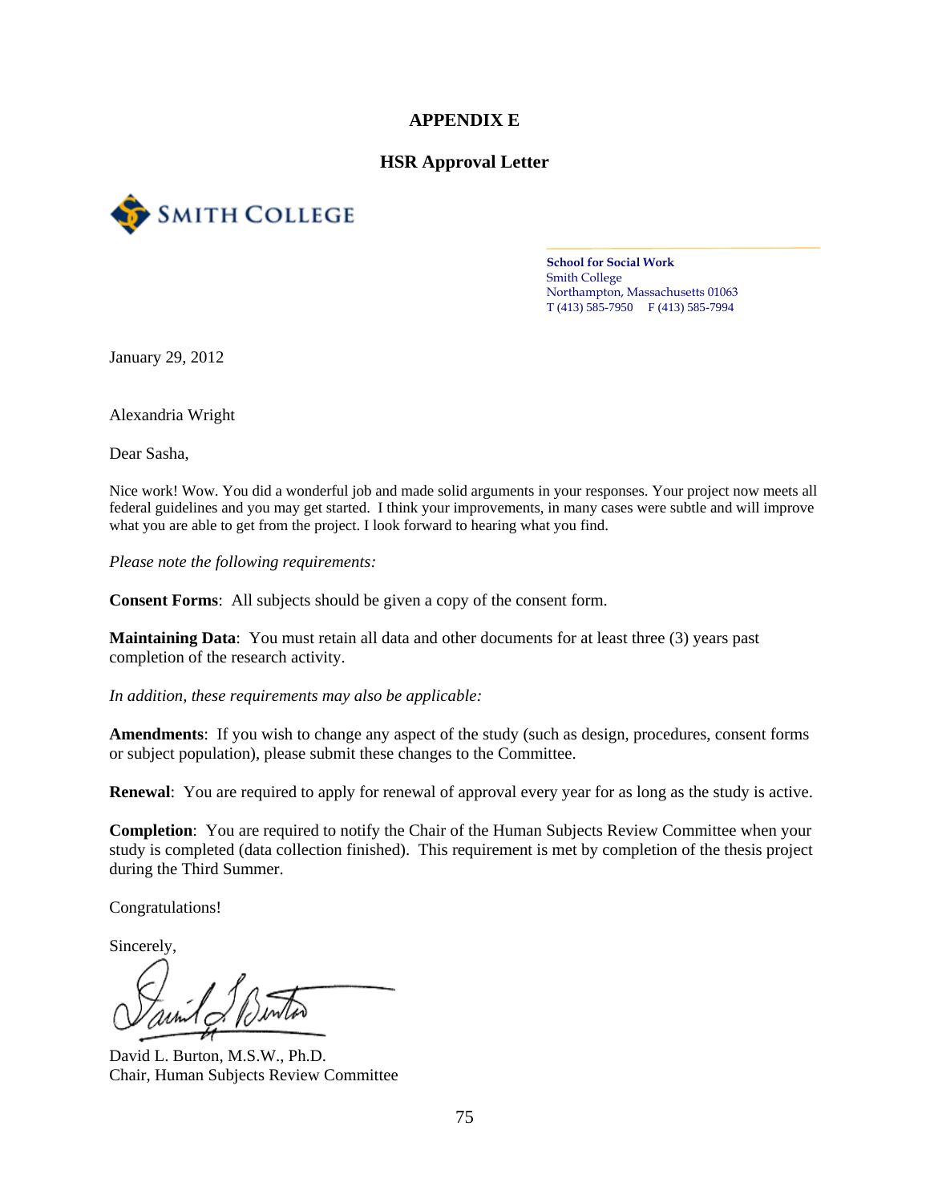# APPENDIX E

## HSR Approval Letter

SMITH COLLEGE

**School for Social Work**
Smith College
Northampton, Massachusetts 01063
T (413) 585-7950 F (413) 585-7994

January 29, 2012

Alexandria Wright

Dear Sasha,

Nice work! Wow. You did a wonderful job and made solid arguments in your responses. Your project now meets all federal guidelines and you may get started. I think your improvements, in many cases were subtle and will improve what you are able to get from the project. I look forward to hearing what you find.

*Please note the following requirements:*

**Consent Forms**: All subjects should be given a copy of the consent form.

**Maintaining Data**: You must retain all data and other documents for at least three (3) years past completion of the research activity.

*In addition, these requirements may also be applicable:*

**Amendments**: If you wish to change any aspect of the study (such as design, procedures, consent forms or subject population), please submit these changes to the Committee.

**Renewal**: You are required to apply for renewal of approval every year for as long as the study is active.

**Completion**: You are required to notify the Chair of the Human Subjects Review Committee when your study is completed (data collection finished). This requirement is met by completion of the thesis project during the Third Summer.

Congratulations!

Sincerely,

David L. Burton, M.S.W., Ph.D.
Chair, Human Subjects Review Committee